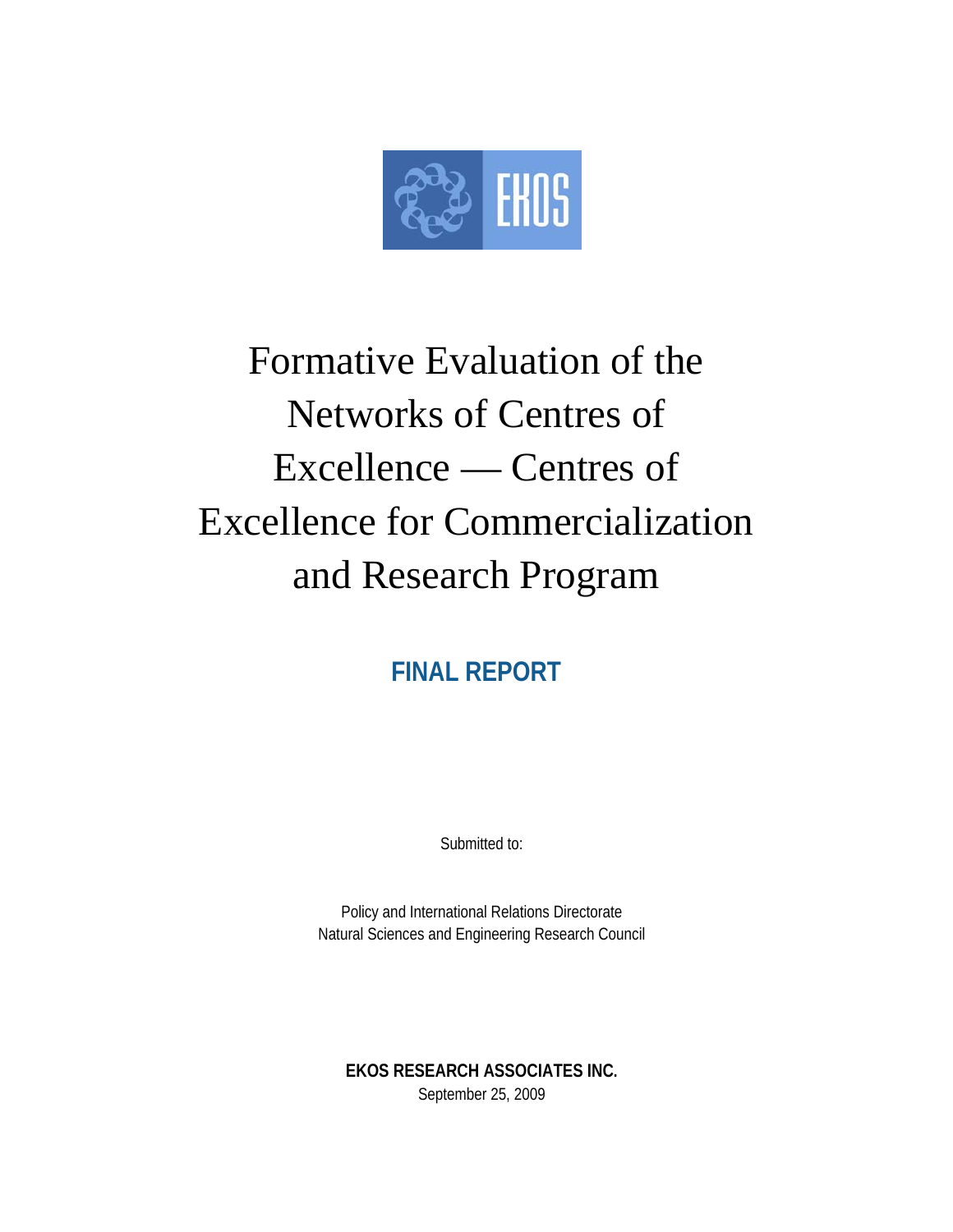EKOS

# Formative Evaluation of the Networks of Centres of Excellence — Centres of Excellence for Commercialization and Research Program

## FINAL REPORT

Submitted to:

Policy and International Relations Directorate
Natural Sciences and Engineering Research Council

**EKOS RESEARCH ASSOCIATES INC.**
September 25, 2009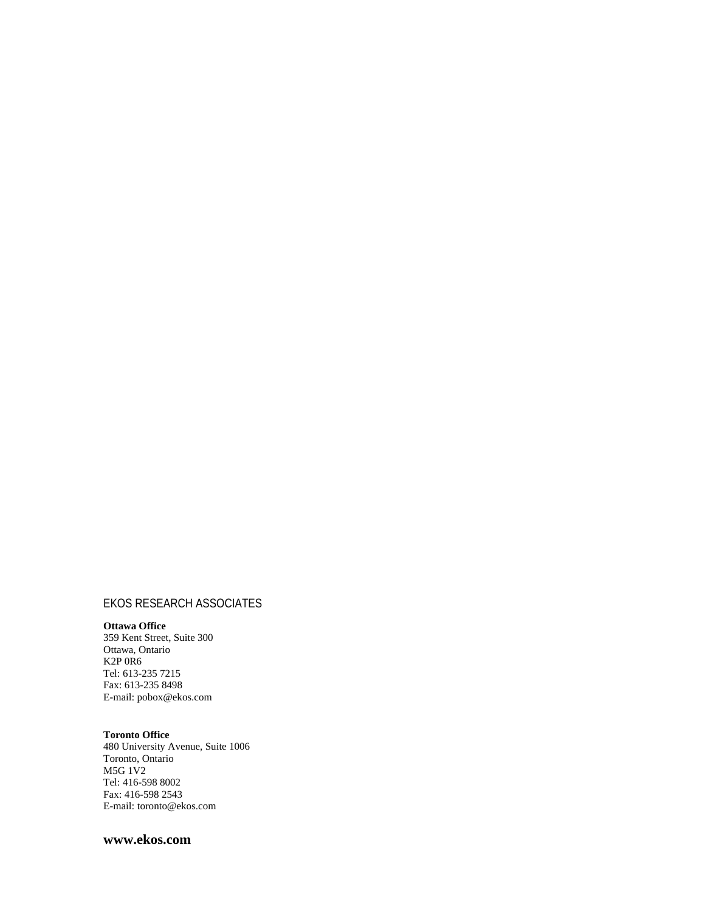EKOS RESEARCH ASSOCIATES

**Ottawa Office**
359 Kent Street, Suite 300
Ottawa, Ontario
K2P 0R6
Tel: 613-235 7215
Fax: 613-235 8498
E-mail: pobox@ekos.com

**Toronto Office**
480 University Avenue, Suite 1006
Toronto, Ontario
M5G 1V2
Tel: 416-598 8002
Fax: 416-598 2543
E-mail: toronto@ekos.com

**www.ekos.com**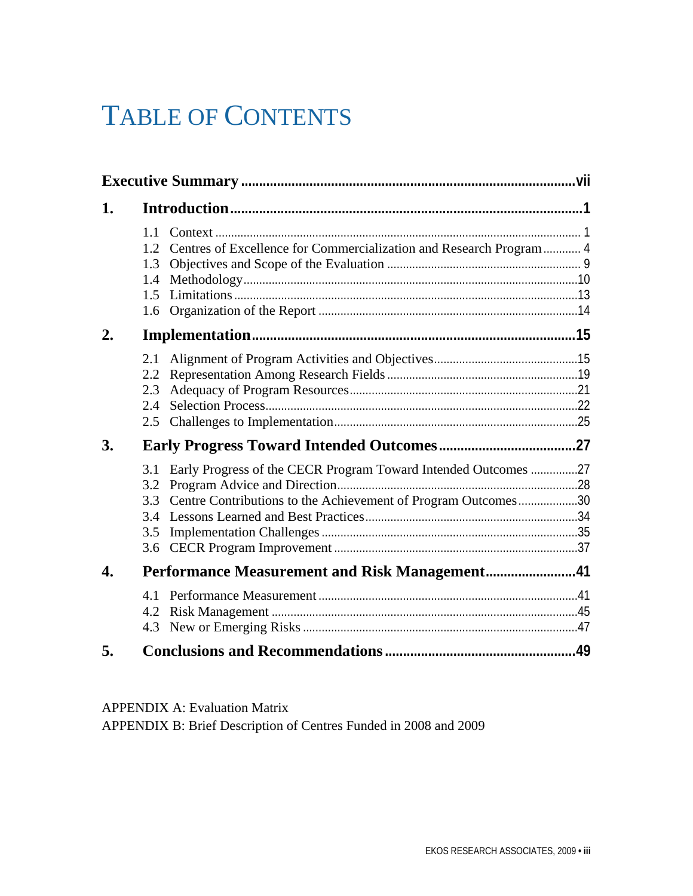# TABLE OF CONTENTS

**Executive Summary** .......... **vii**

**1. Introduction** .......... **1**

- 1.1 Context .......... 1
- 1.2 Centres of Excellence for Commercialization and Research Program .......... 4
- 1.3 Objectives and Scope of the Evaluation .......... 9
- 1.4 Methodology .......... 10
- 1.5 Limitations .......... 13
- 1.6 Organization of the Report .......... 14

**2. Implementation** .......... **15**

- 2.1 Alignment of Program Activities and Objectives .......... 15
- 2.2 Representation Among Research Fields .......... 19
- 2.3 Adequacy of Program Resources .......... 21
- 2.4 Selection Process .......... 22
- 2.5 Challenges to Implementation .......... 25

**3. Early Progress Toward Intended Outcomes** .......... **27**

- 3.1 Early Progress of the CECR Program Toward Intended Outcomes .......... 27
- 3.2 Program Advice and Direction .......... 28
- 3.3 Centre Contributions to the Achievement of Program Outcomes .......... 30
- 3.4 Lessons Learned and Best Practices .......... 34
- 3.5 Implementation Challenges .......... 35
- 3.6 CECR Program Improvement .......... 37

**4. Performance Measurement and Risk Management** .......... **41**

- 4.1 Performance Measurement .......... 41
- 4.2 Risk Management .......... 45
- 4.3 New or Emerging Risks .......... 47

**5. Conclusions and Recommendations** .......... **49**

APPENDIX A: Evaluation Matrix

APPENDIX B: Brief Description of Centres Funded in 2008 and 2009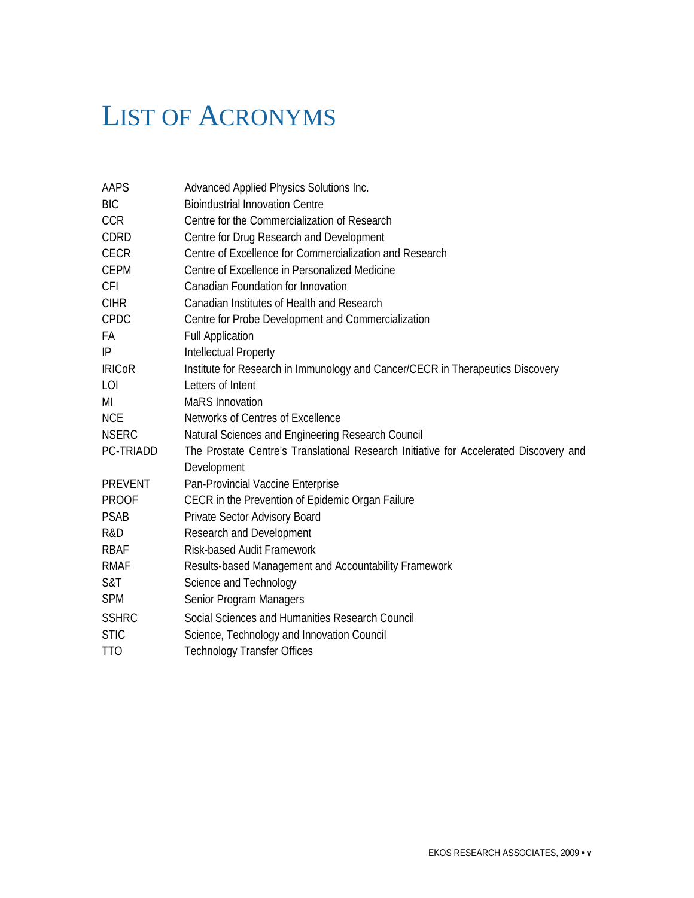# List of Acronyms

| | |
|---|---|
| AAPS | Advanced Applied Physics Solutions Inc. |
| BIC | Bioindustrial Innovation Centre |
| CCR | Centre for the Commercialization of Research |
| CDRD | Centre for Drug Research and Development |
| CECR | Centre of Excellence for Commercialization and Research |
| CEPM | Centre of Excellence in Personalized Medicine |
| CFI | Canadian Foundation for Innovation |
| CIHR | Canadian Institutes of Health and Research |
| CPDC | Centre for Probe Development and Commercialization |
| FA | Full Application |
| IP | Intellectual Property |
| IRICoR | Institute for Research in Immunology and Cancer/CECR in Therapeutics Discovery |
| LOI | Letters of Intent |
| MI | MaRS Innovation |
| NCE | Networks of Centres of Excellence |
| NSERC | Natural Sciences and Engineering Research Council |
| PC-TRIADD | The Prostate Centre's Translational Research Initiative for Accelerated Discovery and Development |
| PREVENT | Pan-Provincial Vaccine Enterprise |
| PROOF | CECR in the Prevention of Epidemic Organ Failure |
| PSAB | Private Sector Advisory Board |
| R&D | Research and Development |
| RBAF | Risk-based Audit Framework |
| RMAF | Results-based Management and Accountability Framework |
| S&T | Science and Technology |
| SPM | Senior Program Managers |
| SSHRC | Social Sciences and Humanities Research Council |
| STIC | Science, Technology and Innovation Council |
| TTO | Technology Transfer Offices |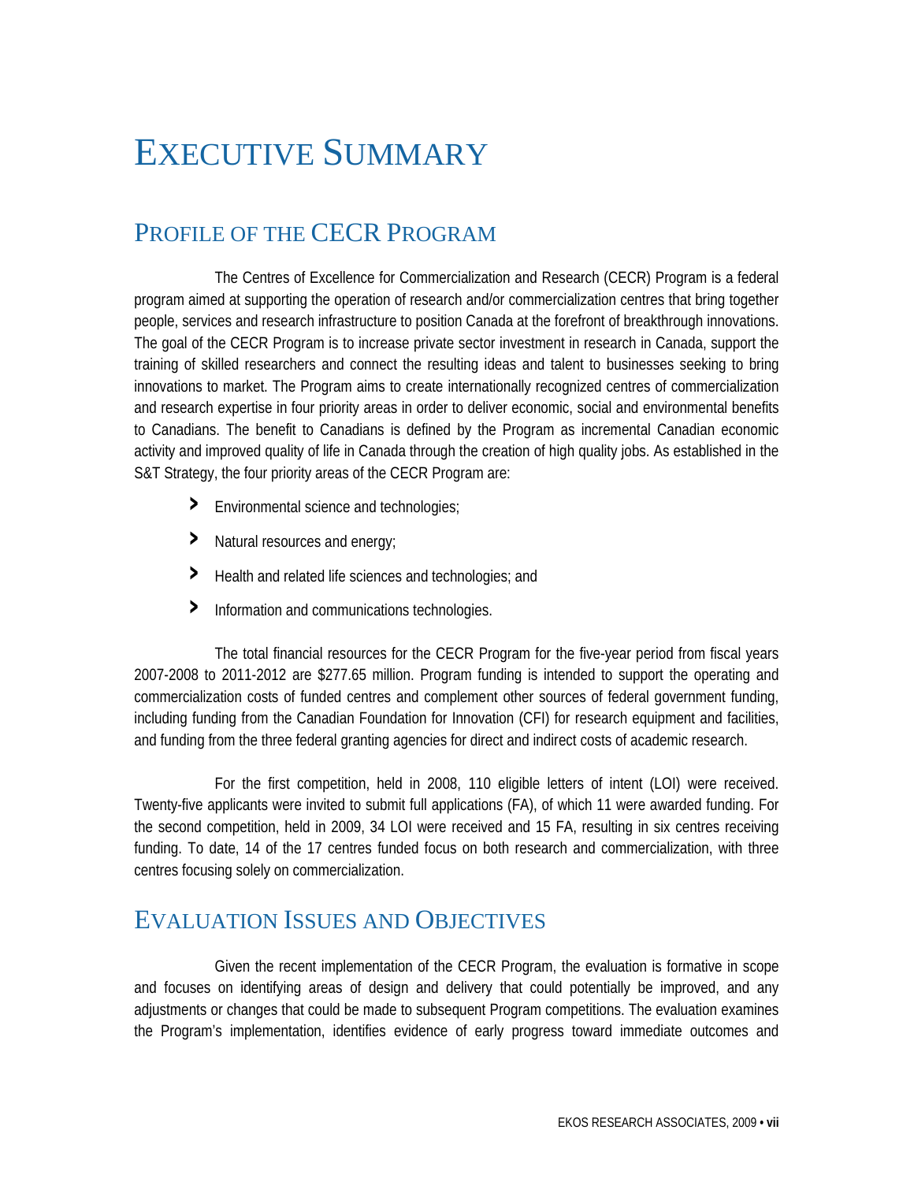# EXECUTIVE SUMMARY

## PROFILE OF THE CECR PROGRAM

The Centres of Excellence for Commercialization and Research (CECR) Program is a federal program aimed at supporting the operation of research and/or commercialization centres that bring together people, services and research infrastructure to position Canada at the forefront of breakthrough innovations. The goal of the CECR Program is to increase private sector investment in research in Canada, support the training of skilled researchers and connect the resulting ideas and talent to businesses seeking to bring innovations to market. The Program aims to create internationally recognized centres of commercialization and research expertise in four priority areas in order to deliver economic, social and environmental benefits to Canadians. The benefit to Canadians is defined by the Program as incremental Canadian economic activity and improved quality of life in Canada through the creation of high quality jobs. As established in the S&T Strategy, the four priority areas of the CECR Program are:

- Environmental science and technologies;
- Natural resources and energy;
- Health and related life sciences and technologies; and
- Information and communications technologies.

The total financial resources for the CECR Program for the five-year period from fiscal years 2007-2008 to 2011-2012 are $277.65 million. Program funding is intended to support the operating and commercialization costs of funded centres and complement other sources of federal government funding, including funding from the Canadian Foundation for Innovation (CFI) for research equipment and facilities, and funding from the three federal granting agencies for direct and indirect costs of academic research.

For the first competition, held in 2008, 110 eligible letters of intent (LOI) were received. Twenty-five applicants were invited to submit full applications (FA), of which 11 were awarded funding. For the second competition, held in 2009, 34 LOI were received and 15 FA, resulting in six centres receiving funding. To date, 14 of the 17 centres funded focus on both research and commercialization, with three centres focusing solely on commercialization.

## EVALUATION ISSUES AND OBJECTIVES

Given the recent implementation of the CECR Program, the evaluation is formative in scope and focuses on identifying areas of design and delivery that could potentially be improved, and any adjustments or changes that could be made to subsequent Program competitions. The evaluation examines the Program's implementation, identifies evidence of early progress toward immediate outcomes and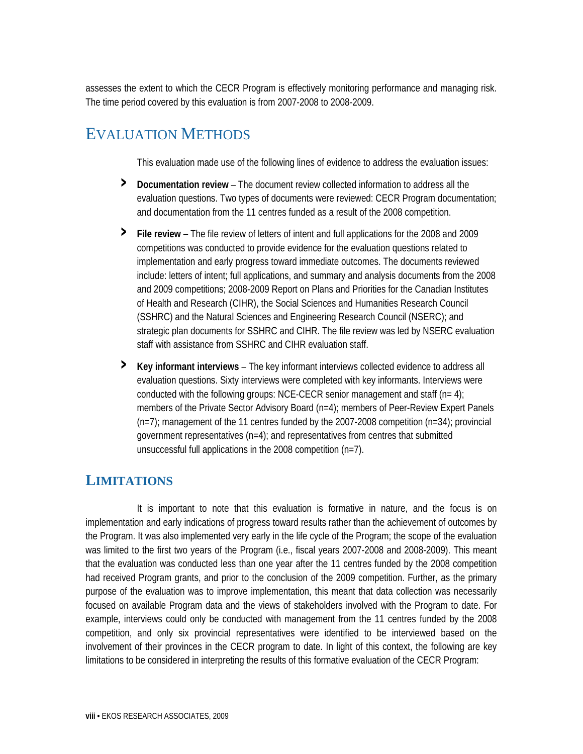assesses the extent to which the CECR Program is effectively monitoring performance and managing risk. The time period covered by this evaluation is from 2007-2008 to 2008-2009.

## EVALUATION METHODS

This evaluation made use of the following lines of evidence to address the evaluation issues:

- **Documentation review** – The document review collected information to address all the evaluation questions. Two types of documents were reviewed: CECR Program documentation; and documentation from the 11 centres funded as a result of the 2008 competition.
- **File review** – The file review of letters of intent and full applications for the 2008 and 2009 competitions was conducted to provide evidence for the evaluation questions related to implementation and early progress toward immediate outcomes. The documents reviewed include: letters of intent; full applications, and summary and analysis documents from the 2008 and 2009 competitions; 2008-2009 Report on Plans and Priorities for the Canadian Institutes of Health and Research (CIHR), the Social Sciences and Humanities Research Council (SSHRC) and the Natural Sciences and Engineering Research Council (NSERC); and strategic plan documents for SSHRC and CIHR. The file review was led by NSERC evaluation staff with assistance from SSHRC and CIHR evaluation staff.
- **Key informant interviews** – The key informant interviews collected evidence to address all evaluation questions. Sixty interviews were completed with key informants. Interviews were conducted with the following groups: NCE-CECR senior management and staff (n= 4); members of the Private Sector Advisory Board (n=4); members of Peer-Review Expert Panels (n=7); management of the 11 centres funded by the 2007-2008 competition (n=34); provincial government representatives (n=4); and representatives from centres that submitted unsuccessful full applications in the 2008 competition (n=7).

## LIMITATIONS

It is important to note that this evaluation is formative in nature, and the focus is on implementation and early indications of progress toward results rather than the achievement of outcomes by the Program. It was also implemented very early in the life cycle of the Program; the scope of the evaluation was limited to the first two years of the Program (i.e., fiscal years 2007-2008 and 2008-2009). This meant that the evaluation was conducted less than one year after the 11 centres funded by the 2008 competition had received Program grants, and prior to the conclusion of the 2009 competition. Further, as the primary purpose of the evaluation was to improve implementation, this meant that data collection was necessarily focused on available Program data and the views of stakeholders involved with the Program to date. For example, interviews could only be conducted with management from the 11 centres funded by the 2008 competition, and only six provincial representatives were identified to be interviewed based on the involvement of their provinces in the CECR program to date. In light of this context, the following are key limitations to be considered in interpreting the results of this formative evaluation of the CECR Program: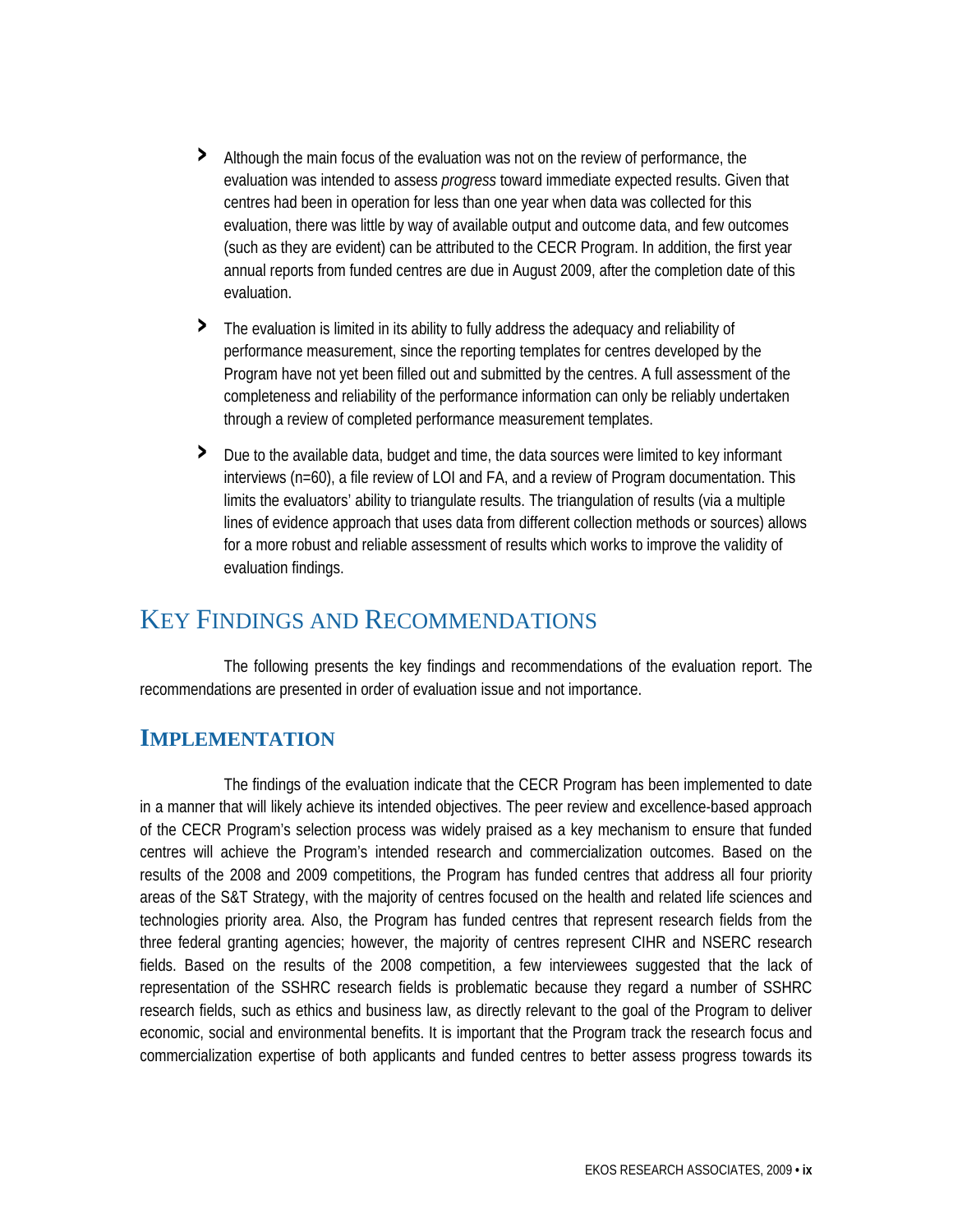- Although the main focus of the evaluation was not on the review of performance, the evaluation was intended to assess *progress* toward immediate expected results. Given that centres had been in operation for less than one year when data was collected for this evaluation, there was little by way of available output and outcome data, and few outcomes (such as they are evident) can be attributed to the CECR Program. In addition, the first year annual reports from funded centres are due in August 2009, after the completion date of this evaluation.
- The evaluation is limited in its ability to fully address the adequacy and reliability of performance measurement, since the reporting templates for centres developed by the Program have not yet been filled out and submitted by the centres. A full assessment of the completeness and reliability of the performance information can only be reliably undertaken through a review of completed performance measurement templates.
- Due to the available data, budget and time, the data sources were limited to key informant interviews (n=60), a file review of LOI and FA, and a review of Program documentation. This limits the evaluators' ability to triangulate results. The triangulation of results (via a multiple lines of evidence approach that uses data from different collection methods or sources) allows for a more robust and reliable assessment of results which works to improve the validity of evaluation findings.

## Key Findings and Recommendations

The following presents the key findings and recommendations of the evaluation report. The recommendations are presented in order of evaluation issue and not importance.

### Implementation

The findings of the evaluation indicate that the CECR Program has been implemented to date in a manner that will likely achieve its intended objectives. The peer review and excellence-based approach of the CECR Program's selection process was widely praised as a key mechanism to ensure that funded centres will achieve the Program's intended research and commercialization outcomes. Based on the results of the 2008 and 2009 competitions, the Program has funded centres that address all four priority areas of the S&T Strategy, with the majority of centres focused on the health and related life sciences and technologies priority area. Also, the Program has funded centres that represent research fields from the three federal granting agencies; however, the majority of centres represent CIHR and NSERC research fields. Based on the results of the 2008 competition, a few interviewees suggested that the lack of representation of the SSHRC research fields is problematic because they regard a number of SSHRC research fields, such as ethics and business law, as directly relevant to the goal of the Program to deliver economic, social and environmental benefits. It is important that the Program track the research focus and commercialization expertise of both applicants and funded centres to better assess progress towards its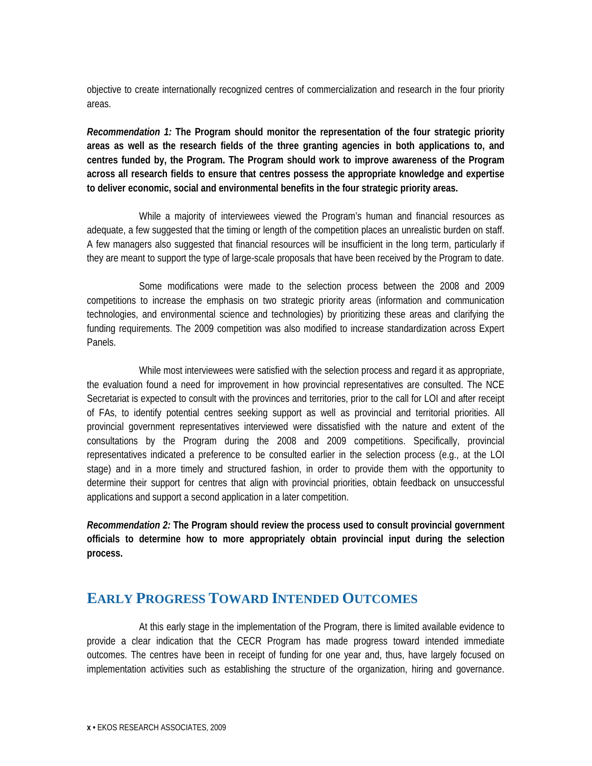objective to create internationally recognized centres of commercialization and research in the four priority areas.

***Recommendation 1:*** **The Program should monitor the representation of the four strategic priority areas as well as the research fields of the three granting agencies in both applications to, and centres funded by, the Program. The Program should work to improve awareness of the Program across all research fields to ensure that centres possess the appropriate knowledge and expertise to deliver economic, social and environmental benefits in the four strategic priority areas.**

While a majority of interviewees viewed the Program's human and financial resources as adequate, a few suggested that the timing or length of the competition places an unrealistic burden on staff. A few managers also suggested that financial resources will be insufficient in the long term, particularly if they are meant to support the type of large-scale proposals that have been received by the Program to date.

Some modifications were made to the selection process between the 2008 and 2009 competitions to increase the emphasis on two strategic priority areas (information and communication technologies, and environmental science and technologies) by prioritizing these areas and clarifying the funding requirements. The 2009 competition was also modified to increase standardization across Expert Panels.

While most interviewees were satisfied with the selection process and regard it as appropriate, the evaluation found a need for improvement in how provincial representatives are consulted. The NCE Secretariat is expected to consult with the provinces and territories, prior to the call for LOI and after receipt of FAs, to identify potential centres seeking support as well as provincial and territorial priorities. All provincial government representatives interviewed were dissatisfied with the nature and extent of the consultations by the Program during the 2008 and 2009 competitions. Specifically, provincial representatives indicated a preference to be consulted earlier in the selection process (e.g., at the LOI stage) and in a more timely and structured fashion, in order to provide them with the opportunity to determine their support for centres that align with provincial priorities, obtain feedback on unsuccessful applications and support a second application in a later competition.

***Recommendation 2:*** **The Program should review the process used to consult provincial government officials to determine how to more appropriately obtain provincial input during the selection process.**

## Early Progress Toward Intended Outcomes

At this early stage in the implementation of the Program, there is limited available evidence to provide a clear indication that the CECR Program has made progress toward intended immediate outcomes. The centres have been in receipt of funding for one year and, thus, have largely focused on implementation activities such as establishing the structure of the organization, hiring and governance.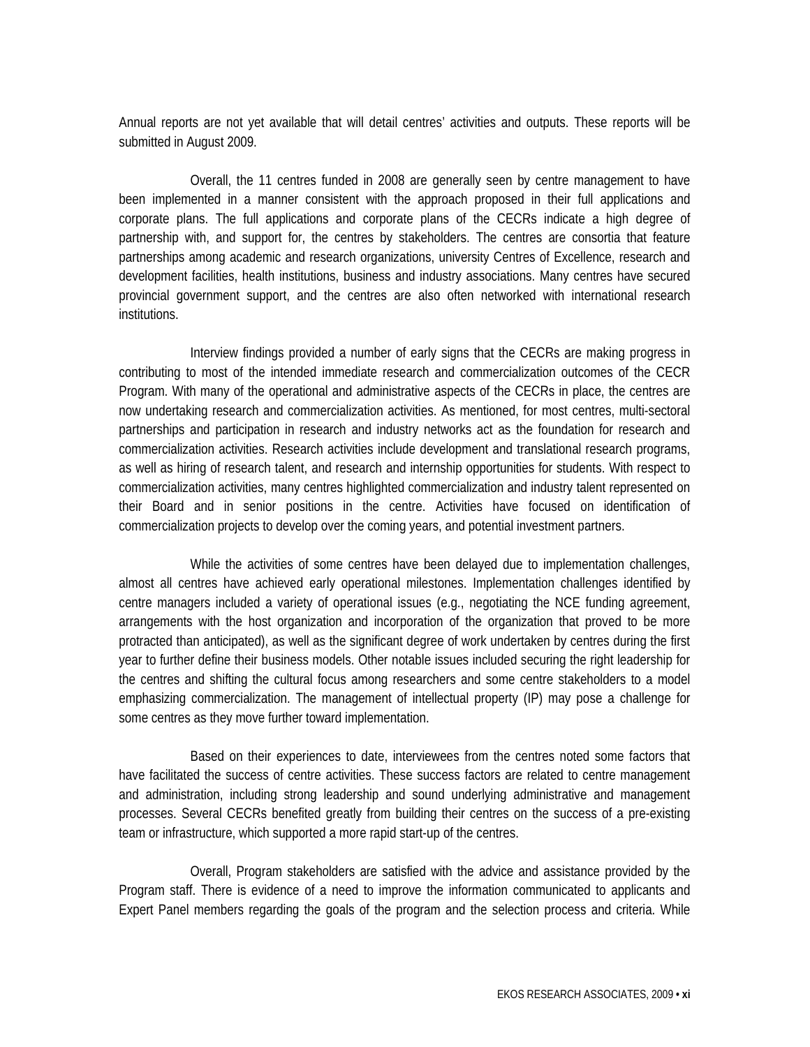Annual reports are not yet available that will detail centres' activities and outputs. These reports will be submitted in August 2009.

Overall, the 11 centres funded in 2008 are generally seen by centre management to have been implemented in a manner consistent with the approach proposed in their full applications and corporate plans. The full applications and corporate plans of the CECRs indicate a high degree of partnership with, and support for, the centres by stakeholders. The centres are consortia that feature partnerships among academic and research organizations, university Centres of Excellence, research and development facilities, health institutions, business and industry associations. Many centres have secured provincial government support, and the centres are also often networked with international research institutions.

Interview findings provided a number of early signs that the CECRs are making progress in contributing to most of the intended immediate research and commercialization outcomes of the CECR Program. With many of the operational and administrative aspects of the CECRs in place, the centres are now undertaking research and commercialization activities. As mentioned, for most centres, multi-sectoral partnerships and participation in research and industry networks act as the foundation for research and commercialization activities. Research activities include development and translational research programs, as well as hiring of research talent, and research and internship opportunities for students. With respect to commercialization activities, many centres highlighted commercialization and industry talent represented on their Board and in senior positions in the centre. Activities have focused on identification of commercialization projects to develop over the coming years, and potential investment partners.

While the activities of some centres have been delayed due to implementation challenges, almost all centres have achieved early operational milestones. Implementation challenges identified by centre managers included a variety of operational issues (e.g., negotiating the NCE funding agreement, arrangements with the host organization and incorporation of the organization that proved to be more protracted than anticipated), as well as the significant degree of work undertaken by centres during the first year to further define their business models. Other notable issues included securing the right leadership for the centres and shifting the cultural focus among researchers and some centre stakeholders to a model emphasizing commercialization. The management of intellectual property (IP) may pose a challenge for some centres as they move further toward implementation.

Based on their experiences to date, interviewees from the centres noted some factors that have facilitated the success of centre activities. These success factors are related to centre management and administration, including strong leadership and sound underlying administrative and management processes. Several CECRs benefited greatly from building their centres on the success of a pre-existing team or infrastructure, which supported a more rapid start-up of the centres.

Overall, Program stakeholders are satisfied with the advice and assistance provided by the Program staff. There is evidence of a need to improve the information communicated to applicants and Expert Panel members regarding the goals of the program and the selection process and criteria. While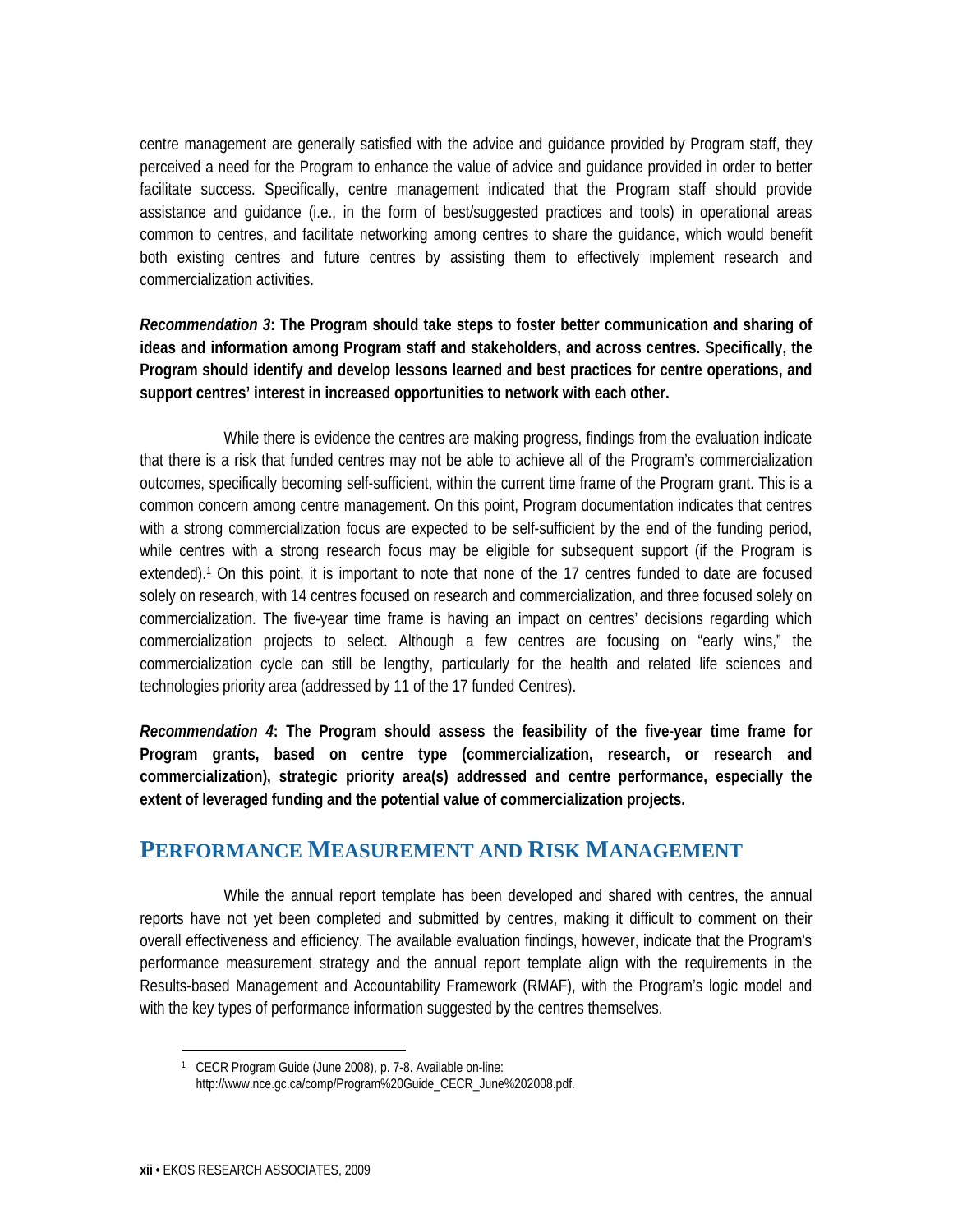centre management are generally satisfied with the advice and guidance provided by Program staff, they perceived a need for the Program to enhance the value of advice and guidance provided in order to better facilitate success. Specifically, centre management indicated that the Program staff should provide assistance and guidance (i.e., in the form of best/suggested practices and tools) in operational areas common to centres, and facilitate networking among centres to share the guidance, which would benefit both existing centres and future centres by assisting them to effectively implement research and commercialization activities.

***Recommendation 3*: The Program should take steps to foster better communication and sharing of ideas and information among Program staff and stakeholders, and across centres. Specifically, the Program should identify and develop lessons learned and best practices for centre operations, and support centres' interest in increased opportunities to network with each other.**

While there is evidence the centres are making progress, findings from the evaluation indicate that there is a risk that funded centres may not be able to achieve all of the Program's commercialization outcomes, specifically becoming self-sufficient, within the current time frame of the Program grant. This is a common concern among centre management. On this point, Program documentation indicates that centres with a strong commercialization focus are expected to be self-sufficient by the end of the funding period, while centres with a strong research focus may be eligible for subsequent support (if the Program is extended).[1] On this point, it is important to note that none of the 17 centres funded to date are focused solely on research, with 14 centres focused on research and commercialization, and three focused solely on commercialization. The five-year time frame is having an impact on centres' decisions regarding which commercialization projects to select. Although a few centres are focusing on "early wins," the commercialization cycle can still be lengthy, particularly for the health and related life sciences and technologies priority area (addressed by 11 of the 17 funded Centres).

***Recommendation 4*: The Program should assess the feasibility of the five-year time frame for Program grants, based on centre type (commercialization, research, or research and commercialization), strategic priority area(s) addressed and centre performance, especially the extent of leveraged funding and the potential value of commercialization projects.**

## Performance Measurement and Risk Management

While the annual report template has been developed and shared with centres, the annual reports have not yet been completed and submitted by centres, making it difficult to comment on their overall effectiveness and efficiency. The available evaluation findings, however, indicate that the Program's performance measurement strategy and the annual report template align with the requirements in the Results-based Management and Accountability Framework (RMAF), with the Program's logic model and with the key types of performance information suggested by the centres themselves.

[1] CECR Program Guide (June 2008), p. 7-8. Available on-line: http://www.nce.gc.ca/comp/Program%20Guide_CECR_June%202008.pdf.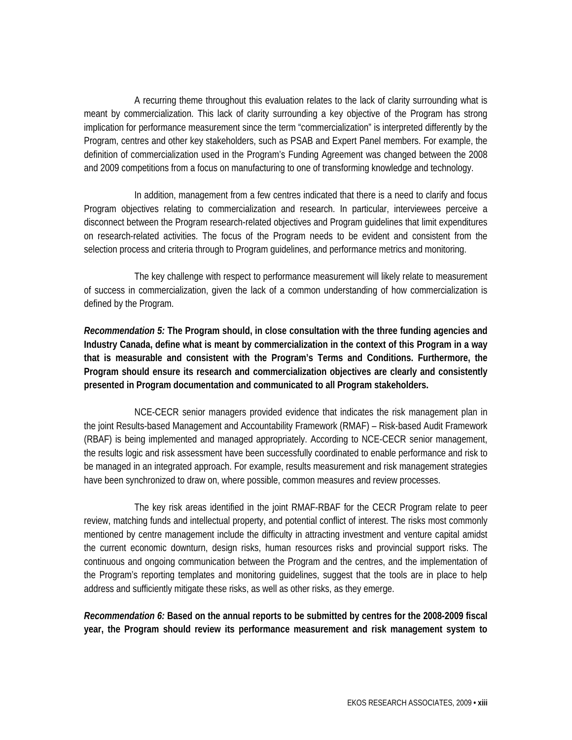A recurring theme throughout this evaluation relates to the lack of clarity surrounding what is meant by commercialization. This lack of clarity surrounding a key objective of the Program has strong implication for performance measurement since the term "commercialization" is interpreted differently by the Program, centres and other key stakeholders, such as PSAB and Expert Panel members. For example, the definition of commercialization used in the Program's Funding Agreement was changed between the 2008 and 2009 competitions from a focus on manufacturing to one of transforming knowledge and technology.

In addition, management from a few centres indicated that there is a need to clarify and focus Program objectives relating to commercialization and research. In particular, interviewees perceive a disconnect between the Program research-related objectives and Program guidelines that limit expenditures on research-related activities. The focus of the Program needs to be evident and consistent from the selection process and criteria through to Program guidelines, and performance metrics and monitoring.

The key challenge with respect to performance measurement will likely relate to measurement of success in commercialization, given the lack of a common understanding of how commercialization is defined by the Program.

***Recommendation 5:*** **The Program should, in close consultation with the three funding agencies and Industry Canada, define what is meant by commercialization in the context of this Program in a way that is measurable and consistent with the Program's Terms and Conditions. Furthermore, the Program should ensure its research and commercialization objectives are clearly and consistently presented in Program documentation and communicated to all Program stakeholders.**

NCE-CECR senior managers provided evidence that indicates the risk management plan in the joint Results-based Management and Accountability Framework (RMAF) – Risk-based Audit Framework (RBAF) is being implemented and managed appropriately. According to NCE-CECR senior management, the results logic and risk assessment have been successfully coordinated to enable performance and risk to be managed in an integrated approach. For example, results measurement and risk management strategies have been synchronized to draw on, where possible, common measures and review processes.

The key risk areas identified in the joint RMAF-RBAF for the CECR Program relate to peer review, matching funds and intellectual property, and potential conflict of interest. The risks most commonly mentioned by centre management include the difficulty in attracting investment and venture capital amidst the current economic downturn, design risks, human resources risks and provincial support risks. The continuous and ongoing communication between the Program and the centres, and the implementation of the Program's reporting templates and monitoring guidelines, suggest that the tools are in place to help address and sufficiently mitigate these risks, as well as other risks, as they emerge.

***Recommendation 6:*** **Based on the annual reports to be submitted by centres for the 2008-2009 fiscal year, the Program should review its performance measurement and risk management system to**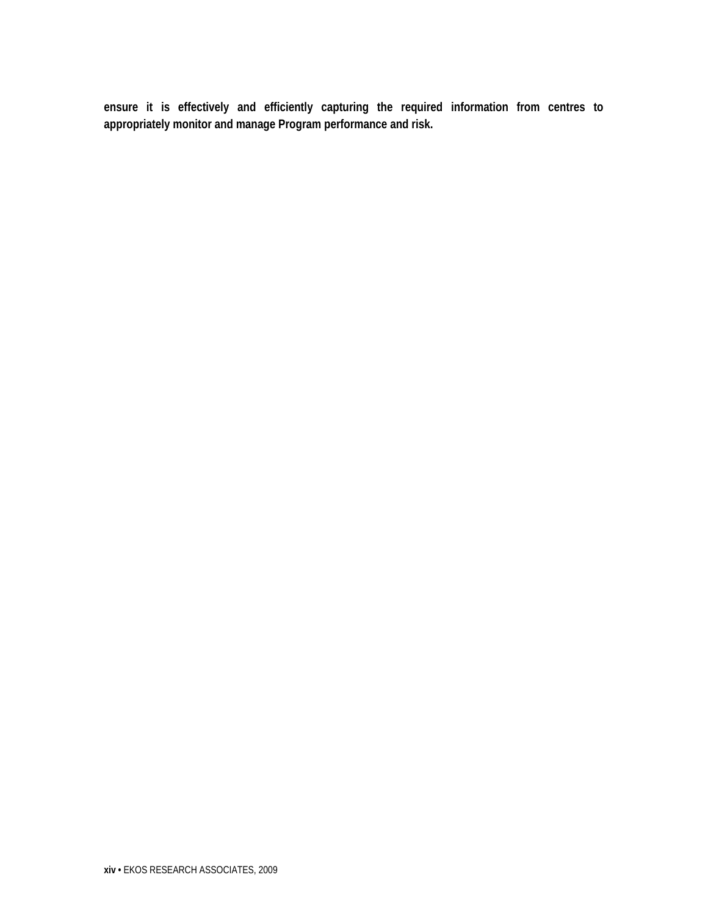**ensure it is effectively and efficiently capturing the required information from centres to appropriately monitor and manage Program performance and risk.**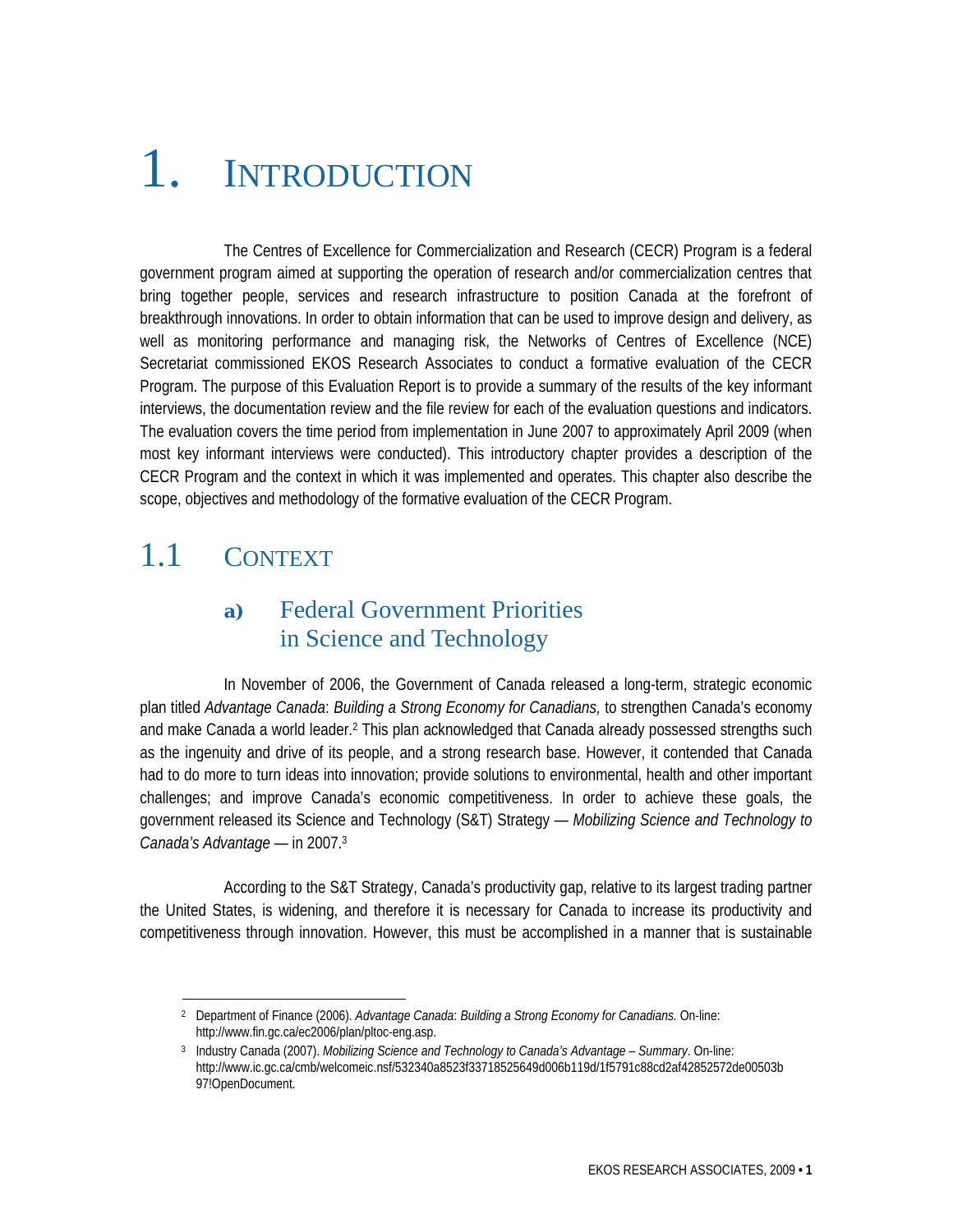# 1. Introduction

The Centres of Excellence for Commercialization and Research (CECR) Program is a federal government program aimed at supporting the operation of research and/or commercialization centres that bring together people, services and research infrastructure to position Canada at the forefront of breakthrough innovations. In order to obtain information that can be used to improve design and delivery, as well as monitoring performance and managing risk, the Networks of Centres of Excellence (NCE) Secretariat commissioned EKOS Research Associates to conduct a formative evaluation of the CECR Program. The purpose of this Evaluation Report is to provide a summary of the results of the key informant interviews, the documentation review and the file review for each of the evaluation questions and indicators. The evaluation covers the time period from implementation in June 2007 to approximately April 2009 (when most key informant interviews were conducted). This introductory chapter provides a description of the CECR Program and the context in which it was implemented and operates. This chapter also describe the scope, objectives and methodology of the formative evaluation of the CECR Program.

## 1.1 Context

### a) Federal Government Priorities in Science and Technology

In November of 2006, the Government of Canada released a long-term, strategic economic plan titled *Advantage Canada*: *Building a Strong Economy for Canadians,* to strengthen Canada's economy and make Canada a world leader.[2] This plan acknowledged that Canada already possessed strengths such as the ingenuity and drive of its people, and a strong research base. However, it contended that Canada had to do more to turn ideas into innovation; provide solutions to environmental, health and other important challenges; and improve Canada's economic competitiveness. In order to achieve these goals, the government released its Science and Technology (S&T) Strategy — *Mobilizing Science and Technology to Canada's Advantage* — in 2007.[3]

According to the S&T Strategy, Canada's productivity gap, relative to its largest trading partner the United States, is widening, and therefore it is necessary for Canada to increase its productivity and competitiveness through innovation. However, this must be accomplished in a manner that is sustainable

---

[2] Department of Finance (2006). *Advantage Canada*: *Building a Strong Economy for Canadians.* On-line: http://www.fin.gc.ca/ec2006/plan/pltoc-eng.asp.

[3] Industry Canada (2007). *Mobilizing Science and Technology to Canada's Advantage – Summary*. On-line: http://www.ic.gc.ca/cmb/welcomeic.nsf/532340a8523f33718525649d006b119d/1f5791c88cd2af42852572de00503b97!OpenDocument.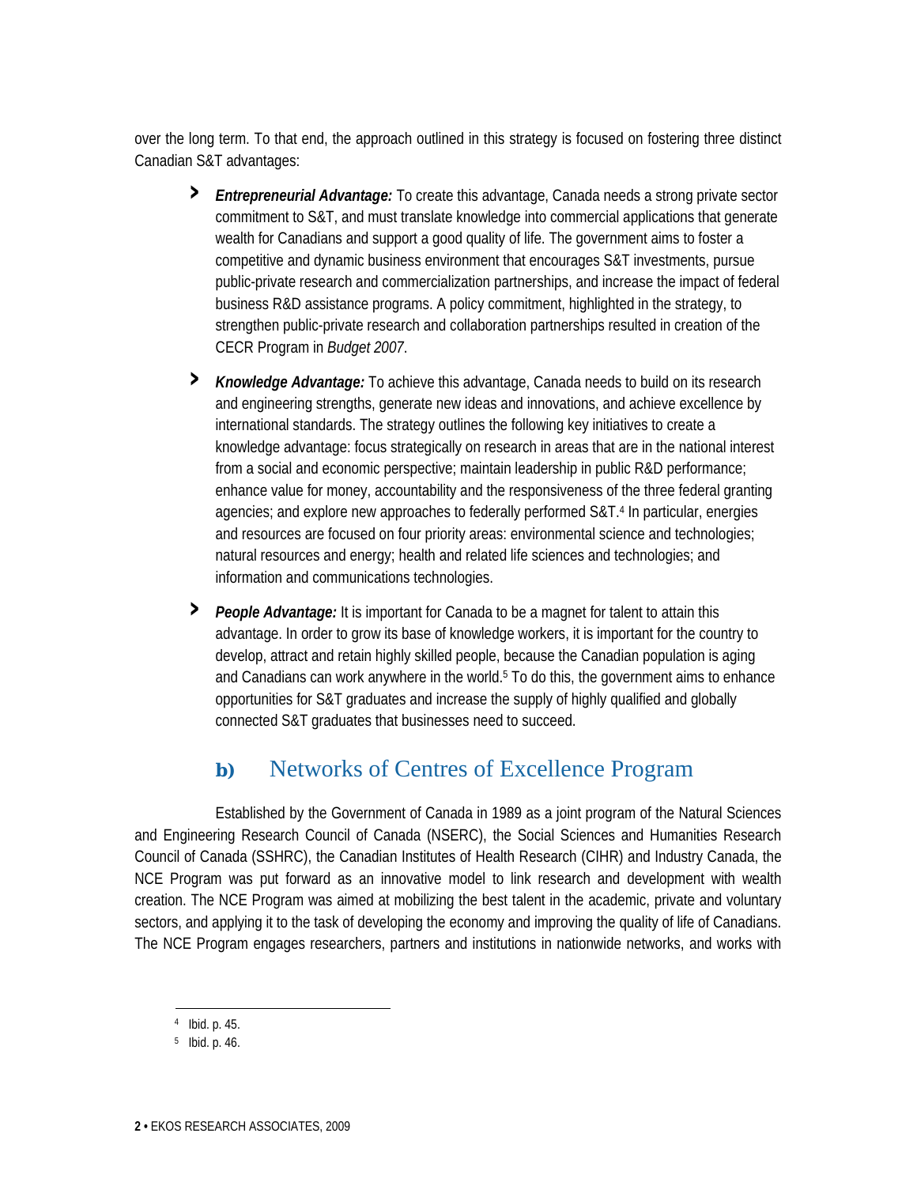over the long term. To that end, the approach outlined in this strategy is focused on fostering three distinct Canadian S&T advantages:

- ***Entrepreneurial Advantage:*** To create this advantage, Canada needs a strong private sector commitment to S&T, and must translate knowledge into commercial applications that generate wealth for Canadians and support a good quality of life. The government aims to foster a competitive and dynamic business environment that encourages S&T investments, pursue public-private research and commercialization partnerships, and increase the impact of federal business R&D assistance programs. A policy commitment, highlighted in the strategy, to strengthen public-private research and collaboration partnerships resulted in creation of the CECR Program in *Budget 2007*.
- ***Knowledge Advantage:*** To achieve this advantage, Canada needs to build on its research and engineering strengths, generate new ideas and innovations, and achieve excellence by international standards. The strategy outlines the following key initiatives to create a knowledge advantage: focus strategically on research in areas that are in the national interest from a social and economic perspective; maintain leadership in public R&D performance; enhance value for money, accountability and the responsiveness of the three federal granting agencies; and explore new approaches to federally performed S&T.[4] In particular, energies and resources are focused on four priority areas: environmental science and technologies; natural resources and energy; health and related life sciences and technologies; and information and communications technologies.
- ***People Advantage:*** It is important for Canada to be a magnet for talent to attain this advantage. In order to grow its base of knowledge workers, it is important for the country to develop, attract and retain highly skilled people, because the Canadian population is aging and Canadians can work anywhere in the world.[5] To do this, the government aims to enhance opportunities for S&T graduates and increase the supply of highly qualified and globally connected S&T graduates that businesses need to succeed.

## b) Networks of Centres of Excellence Program

Established by the Government of Canada in 1989 as a joint program of the Natural Sciences and Engineering Research Council of Canada (NSERC), the Social Sciences and Humanities Research Council of Canada (SSHRC), the Canadian Institutes of Health Research (CIHR) and Industry Canada, the NCE Program was put forward as an innovative model to link research and development with wealth creation. The NCE Program was aimed at mobilizing the best talent in the academic, private and voluntary sectors, and applying it to the task of developing the economy and improving the quality of life of Canadians. The NCE Program engages researchers, partners and institutions in nationwide networks, and works with

---

[4] Ibid. p. 45.

[5] Ibid. p. 46.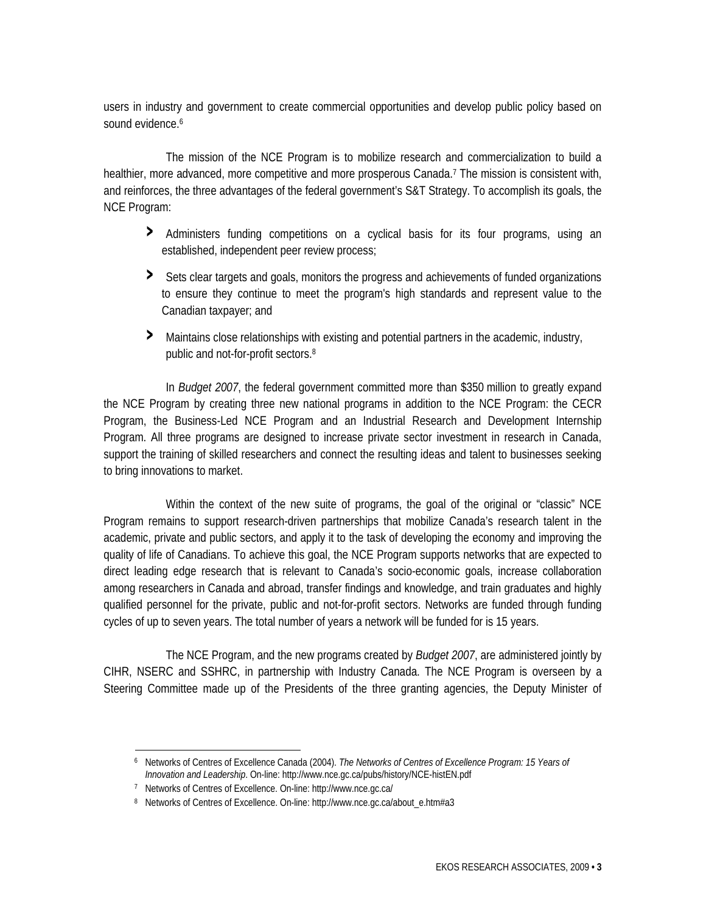users in industry and government to create commercial opportunities and develop public policy based on sound evidence.[6]

The mission of the NCE Program is to mobilize research and commercialization to build a healthier, more advanced, more competitive and more prosperous Canada.[7] The mission is consistent with, and reinforces, the three advantages of the federal government's S&T Strategy. To accomplish its goals, the NCE Program:

- Administers funding competitions on a cyclical basis for its four programs, using an established, independent peer review process;
- Sets clear targets and goals, monitors the progress and achievements of funded organizations to ensure they continue to meet the program's high standards and represent value to the Canadian taxpayer; and
- Maintains close relationships with existing and potential partners in the academic, industry, public and not-for-profit sectors.[8]

In *Budget 2007*, the federal government committed more than $350 million to greatly expand the NCE Program by creating three new national programs in addition to the NCE Program: the CECR Program, the Business-Led NCE Program and an Industrial Research and Development Internship Program. All three programs are designed to increase private sector investment in research in Canada, support the training of skilled researchers and connect the resulting ideas and talent to businesses seeking to bring innovations to market.

Within the context of the new suite of programs, the goal of the original or "classic" NCE Program remains to support research-driven partnerships that mobilize Canada's research talent in the academic, private and public sectors, and apply it to the task of developing the economy and improving the quality of life of Canadians. To achieve this goal, the NCE Program supports networks that are expected to direct leading edge research that is relevant to Canada's socio-economic goals, increase collaboration among researchers in Canada and abroad, transfer findings and knowledge, and train graduates and highly qualified personnel for the private, public and not-for-profit sectors. Networks are funded through funding cycles of up to seven years. The total number of years a network will be funded for is 15 years.

The NCE Program, and the new programs created by *Budget 2007*, are administered jointly by CIHR, NSERC and SSHRC, in partnership with Industry Canada. The NCE Program is overseen by a Steering Committee made up of the Presidents of the three granting agencies, the Deputy Minister of

---

[6] Networks of Centres of Excellence Canada (2004). *The Networks of Centres of Excellence Program: 15 Years of Innovation and Leadership*. On-line: http://www.nce.gc.ca/pubs/history/NCE-histEN.pdf

[7] Networks of Centres of Excellence. On-line: http://www.nce.gc.ca/

[8] Networks of Centres of Excellence. On-line: http://www.nce.gc.ca/about_e.htm#a3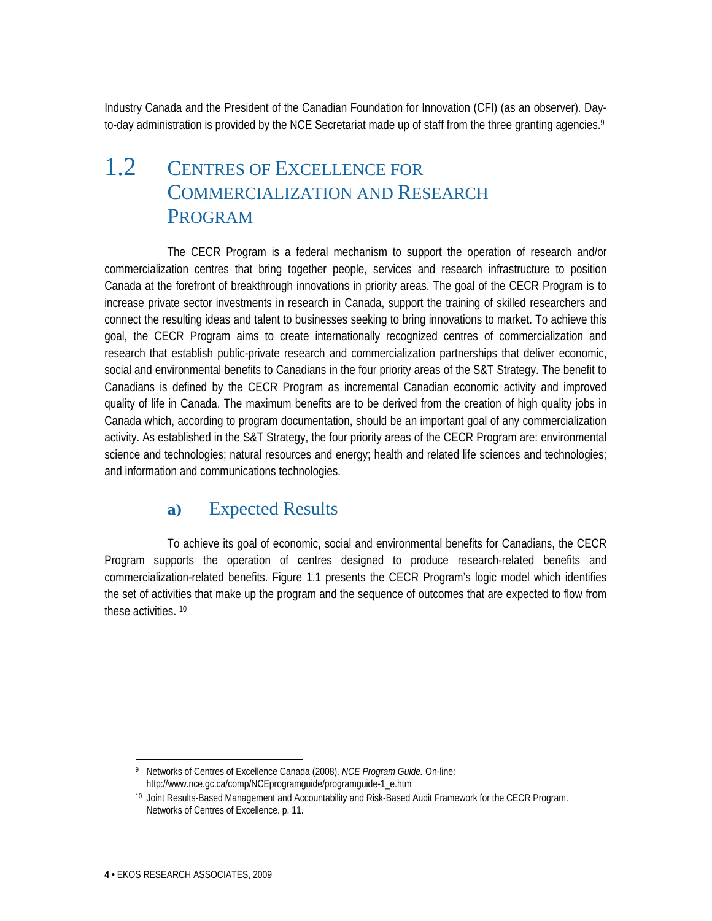Industry Canada and the President of the Canadian Foundation for Innovation (CFI) (as an observer). Day-to-day administration is provided by the NCE Secretariat made up of staff from the three granting agencies.[9]

## 1.2 Centres of Excellence for Commercialization and Research Program

The CECR Program is a federal mechanism to support the operation of research and/or commercialization centres that bring together people, services and research infrastructure to position Canada at the forefront of breakthrough innovations in priority areas. The goal of the CECR Program is to increase private sector investments in research in Canada, support the training of skilled researchers and connect the resulting ideas and talent to businesses seeking to bring innovations to market. To achieve this goal, the CECR Program aims to create internationally recognized centres of commercialization and research that establish public-private research and commercialization partnerships that deliver economic, social and environmental benefits to Canadians in the four priority areas of the S&T Strategy. The benefit to Canadians is defined by the CECR Program as incremental Canadian economic activity and improved quality of life in Canada. The maximum benefits are to be derived from the creation of high quality jobs in Canada which, according to program documentation, should be an important goal of any commercialization activity. As established in the S&T Strategy, the four priority areas of the CECR Program are: environmental science and technologies; natural resources and energy; health and related life sciences and technologies; and information and communications technologies.

### a) Expected Results

To achieve its goal of economic, social and environmental benefits for Canadians, the CECR Program supports the operation of centres designed to produce research-related benefits and commercialization-related benefits. Figure 1.1 presents the CECR Program's logic model which identifies the set of activities that make up the program and the sequence of outcomes that are expected to flow from these activities. [10]

---

[9] Networks of Centres of Excellence Canada (2008). *NCE Program Guide.* On-line: http://www.nce.gc.ca/comp/NCEprogramguide/programguide-1_e.htm

[10] Joint Results-Based Management and Accountability and Risk-Based Audit Framework for the CECR Program. Networks of Centres of Excellence. p. 11.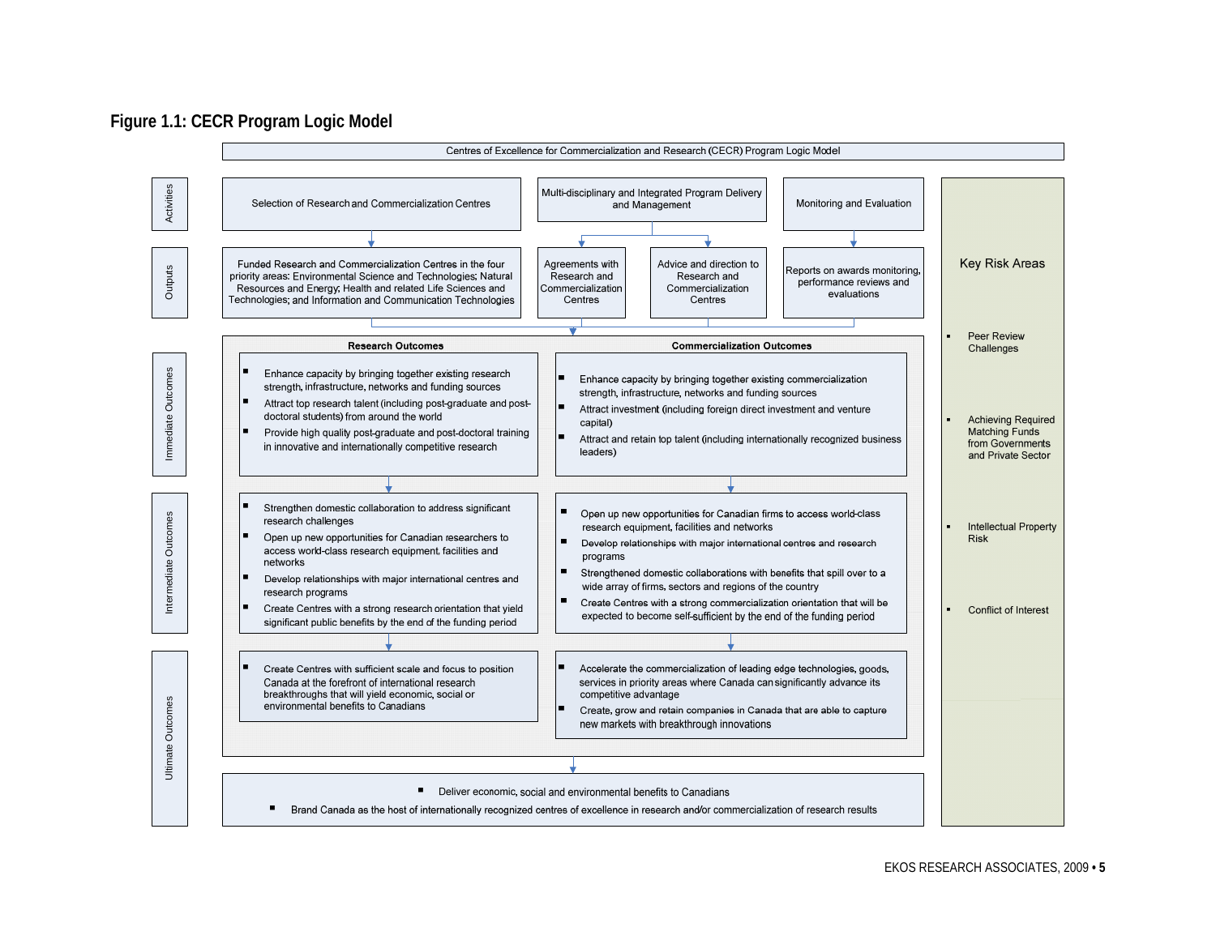## Figure 1.1: CECR Program Logic Model

**Centres of Excellence for Commercialization and Research (CECR) Program Logic Model**

### Activities

- Selection of Research and Commercialization Centres
- Multi-disciplinary and Integrated Program Delivery and Management
- Monitoring and Evaluation

### Outputs

- Funded Research and Commercialization Centres in the four priority areas: Environmental Science and Technologies; Natural Resources and Energy; Health and related Life Sciences and Technologies; and Information and Communication Technologies
- Agreements with Research and Commercialization Centres
- Advice and direction to Research and Commercialization Centres
- Reports on awards monitoring, performance reviews and evaluations

### Immediate Outcomes

**Research Outcomes**

- Enhance capacity by bringing together existing research strength, infrastructure, networks and funding sources
- Attract top research talent (including post-graduate and post-doctoral students) from around the world
- Provide high quality post-graduate and post-doctoral training in innovative and internationally competitive research

**Commercialization Outcomes**

- Enhance capacity by bringing together existing commercialization strength, infrastructure, networks and funding sources
- Attract investment (including foreign direct investment and venture capital)
- Attract and retain top talent (including internationally recognized business leaders)

### Intermediate Outcomes

**Research Outcomes**

- Strengthen domestic collaboration to address significant research challenges
- Open up new opportunities for Canadian researchers to access world-class research equipment, facilities and networks
- Develop relationships with major international centres and research programs
- Create Centres with a strong research orientation that yield significant public benefits by the end of the funding period

**Commercialization Outcomes**

- Open up new opportunities for Canadian firms to access world-class research equipment, facilities and networks
- Develop relationships with major international centres and research programs
- Strengthened domestic collaborations with benefits that spill over to a wide array of firms, sectors and regions of the country
- Create Centres with a strong commercialization orientation that will be expected to become self-sufficient by the end of the funding period

### Ultimate Outcomes

**Research Outcomes**

- Create Centres with sufficient scale and focus to position Canada at the forefront of international research breakthroughs that will yield economic, social or environmental benefits to Canadians

**Commercialization Outcomes**

- Accelerate the commercialization of leading edge technologies, goods, services in priority areas where Canada can significantly advance its competitive advantage
- Create, grow and retain companies in Canada that are able to capture new markets with breakthrough innovations

**Overall**

- Deliver economic, social and environmental benefits to Canadians
- Brand Canada as the host of internationally recognized centres of excellence in research and/or commercialization of research results

### Key Risk Areas

- Peer Review Challenges
- Achieving Required Matching Funds from Governments and Private Sector
- Intellectual Property Risk
- Conflict of Interest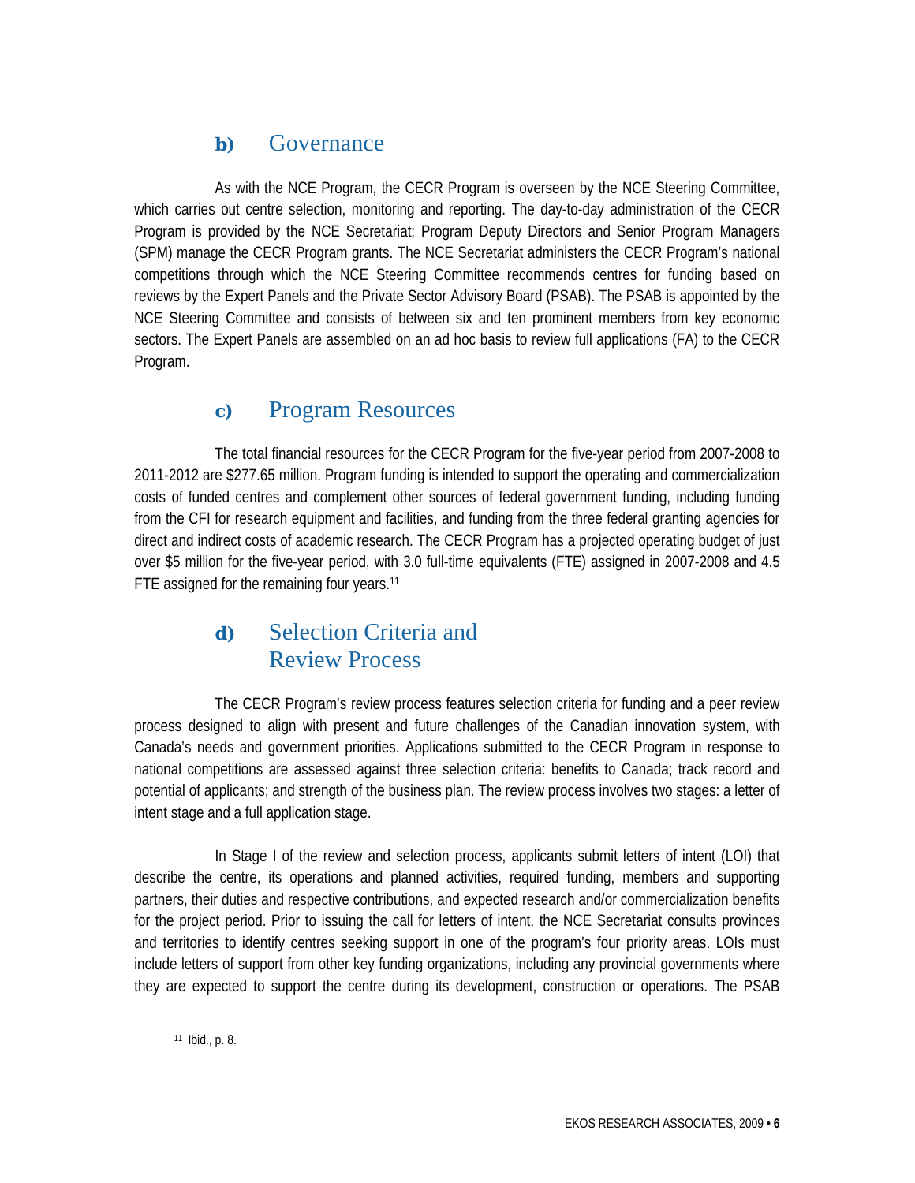### b) Governance

As with the NCE Program, the CECR Program is overseen by the NCE Steering Committee, which carries out centre selection, monitoring and reporting. The day-to-day administration of the CECR Program is provided by the NCE Secretariat; Program Deputy Directors and Senior Program Managers (SPM) manage the CECR Program grants. The NCE Secretariat administers the CECR Program's national competitions through which the NCE Steering Committee recommends centres for funding based on reviews by the Expert Panels and the Private Sector Advisory Board (PSAB). The PSAB is appointed by the NCE Steering Committee and consists of between six and ten prominent members from key economic sectors. The Expert Panels are assembled on an ad hoc basis to review full applications (FA) to the CECR Program.

### c) Program Resources

The total financial resources for the CECR Program for the five-year period from 2007-2008 to 2011-2012 are $277.65 million. Program funding is intended to support the operating and commercialization costs of funded centres and complement other sources of federal government funding, including funding from the CFI for research equipment and facilities, and funding from the three federal granting agencies for direct and indirect costs of academic research. The CECR Program has a projected operating budget of just over $5 million for the five-year period, with 3.0 full-time equivalents (FTE) assigned in 2007-2008 and 4.5 FTE assigned for the remaining four years.[11]

### d) Selection Criteria and Review Process

The CECR Program's review process features selection criteria for funding and a peer review process designed to align with present and future challenges of the Canadian innovation system, with Canada's needs and government priorities. Applications submitted to the CECR Program in response to national competitions are assessed against three selection criteria: benefits to Canada; track record and potential of applicants; and strength of the business plan. The review process involves two stages: a letter of intent stage and a full application stage.

In Stage I of the review and selection process, applicants submit letters of intent (LOI) that describe the centre, its operations and planned activities, required funding, members and supporting partners, their duties and respective contributions, and expected research and/or commercialization benefits for the project period. Prior to issuing the call for letters of intent, the NCE Secretariat consults provinces and territories to identify centres seeking support in one of the program's four priority areas. LOIs must include letters of support from other key funding organizations, including any provincial governments where they are expected to support the centre during its development, construction or operations. The PSAB

---

[11] Ibid., p. 8.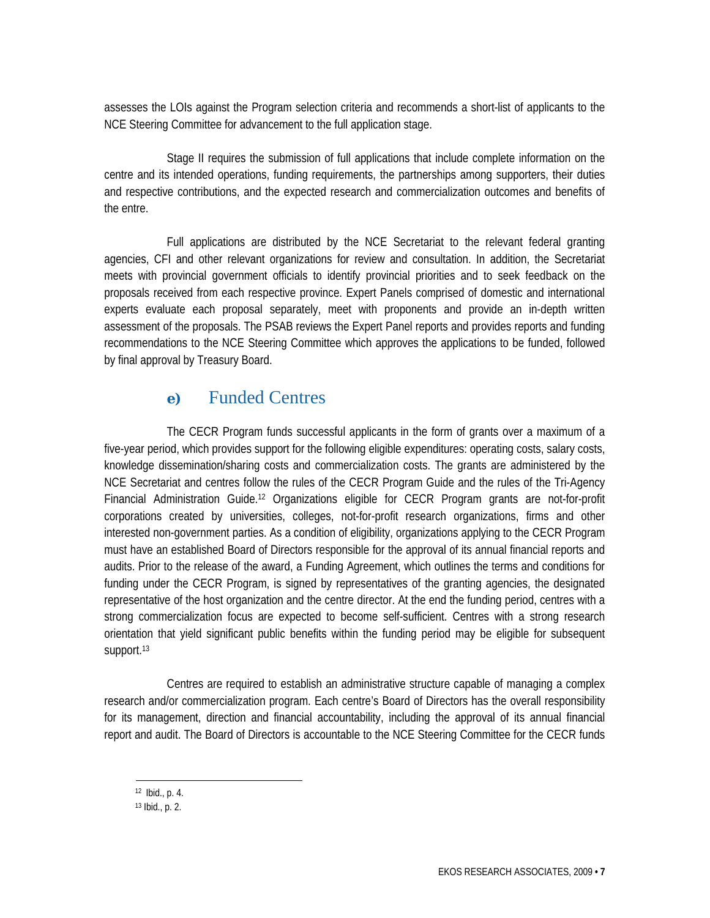assesses the LOIs against the Program selection criteria and recommends a short-list of applicants to the NCE Steering Committee for advancement to the full application stage.

Stage II requires the submission of full applications that include complete information on the centre and its intended operations, funding requirements, the partnerships among supporters, their duties and respective contributions, and the expected research and commercialization outcomes and benefits of the entre.

Full applications are distributed by the NCE Secretariat to the relevant federal granting agencies, CFI and other relevant organizations for review and consultation. In addition, the Secretariat meets with provincial government officials to identify provincial priorities and to seek feedback on the proposals received from each respective province. Expert Panels comprised of domestic and international experts evaluate each proposal separately, meet with proponents and provide an in-depth written assessment of the proposals. The PSAB reviews the Expert Panel reports and provides reports and funding recommendations to the NCE Steering Committee which approves the applications to be funded, followed by final approval by Treasury Board.

### e) Funded Centres

The CECR Program funds successful applicants in the form of grants over a maximum of a five-year period, which provides support for the following eligible expenditures: operating costs, salary costs, knowledge dissemination/sharing costs and commercialization costs. The grants are administered by the NCE Secretariat and centres follow the rules of the CECR Program Guide and the rules of the Tri-Agency Financial Administration Guide.[12] Organizations eligible for CECR Program grants are not-for-profit corporations created by universities, colleges, not-for-profit research organizations, firms and other interested non-government parties. As a condition of eligibility, organizations applying to the CECR Program must have an established Board of Directors responsible for the approval of its annual financial reports and audits. Prior to the release of the award, a Funding Agreement, which outlines the terms and conditions for funding under the CECR Program, is signed by representatives of the granting agencies, the designated representative of the host organization and the centre director. At the end the funding period, centres with a strong commercialization focus are expected to become self-sufficient. Centres with a strong research orientation that yield significant public benefits within the funding period may be eligible for subsequent support.[13]

Centres are required to establish an administrative structure capable of managing a complex research and/or commercialization program. Each centre's Board of Directors has the overall responsibility for its management, direction and financial accountability, including the approval of its annual financial report and audit. The Board of Directors is accountable to the NCE Steering Committee for the CECR funds

---

[12] Ibid., p. 4.

[13] Ibid., p. 2.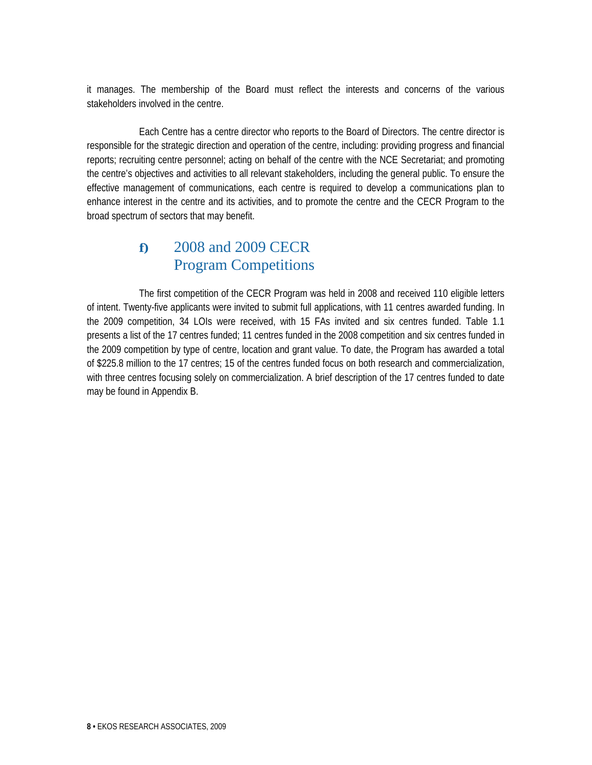it manages. The membership of the Board must reflect the interests and concerns of the various stakeholders involved in the centre.

Each Centre has a centre director who reports to the Board of Directors. The centre director is responsible for the strategic direction and operation of the centre, including: providing progress and financial reports; recruiting centre personnel; acting on behalf of the centre with the NCE Secretariat; and promoting the centre's objectives and activities to all relevant stakeholders, including the general public. To ensure the effective management of communications, each centre is required to develop a communications plan to enhance interest in the centre and its activities, and to promote the centre and the CECR Program to the broad spectrum of sectors that may benefit.

### f) 2008 and 2009 CECR Program Competitions

The first competition of the CECR Program was held in 2008 and received 110 eligible letters of intent. Twenty-five applicants were invited to submit full applications, with 11 centres awarded funding. In the 2009 competition, 34 LOIs were received, with 15 FAs invited and six centres funded. Table 1.1 presents a list of the 17 centres funded; 11 centres funded in the 2008 competition and six centres funded in the 2009 competition by type of centre, location and grant value. To date, the Program has awarded a total of $225.8 million to the 17 centres; 15 of the centres funded focus on both research and commercialization, with three centres focusing solely on commercialization. A brief description of the 17 centres funded to date may be found in Appendix B.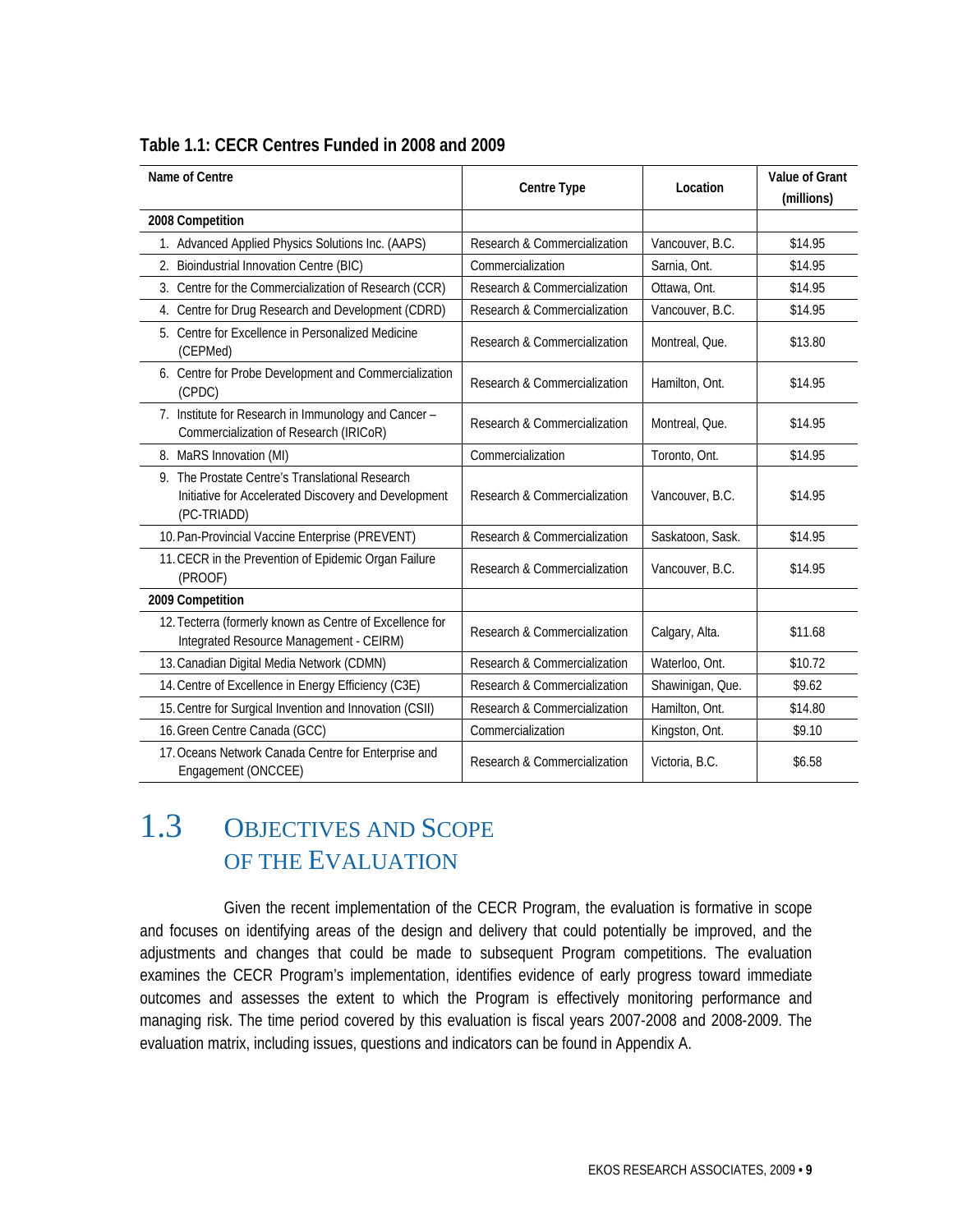**Table 1.1: CECR Centres Funded in 2008 and 2009**

| Name of Centre | Centre Type | Location | Value of Grant (millions) |
|---|---|---|---|
| **2008 Competition** | | | |
| 1. Advanced Applied Physics Solutions Inc. (AAPS) | Research & Commercialization | Vancouver, B.C. | $14.95 |
| 2. Bioindustrial Innovation Centre (BIC) | Commercialization | Sarnia, Ont. | $14.95 |
| 3. Centre for the Commercialization of Research (CCR) | Research & Commercialization | Ottawa, Ont. | $14.95 |
| 4. Centre for Drug Research and Development (CDRD) | Research & Commercialization | Vancouver, B.C. | $14.95 |
| 5. Centre for Excellence in Personalized Medicine (CEPMed) | Research & Commercialization | Montreal, Que. | $13.80 |
| 6. Centre for Probe Development and Commercialization (CPDC) | Research & Commercialization | Hamilton, Ont. | $14.95 |
| 7. Institute for Research in Immunology and Cancer – Commercialization of Research (IRICoR) | Research & Commercialization | Montreal, Que. | $14.95 |
| 8. MaRS Innovation (MI) | Commercialization | Toronto, Ont. | $14.95 |
| 9. The Prostate Centre's Translational Research Initiative for Accelerated Discovery and Development (PC-TRIADD) | Research & Commercialization | Vancouver, B.C. | $14.95 |
| 10. Pan-Provincial Vaccine Enterprise (PREVENT) | Research & Commercialization | Saskatoon, Sask. | $14.95 |
| 11. CECR in the Prevention of Epidemic Organ Failure (PROOF) | Research & Commercialization | Vancouver, B.C. | $14.95 |
| **2009 Competition** | | | |
| 12. Tecterra (formerly known as Centre of Excellence for Integrated Resource Management - CEIRM) | Research & Commercialization | Calgary, Alta. | $11.68 |
| 13. Canadian Digital Media Network (CDMN) | Research & Commercialization | Waterloo, Ont. | $10.72 |
| 14. Centre of Excellence in Energy Efficiency (C3E) | Research & Commercialization | Shawinigan, Que. | $9.62 |
| 15. Centre for Surgical Invention and Innovation (CSII) | Research & Commercialization | Hamilton, Ont. | $14.80 |
| 16. Green Centre Canada (GCC) | Commercialization | Kingston, Ont. | $9.10 |
| 17. Oceans Network Canada Centre for Enterprise and Engagement (ONCCEE) | Research & Commercialization | Victoria, B.C. | $6.58 |

## 1.3 Objectives and Scope of the Evaluation

Given the recent implementation of the CECR Program, the evaluation is formative in scope and focuses on identifying areas of the design and delivery that could potentially be improved, and the adjustments and changes that could be made to subsequent Program competitions. The evaluation examines the CECR Program's implementation, identifies evidence of early progress toward immediate outcomes and assesses the extent to which the Program is effectively monitoring performance and managing risk. The time period covered by this evaluation is fiscal years 2007-2008 and 2008-2009. The evaluation matrix, including issues, questions and indicators can be found in Appendix A.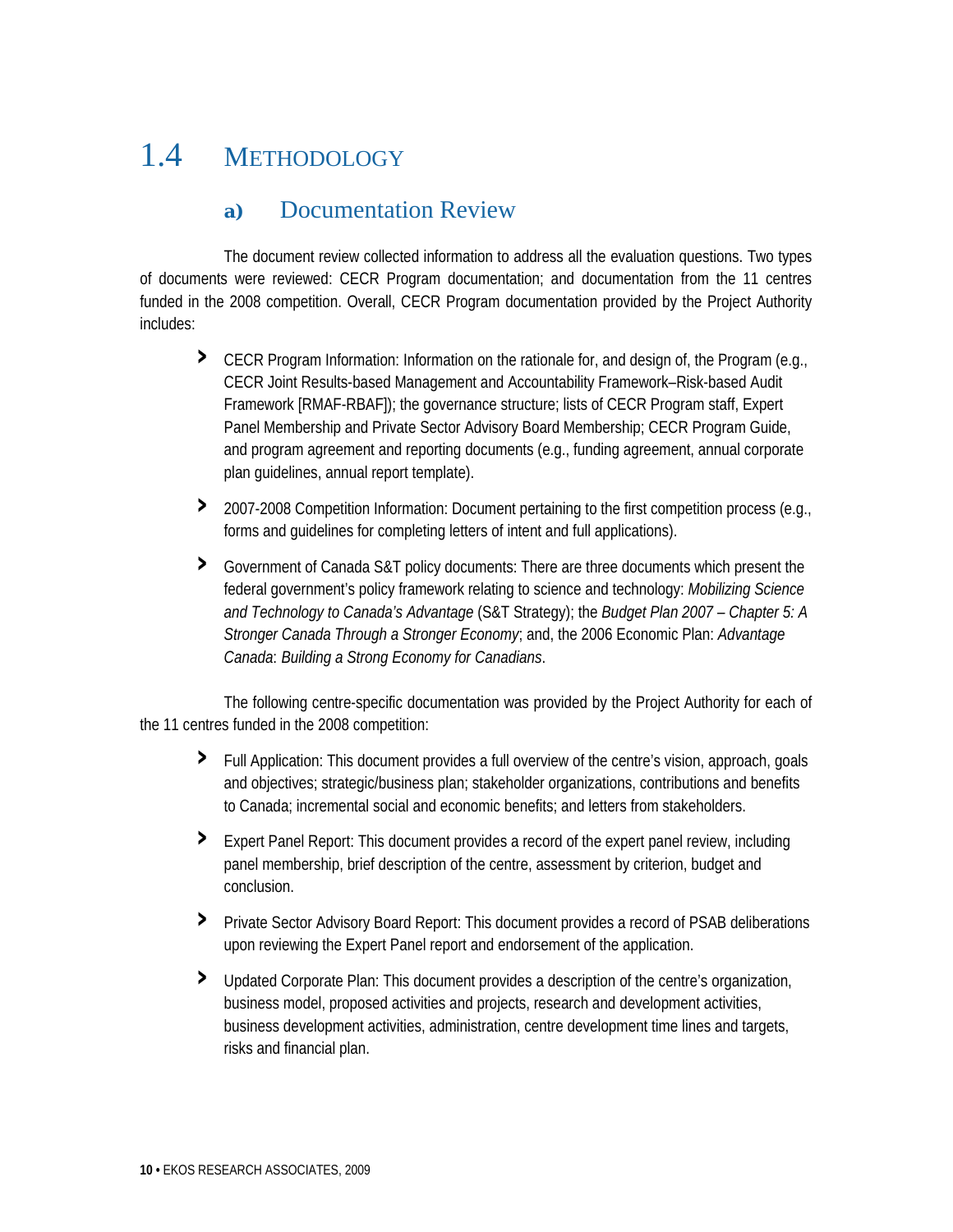## 1.4 METHODOLOGY

### a) Documentation Review

The document review collected information to address all the evaluation questions. Two types of documents were reviewed: CECR Program documentation; and documentation from the 11 centres funded in the 2008 competition. Overall, CECR Program documentation provided by the Project Authority includes:

- CECR Program Information: Information on the rationale for, and design of, the Program (e.g., CECR Joint Results-based Management and Accountability Framework–Risk-based Audit Framework [RMAF-RBAF]); the governance structure; lists of CECR Program staff, Expert Panel Membership and Private Sector Advisory Board Membership; CECR Program Guide, and program agreement and reporting documents (e.g., funding agreement, annual corporate plan guidelines, annual report template).
- 2007-2008 Competition Information: Document pertaining to the first competition process (e.g., forms and guidelines for completing letters of intent and full applications).
- Government of Canada S&T policy documents: There are three documents which present the federal government's policy framework relating to science and technology: *Mobilizing Science and Technology to Canada's Advantage* (S&T Strategy); the *Budget Plan 2007 – Chapter 5: A Stronger Canada Through a Stronger Economy*; and, the 2006 Economic Plan: *Advantage Canada*: *Building a Strong Economy for Canadians*.

The following centre-specific documentation was provided by the Project Authority for each of the 11 centres funded in the 2008 competition:

- Full Application: This document provides a full overview of the centre's vision, approach, goals and objectives; strategic/business plan; stakeholder organizations, contributions and benefits to Canada; incremental social and economic benefits; and letters from stakeholders.
- Expert Panel Report: This document provides a record of the expert panel review, including panel membership, brief description of the centre, assessment by criterion, budget and conclusion.
- Private Sector Advisory Board Report: This document provides a record of PSAB deliberations upon reviewing the Expert Panel report and endorsement of the application.
- Updated Corporate Plan: This document provides a description of the centre's organization, business model, proposed activities and projects, research and development activities, business development activities, administration, centre development time lines and targets, risks and financial plan.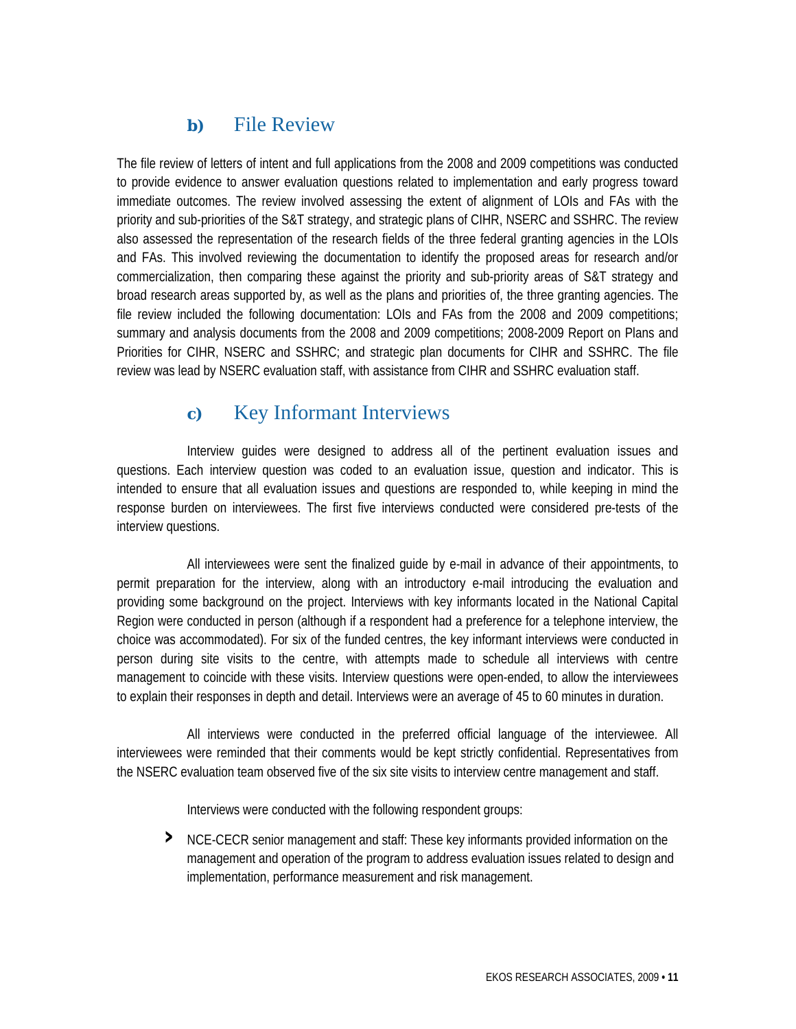### b) File Review

The file review of letters of intent and full applications from the 2008 and 2009 competitions was conducted to provide evidence to answer evaluation questions related to implementation and early progress toward immediate outcomes. The review involved assessing the extent of alignment of LOIs and FAs with the priority and sub-priorities of the S&T strategy, and strategic plans of CIHR, NSERC and SSHRC. The review also assessed the representation of the research fields of the three federal granting agencies in the LOIs and FAs. This involved reviewing the documentation to identify the proposed areas for research and/or commercialization, then comparing these against the priority and sub-priority areas of S&T strategy and broad research areas supported by, as well as the plans and priorities of, the three granting agencies. The file review included the following documentation: LOIs and FAs from the 2008 and 2009 competitions; summary and analysis documents from the 2008 and 2009 competitions; 2008-2009 Report on Plans and Priorities for CIHR, NSERC and SSHRC; and strategic plan documents for CIHR and SSHRC. The file review was lead by NSERC evaluation staff, with assistance from CIHR and SSHRC evaluation staff.

### c) Key Informant Interviews

Interview guides were designed to address all of the pertinent evaluation issues and questions. Each interview question was coded to an evaluation issue, question and indicator. This is intended to ensure that all evaluation issues and questions are responded to, while keeping in mind the response burden on interviewees. The first five interviews conducted were considered pre-tests of the interview questions.

All interviewees were sent the finalized guide by e-mail in advance of their appointments, to permit preparation for the interview, along with an introductory e-mail introducing the evaluation and providing some background on the project. Interviews with key informants located in the National Capital Region were conducted in person (although if a respondent had a preference for a telephone interview, the choice was accommodated). For six of the funded centres, the key informant interviews were conducted in person during site visits to the centre, with attempts made to schedule all interviews with centre management to coincide with these visits. Interview questions were open-ended, to allow the interviewees to explain their responses in depth and detail. Interviews were an average of 45 to 60 minutes in duration.

All interviews were conducted in the preferred official language of the interviewee. All interviewees were reminded that their comments would be kept strictly confidential. Representatives from the NSERC evaluation team observed five of the six site visits to interview centre management and staff.

Interviews were conducted with the following respondent groups:

- NCE-CECR senior management and staff: These key informants provided information on the management and operation of the program to address evaluation issues related to design and implementation, performance measurement and risk management.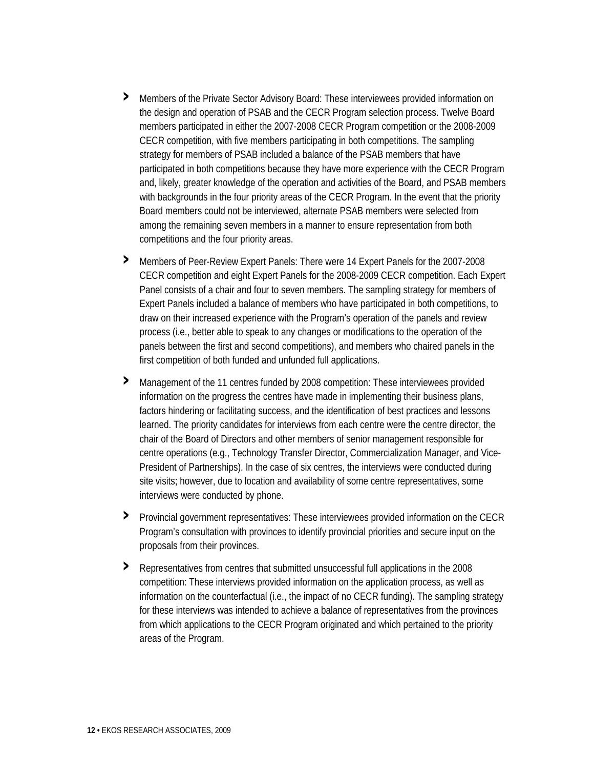- Members of the Private Sector Advisory Board: These interviewees provided information on the design and operation of PSAB and the CECR Program selection process. Twelve Board members participated in either the 2007-2008 CECR Program competition or the 2008-2009 CECR competition, with five members participating in both competitions. The sampling strategy for members of PSAB included a balance of the PSAB members that have participated in both competitions because they have more experience with the CECR Program and, likely, greater knowledge of the operation and activities of the Board, and PSAB members with backgrounds in the four priority areas of the CECR Program. In the event that the priority Board members could not be interviewed, alternate PSAB members were selected from among the remaining seven members in a manner to ensure representation from both competitions and the four priority areas.

- Members of Peer-Review Expert Panels: There were 14 Expert Panels for the 2007-2008 CECR competition and eight Expert Panels for the 2008-2009 CECR competition. Each Expert Panel consists of a chair and four to seven members. The sampling strategy for members of Expert Panels included a balance of members who have participated in both competitions, to draw on their increased experience with the Program's operation of the panels and review process (i.e., better able to speak to any changes or modifications to the operation of the panels between the first and second competitions), and members who chaired panels in the first competition of both funded and unfunded full applications.

- Management of the 11 centres funded by 2008 competition: These interviewees provided information on the progress the centres have made in implementing their business plans, factors hindering or facilitating success, and the identification of best practices and lessons learned. The priority candidates for interviews from each centre were the centre director, the chair of the Board of Directors and other members of senior management responsible for centre operations (e.g., Technology Transfer Director, Commercialization Manager, and Vice-President of Partnerships). In the case of six centres, the interviews were conducted during site visits; however, due to location and availability of some centre representatives, some interviews were conducted by phone.

- Provincial government representatives: These interviewees provided information on the CECR Program's consultation with provinces to identify provincial priorities and secure input on the proposals from their provinces.

- Representatives from centres that submitted unsuccessful full applications in the 2008 competition: These interviews provided information on the application process, as well as information on the counterfactual (i.e., the impact of no CECR funding). The sampling strategy for these interviews was intended to achieve a balance of representatives from the provinces from which applications to the CECR Program originated and which pertained to the priority areas of the Program.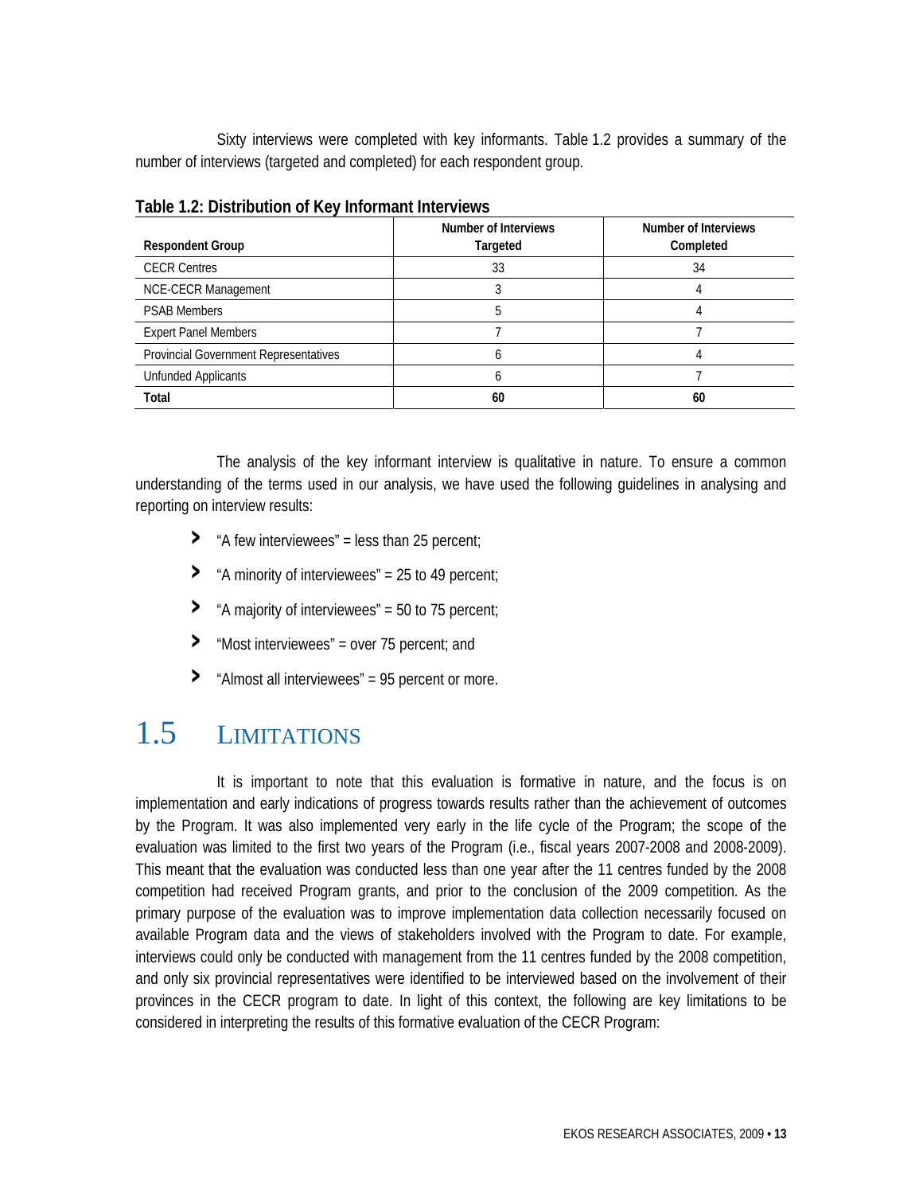Sixty interviews were completed with key informants. Table 1.2 provides a summary of the number of interviews (targeted and completed) for each respondent group.

**Table 1.2: Distribution of Key Informant Interviews**

| Respondent Group | Number of Interviews Targeted | Number of Interviews Completed |
|---|---|---|
| CECR Centres | 33 | 34 |
| NCE-CECR Management | 3 | 4 |
| PSAB Members | 5 | 4 |
| Expert Panel Members | 7 | 7 |
| Provincial Government Representatives | 6 | 4 |
| Unfunded Applicants | 6 | 7 |
| **Total** | **60** | **60** |

The analysis of the key informant interview is qualitative in nature. To ensure a common understanding of the terms used in our analysis, we have used the following guidelines in analysing and reporting on interview results:

- "A few interviewees" = less than 25 percent;
- "A minority of interviewees" = 25 to 49 percent;
- "A majority of interviewees" = 50 to 75 percent;
- "Most interviewees" = over 75 percent; and
- "Almost all interviewees" = 95 percent or more.

## 1.5 Limitations

It is important to note that this evaluation is formative in nature, and the focus is on implementation and early indications of progress towards results rather than the achievement of outcomes by the Program. It was also implemented very early in the life cycle of the Program; the scope of the evaluation was limited to the first two years of the Program (i.e., fiscal years 2007-2008 and 2008-2009). This meant that the evaluation was conducted less than one year after the 11 centres funded by the 2008 competition had received Program grants, and prior to the conclusion of the 2009 competition. As the primary purpose of the evaluation was to improve implementation data collection necessarily focused on available Program data and the views of stakeholders involved with the Program to date. For example, interviews could only be conducted with management from the 11 centres funded by the 2008 competition, and only six provincial representatives were identified to be interviewed based on the involvement of their provinces in the CECR program to date. In light of this context, the following are key limitations to be considered in interpreting the results of this formative evaluation of the CECR Program: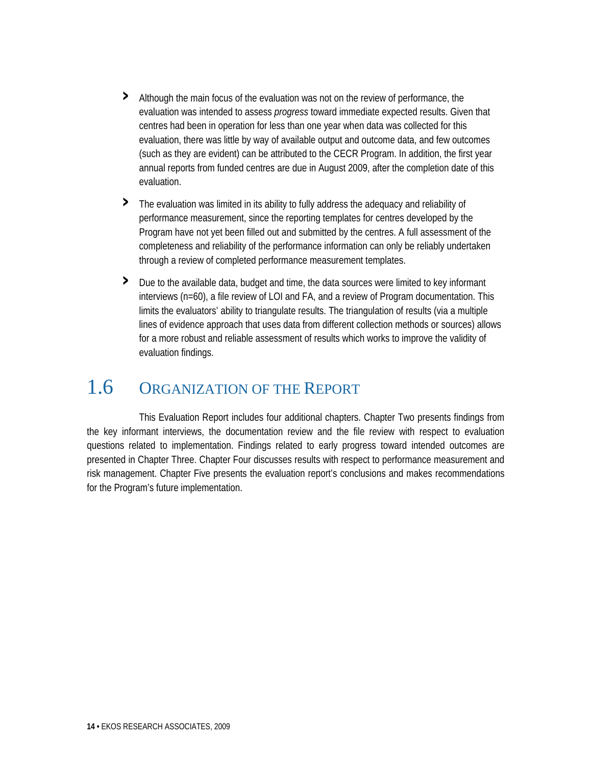- Although the main focus of the evaluation was not on the review of performance, the evaluation was intended to assess *progress* toward immediate expected results. Given that centres had been in operation for less than one year when data was collected for this evaluation, there was little by way of available output and outcome data, and few outcomes (such as they are evident) can be attributed to the CECR Program. In addition, the first year annual reports from funded centres are due in August 2009, after the completion date of this evaluation.
- The evaluation was limited in its ability to fully address the adequacy and reliability of performance measurement, since the reporting templates for centres developed by the Program have not yet been filled out and submitted by the centres. A full assessment of the completeness and reliability of the performance information can only be reliably undertaken through a review of completed performance measurement templates.
- Due to the available data, budget and time, the data sources were limited to key informant interviews (n=60), a file review of LOI and FA, and a review of Program documentation. This limits the evaluators' ability to triangulate results. The triangulation of results (via a multiple lines of evidence approach that uses data from different collection methods or sources) allows for a more robust and reliable assessment of results which works to improve the validity of evaluation findings.

## 1.6 Organization of the Report

This Evaluation Report includes four additional chapters. Chapter Two presents findings from the key informant interviews, the documentation review and the file review with respect to evaluation questions related to implementation. Findings related to early progress toward intended outcomes are presented in Chapter Three. Chapter Four discusses results with respect to performance measurement and risk management. Chapter Five presents the evaluation report's conclusions and makes recommendations for the Program's future implementation.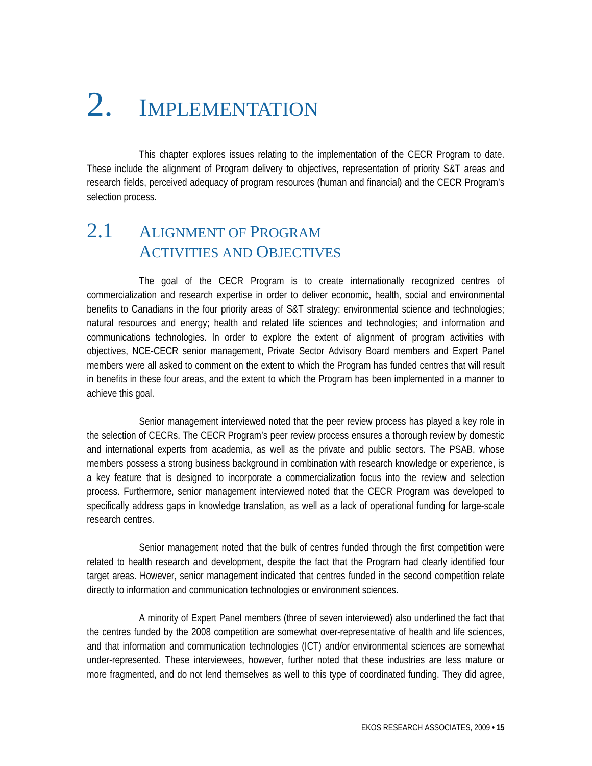# 2. IMPLEMENTATION

This chapter explores issues relating to the implementation of the CECR Program to date. These include the alignment of Program delivery to objectives, representation of priority S&T areas and research fields, perceived adequacy of program resources (human and financial) and the CECR Program's selection process.

## 2.1 ALIGNMENT OF PROGRAM ACTIVITIES AND OBJECTIVES

The goal of the CECR Program is to create internationally recognized centres of commercialization and research expertise in order to deliver economic, health, social and environmental benefits to Canadians in the four priority areas of S&T strategy: environmental science and technologies; natural resources and energy; health and related life sciences and technologies; and information and communications technologies. In order to explore the extent of alignment of program activities with objectives, NCE-CECR senior management, Private Sector Advisory Board members and Expert Panel members were all asked to comment on the extent to which the Program has funded centres that will result in benefits in these four areas, and the extent to which the Program has been implemented in a manner to achieve this goal.

Senior management interviewed noted that the peer review process has played a key role in the selection of CECRs. The CECR Program's peer review process ensures a thorough review by domestic and international experts from academia, as well as the private and public sectors. The PSAB, whose members possess a strong business background in combination with research knowledge or experience, is a key feature that is designed to incorporate a commercialization focus into the review and selection process. Furthermore, senior management interviewed noted that the CECR Program was developed to specifically address gaps in knowledge translation, as well as a lack of operational funding for large-scale research centres.

Senior management noted that the bulk of centres funded through the first competition were related to health research and development, despite the fact that the Program had clearly identified four target areas. However, senior management indicated that centres funded in the second competition relate directly to information and communication technologies or environment sciences.

A minority of Expert Panel members (three of seven interviewed) also underlined the fact that the centres funded by the 2008 competition are somewhat over-representative of health and life sciences, and that information and communication technologies (ICT) and/or environmental sciences are somewhat under-represented. These interviewees, however, further noted that these industries are less mature or more fragmented, and do not lend themselves as well to this type of coordinated funding. They did agree,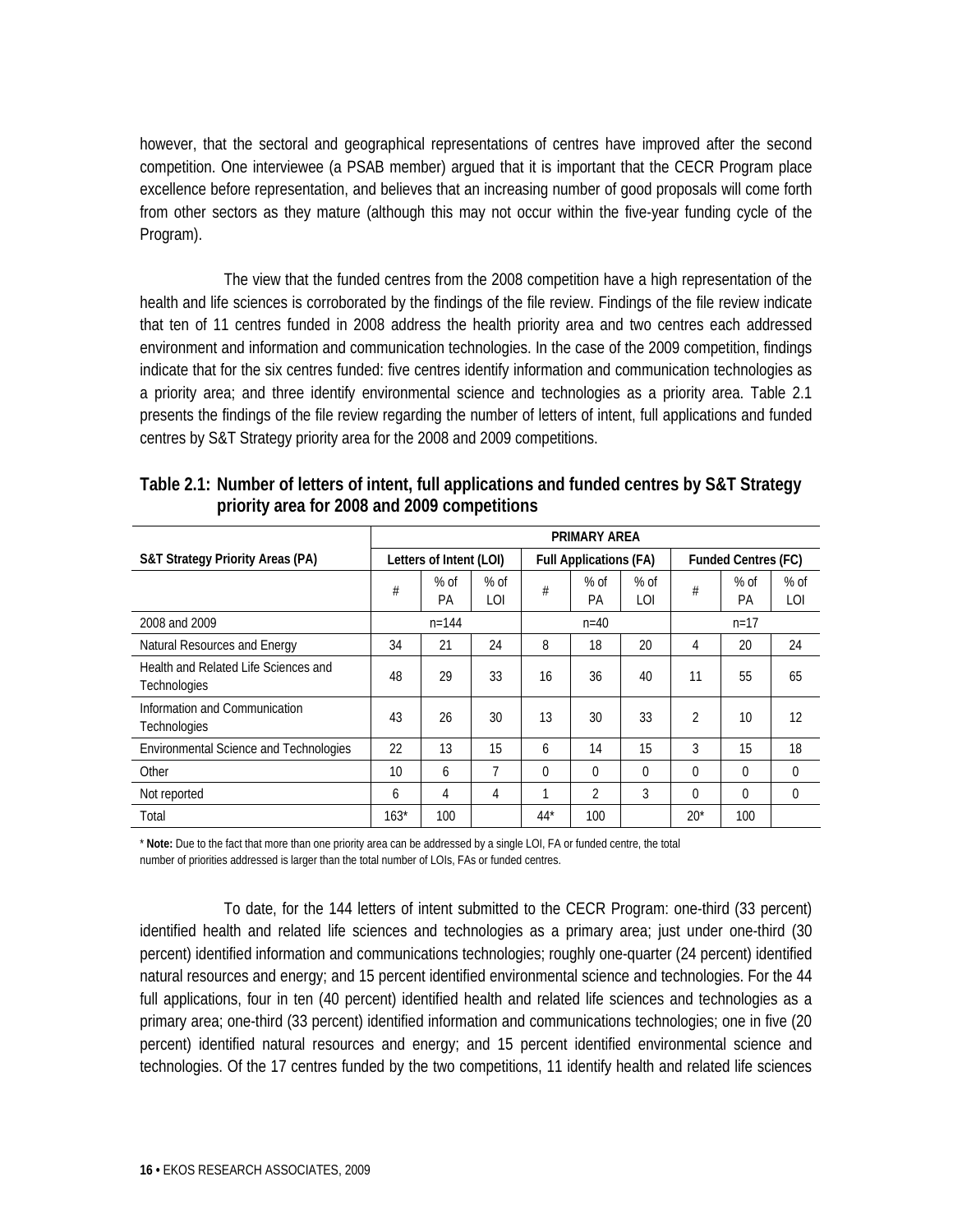however, that the sectoral and geographical representations of centres have improved after the second competition. One interviewee (a PSAB member) argued that it is important that the CECR Program place excellence before representation, and believes that an increasing number of good proposals will come forth from other sectors as they mature (although this may not occur within the five-year funding cycle of the Program).

The view that the funded centres from the 2008 competition have a high representation of the health and life sciences is corroborated by the findings of the file review. Findings of the file review indicate that ten of 11 centres funded in 2008 address the health priority area and two centres each addressed environment and information and communication technologies. In the case of the 2009 competition, findings indicate that for the six centres funded: five centres identify information and communication technologies as a priority area; and three identify environmental science and technologies as a priority area. Table 2.1 presents the findings of the file review regarding the number of letters of intent, full applications and funded centres by S&T Strategy priority area for the 2008 and 2009 competitions.

**Table 2.1: Number of letters of intent, full applications and funded centres by S&T Strategy priority area for 2008 and 2009 competitions**

| | PRIMARY AREA | | | | | | | | |
|---|---|---|---|---|---|---|---|---|---|
| S&T Strategy Priority Areas (PA) | Letters of Intent (LOI) | | | Full Applications (FA) | | | Funded Centres (FC) | | |
| | # | % of PA | % of LOI | # | % of PA | % of LOI | # | % of PA | % of LOI |
| 2008 and 2009 | n=144 | | | n=40 | | | n=17 | | |
| Natural Resources and Energy | 34 | 21 | 24 | 8 | 18 | 20 | 4 | 20 | 24 |
| Health and Related Life Sciences and Technologies | 48 | 29 | 33 | 16 | 36 | 40 | 11 | 55 | 65 |
| Information and Communication Technologies | 43 | 26 | 30 | 13 | 30 | 33 | 2 | 10 | 12 |
| Environmental Science and Technologies | 22 | 13 | 15 | 6 | 14 | 15 | 3 | 15 | 18 |
| Other | 10 | 6 | 7 | 0 | 0 | 0 | 0 | 0 | 0 |
| Not reported | 6 | 4 | 4 | 1 | 2 | 3 | 0 | 0 | 0 |
| Total | 163* | 100 | | 44* | 100 | | 20* | 100 | |

\* **Note:** Due to the fact that more than one priority area can be addressed by a single LOI, FA or funded centre, the total number of priorities addressed is larger than the total number of LOIs, FAs or funded centres.

To date, for the 144 letters of intent submitted to the CECR Program: one-third (33 percent) identified health and related life sciences and technologies as a primary area; just under one-third (30 percent) identified information and communications technologies; roughly one-quarter (24 percent) identified natural resources and energy; and 15 percent identified environmental science and technologies. For the 44 full applications, four in ten (40 percent) identified health and related life sciences and technologies as a primary area; one-third (33 percent) identified information and communications technologies; one in five (20 percent) identified natural resources and energy; and 15 percent identified environmental science and technologies. Of the 17 centres funded by the two competitions, 11 identify health and related life sciences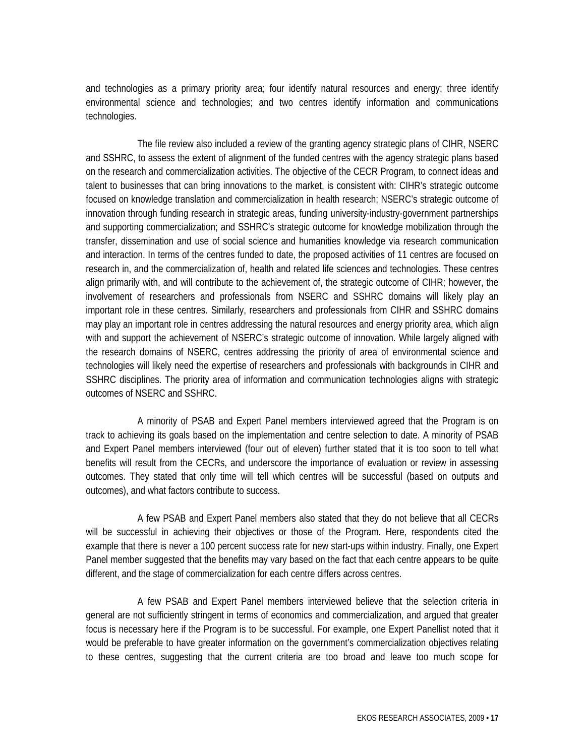and technologies as a primary priority area; four identify natural resources and energy; three identify environmental science and technologies; and two centres identify information and communications technologies.

The file review also included a review of the granting agency strategic plans of CIHR, NSERC and SSHRC, to assess the extent of alignment of the funded centres with the agency strategic plans based on the research and commercialization activities. The objective of the CECR Program, to connect ideas and talent to businesses that can bring innovations to the market, is consistent with: CIHR's strategic outcome focused on knowledge translation and commercialization in health research; NSERC's strategic outcome of innovation through funding research in strategic areas, funding university-industry-government partnerships and supporting commercialization; and SSHRC's strategic outcome for knowledge mobilization through the transfer, dissemination and use of social science and humanities knowledge via research communication and interaction. In terms of the centres funded to date, the proposed activities of 11 centres are focused on research in, and the commercialization of, health and related life sciences and technologies. These centres align primarily with, and will contribute to the achievement of, the strategic outcome of CIHR; however, the involvement of researchers and professionals from NSERC and SSHRC domains will likely play an important role in these centres. Similarly, researchers and professionals from CIHR and SSHRC domains may play an important role in centres addressing the natural resources and energy priority area, which align with and support the achievement of NSERC's strategic outcome of innovation. While largely aligned with the research domains of NSERC, centres addressing the priority of area of environmental science and technologies will likely need the expertise of researchers and professionals with backgrounds in CIHR and SSHRC disciplines. The priority area of information and communication technologies aligns with strategic outcomes of NSERC and SSHRC.

A minority of PSAB and Expert Panel members interviewed agreed that the Program is on track to achieving its goals based on the implementation and centre selection to date. A minority of PSAB and Expert Panel members interviewed (four out of eleven) further stated that it is too soon to tell what benefits will result from the CECRs, and underscore the importance of evaluation or review in assessing outcomes. They stated that only time will tell which centres will be successful (based on outputs and outcomes), and what factors contribute to success.

A few PSAB and Expert Panel members also stated that they do not believe that all CECRs will be successful in achieving their objectives or those of the Program. Here, respondents cited the example that there is never a 100 percent success rate for new start-ups within industry. Finally, one Expert Panel member suggested that the benefits may vary based on the fact that each centre appears to be quite different, and the stage of commercialization for each centre differs across centres.

A few PSAB and Expert Panel members interviewed believe that the selection criteria in general are not sufficiently stringent in terms of economics and commercialization, and argued that greater focus is necessary here if the Program is to be successful. For example, one Expert Panellist noted that it would be preferable to have greater information on the government's commercialization objectives relating to these centres, suggesting that the current criteria are too broad and leave too much scope for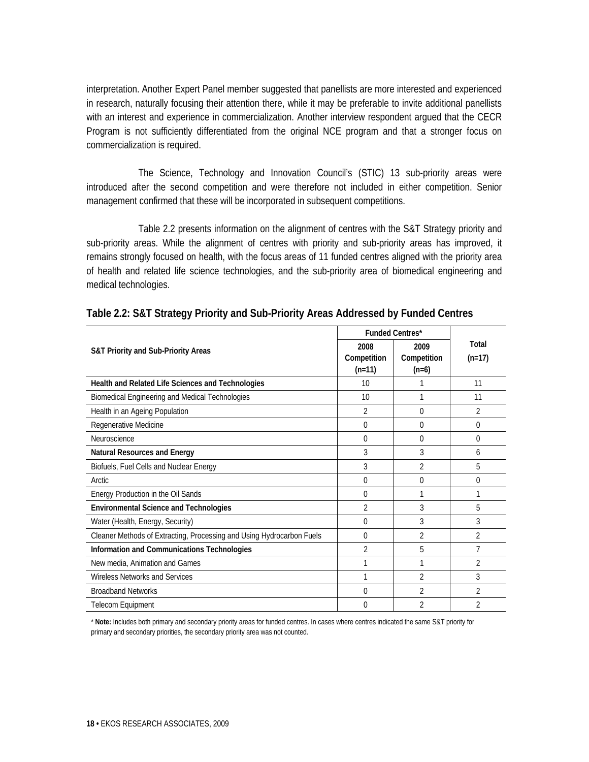interpretation. Another Expert Panel member suggested that panellists are more interested and experienced in research, naturally focusing their attention there, while it may be preferable to invite additional panellists with an interest and experience in commercialization. Another interview respondent argued that the CECR Program is not sufficiently differentiated from the original NCE program and that a stronger focus on commercialization is required.

The Science, Technology and Innovation Council's (STIC) 13 sub-priority areas were introduced after the second competition and were therefore not included in either competition. Senior management confirmed that these will be incorporated in subsequent competitions.

Table 2.2 presents information on the alignment of centres with the S&T Strategy priority and sub-priority areas. While the alignment of centres with priority and sub-priority areas has improved, it remains strongly focused on health, with the focus areas of 11 funded centres aligned with the priority area of health and related life science technologies, and the sub-priority area of biomedical engineering and medical technologies.

### Table 2.2: S&T Strategy Priority and Sub-Priority Areas Addressed by Funded Centres

| S&T Priority and Sub-Priority Areas | Funded Centres* | | Total (n=17) |
|---|---|---|---|
| | 2008 Competition (n=11) | 2009 Competition (n=6) | |
| **Health and Related Life Sciences and Technologies** | 10 | 1 | 11 |
| Biomedical Engineering and Medical Technologies | 10 | 1 | 11 |
| Health in an Ageing Population | 2 | 0 | 2 |
| Regenerative Medicine | 0 | 0 | 0 |
| Neuroscience | 0 | 0 | 0 |
| **Natural Resources and Energy** | 3 | 3 | 6 |
| Biofuels, Fuel Cells and Nuclear Energy | 3 | 2 | 5 |
| Arctic | 0 | 0 | 0 |
| Energy Production in the Oil Sands | 0 | 1 | 1 |
| **Environmental Science and Technologies** | 2 | 3 | 5 |
| Water (Health, Energy, Security) | 0 | 3 | 3 |
| Cleaner Methods of Extracting, Processing and Using Hydrocarbon Fuels | 0 | 2 | 2 |
| **Information and Communications Technologies** | 2 | 5 | 7 |
| New media, Animation and Games | 1 | 1 | 2 |
| Wireless Networks and Services | 1 | 2 | 3 |
| Broadband Networks | 0 | 2 | 2 |
| Telecom Equipment | 0 | 2 | 2 |

\* **Note:** Includes both primary and secondary priority areas for funded centres. In cases where centres indicated the same S&T priority for primary and secondary priorities, the secondary priority area was not counted.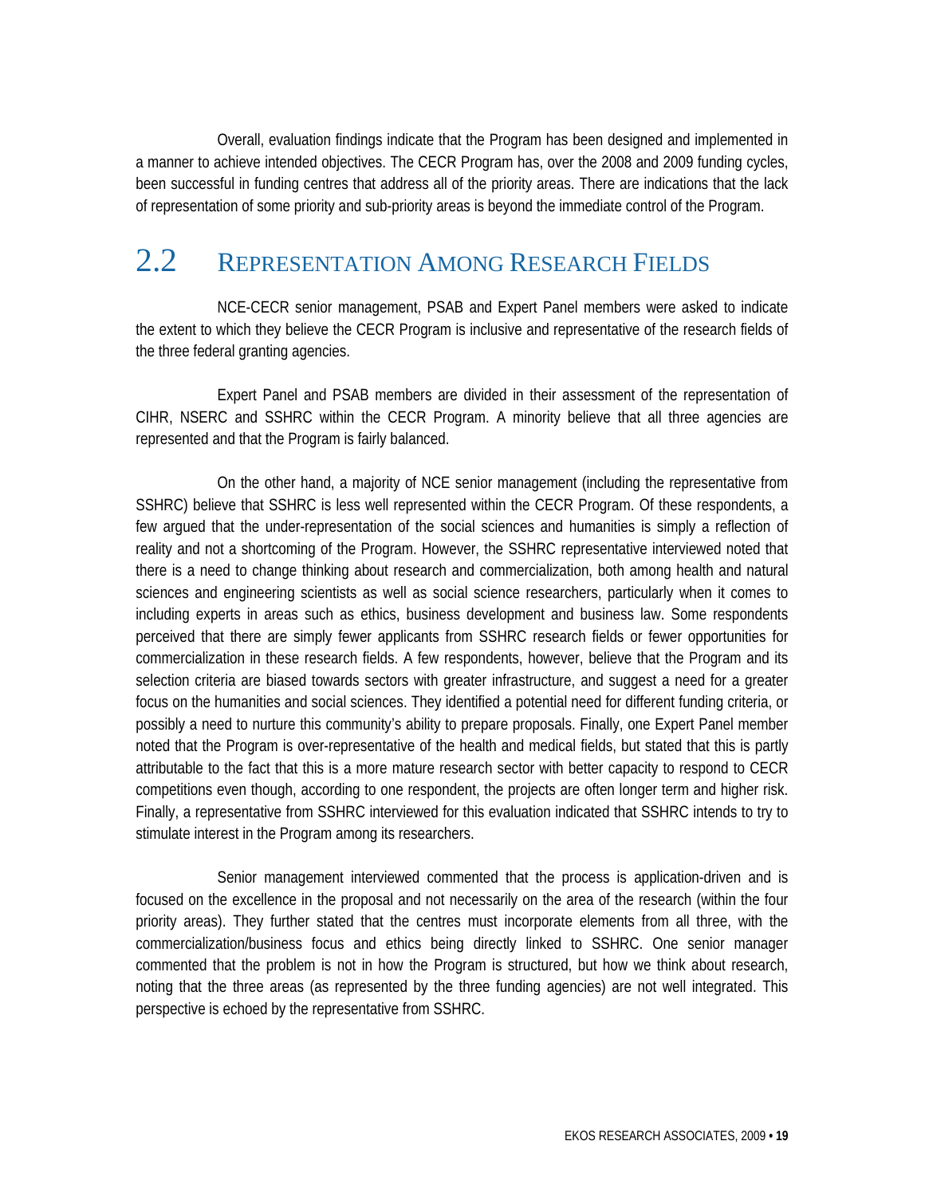Overall, evaluation findings indicate that the Program has been designed and implemented in a manner to achieve intended objectives. The CECR Program has, over the 2008 and 2009 funding cycles, been successful in funding centres that address all of the priority areas. There are indications that the lack of representation of some priority and sub-priority areas is beyond the immediate control of the Program.

## 2.2 Representation Among Research Fields

NCE-CECR senior management, PSAB and Expert Panel members were asked to indicate the extent to which they believe the CECR Program is inclusive and representative of the research fields of the three federal granting agencies.

Expert Panel and PSAB members are divided in their assessment of the representation of CIHR, NSERC and SSHRC within the CECR Program. A minority believe that all three agencies are represented and that the Program is fairly balanced.

On the other hand, a majority of NCE senior management (including the representative from SSHRC) believe that SSHRC is less well represented within the CECR Program. Of these respondents, a few argued that the under-representation of the social sciences and humanities is simply a reflection of reality and not a shortcoming of the Program. However, the SSHRC representative interviewed noted that there is a need to change thinking about research and commercialization, both among health and natural sciences and engineering scientists as well as social science researchers, particularly when it comes to including experts in areas such as ethics, business development and business law. Some respondents perceived that there are simply fewer applicants from SSHRC research fields or fewer opportunities for commercialization in these research fields. A few respondents, however, believe that the Program and its selection criteria are biased towards sectors with greater infrastructure, and suggest a need for a greater focus on the humanities and social sciences. They identified a potential need for different funding criteria, or possibly a need to nurture this community's ability to prepare proposals. Finally, one Expert Panel member noted that the Program is over-representative of the health and medical fields, but stated that this is partly attributable to the fact that this is a more mature research sector with better capacity to respond to CECR competitions even though, according to one respondent, the projects are often longer term and higher risk. Finally, a representative from SSHRC interviewed for this evaluation indicated that SSHRC intends to try to stimulate interest in the Program among its researchers.

Senior management interviewed commented that the process is application-driven and is focused on the excellence in the proposal and not necessarily on the area of the research (within the four priority areas). They further stated that the centres must incorporate elements from all three, with the commercialization/business focus and ethics being directly linked to SSHRC. One senior manager commented that the problem is not in how the Program is structured, but how we think about research, noting that the three areas (as represented by the three funding agencies) are not well integrated. This perspective is echoed by the representative from SSHRC.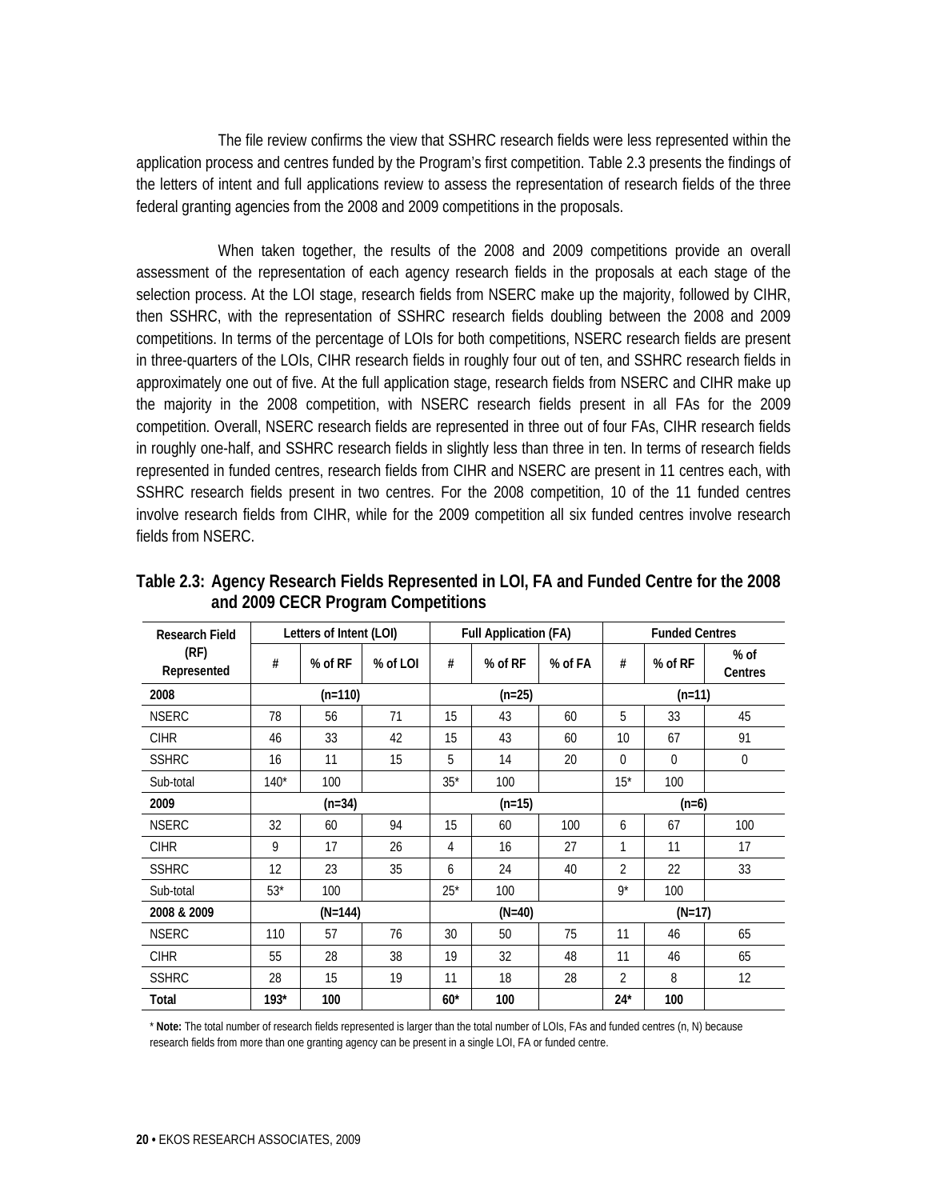The file review confirms the view that SSHRC research fields were less represented within the application process and centres funded by the Program's first competition. Table 2.3 presents the findings of the letters of intent and full applications review to assess the representation of research fields of the three federal granting agencies from the 2008 and 2009 competitions in the proposals.

When taken together, the results of the 2008 and 2009 competitions provide an overall assessment of the representation of each agency research fields in the proposals at each stage of the selection process. At the LOI stage, research fields from NSERC make up the majority, followed by CIHR, then SSHRC, with the representation of SSHRC research fields doubling between the 2008 and 2009 competitions. In terms of the percentage of LOIs for both competitions, NSERC research fields are present in three-quarters of the LOIs, CIHR research fields in roughly four out of ten, and SSHRC research fields in approximately one out of five. At the full application stage, research fields from NSERC and CIHR make up the majority in the 2008 competition, with NSERC research fields present in all FAs for the 2009 competition. Overall, NSERC research fields are represented in three out of four FAs, CIHR research fields in roughly one-half, and SSHRC research fields in slightly less than three in ten. In terms of research fields represented in funded centres, research fields from CIHR and NSERC are present in 11 centres each, with SSHRC research fields present in two centres. For the 2008 competition, 10 of the 11 funded centres involve research fields from CIHR, while for the 2009 competition all six funded centres involve research fields from NSERC.

**Table 2.3: Agency Research Fields Represented in LOI, FA and Funded Centre for the 2008 and 2009 CECR Program Competitions**

| Research Field (RF) Represented | Letters of Intent (LOI) | | | Full Application (FA) | | | Funded Centres | | |
|---|---|---|---|---|---|---|---|---|---|
| | # | % of RF | % of LOI | # | % of RF | % of FA | # | % of RF | % of Centres |
| **2008** | (n=110) | | | (n=25) | | | (n=11) | | |
| NSERC | 78 | 56 | 71 | 15 | 43 | 60 | 5 | 33 | 45 |
| CIHR | 46 | 33 | 42 | 15 | 43 | 60 | 10 | 67 | 91 |
| SSHRC | 16 | 11 | 15 | 5 | 14 | 20 | 0 | 0 | 0 |
| Sub-total | 140* | 100 | | 35* | 100 | | 15* | 100 | |
| **2009** | (n=34) | | | (n=15) | | | (n=6) | | |
| NSERC | 32 | 60 | 94 | 15 | 60 | 100 | 6 | 67 | 100 |
| CIHR | 9 | 17 | 26 | 4 | 16 | 27 | 1 | 11 | 17 |
| SSHRC | 12 | 23 | 35 | 6 | 24 | 40 | 2 | 22 | 33 |
| Sub-total | 53* | 100 | | 25* | 100 | | 9* | 100 | |
| **2008 & 2009** | (N=144) | | | (N=40) | | | (N=17) | | |
| NSERC | 110 | 57 | 76 | 30 | 50 | 75 | 11 | 46 | 65 |
| CIHR | 55 | 28 | 38 | 19 | 32 | 48 | 11 | 46 | 65 |
| SSHRC | 28 | 15 | 19 | 11 | 18 | 28 | 2 | 8 | 12 |
| **Total** | **193*** | **100** | | **60*** | **100** | | **24*** | **100** | |

* **Note:** The total number of research fields represented is larger than the total number of LOIs, FAs and funded centres (n, N) because research fields from more than one granting agency can be present in a single LOI, FA or funded centre.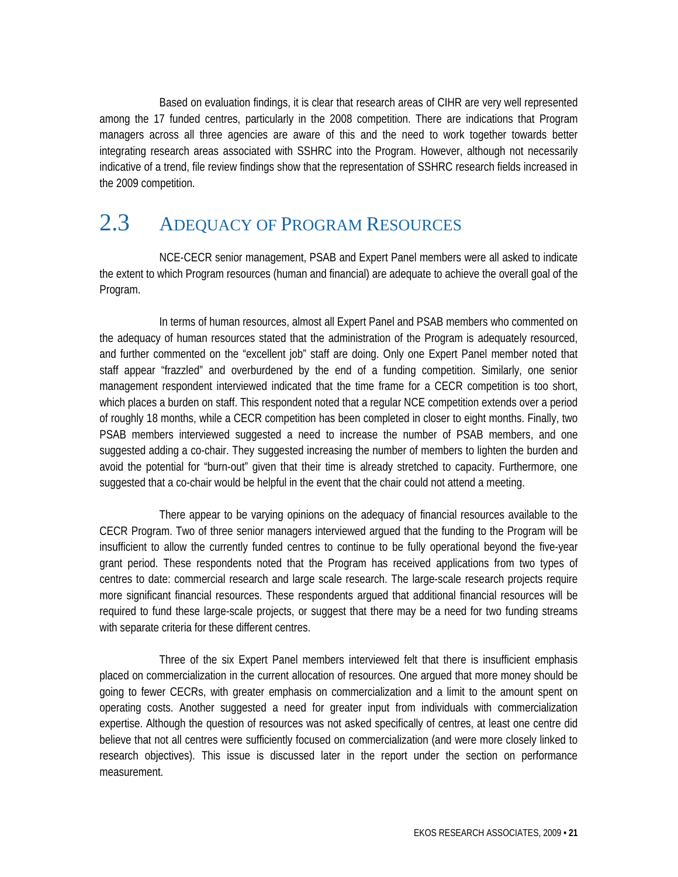Based on evaluation findings, it is clear that research areas of CIHR are very well represented among the 17 funded centres, particularly in the 2008 competition. There are indications that Program managers across all three agencies are aware of this and the need to work together towards better integrating research areas associated with SSHRC into the Program. However, although not necessarily indicative of a trend, file review findings show that the representation of SSHRC research fields increased in the 2009 competition.

## 2.3 Adequacy of Program Resources

NCE-CECR senior management, PSAB and Expert Panel members were all asked to indicate the extent to which Program resources (human and financial) are adequate to achieve the overall goal of the Program.

In terms of human resources, almost all Expert Panel and PSAB members who commented on the adequacy of human resources stated that the administration of the Program is adequately resourced, and further commented on the "excellent job" staff are doing. Only one Expert Panel member noted that staff appear "frazzled" and overburdened by the end of a funding competition. Similarly, one senior management respondent interviewed indicated that the time frame for a CECR competition is too short, which places a burden on staff. This respondent noted that a regular NCE competition extends over a period of roughly 18 months, while a CECR competition has been completed in closer to eight months. Finally, two PSAB members interviewed suggested a need to increase the number of PSAB members, and one suggested adding a co-chair. They suggested increasing the number of members to lighten the burden and avoid the potential for "burn-out" given that their time is already stretched to capacity. Furthermore, one suggested that a co-chair would be helpful in the event that the chair could not attend a meeting.

There appear to be varying opinions on the adequacy of financial resources available to the CECR Program. Two of three senior managers interviewed argued that the funding to the Program will be insufficient to allow the currently funded centres to continue to be fully operational beyond the five-year grant period. These respondents noted that the Program has received applications from two types of centres to date: commercial research and large scale research. The large-scale research projects require more significant financial resources. These respondents argued that additional financial resources will be required to fund these large-scale projects, or suggest that there may be a need for two funding streams with separate criteria for these different centres.

Three of the six Expert Panel members interviewed felt that there is insufficient emphasis placed on commercialization in the current allocation of resources. One argued that more money should be going to fewer CECRs, with greater emphasis on commercialization and a limit to the amount spent on operating costs. Another suggested a need for greater input from individuals with commercialization expertise. Although the question of resources was not asked specifically of centres, at least one centre did believe that not all centres were sufficiently focused on commercialization (and were more closely linked to research objectives). This issue is discussed later in the report under the section on performance measurement.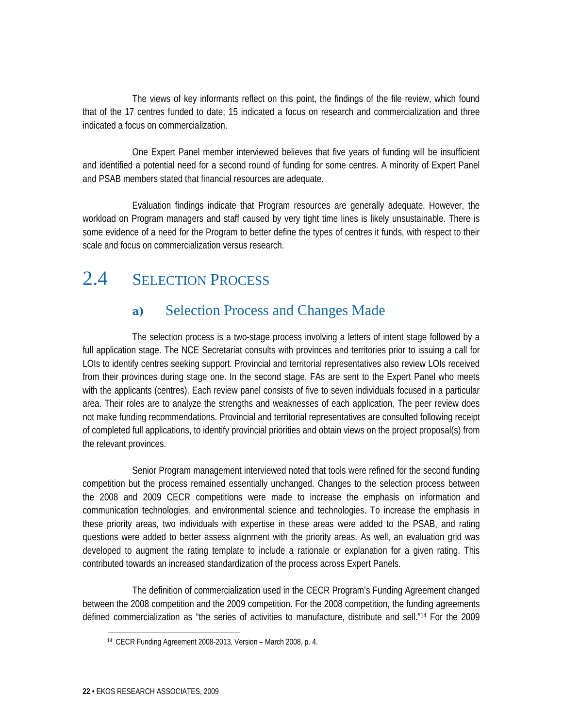The views of key informants reflect on this point, the findings of the file review, which found that of the 17 centres funded to date; 15 indicated a focus on research and commercialization and three indicated a focus on commercialization.

One Expert Panel member interviewed believes that five years of funding will be insufficient and identified a potential need for a second round of funding for some centres. A minority of Expert Panel and PSAB members stated that financial resources are adequate.

Evaluation findings indicate that Program resources are generally adequate. However, the workload on Program managers and staff caused by very tight time lines is likely unsustainable. There is some evidence of a need for the Program to better define the types of centres it funds, with respect to their scale and focus on commercialization versus research.

## 2.4 Selection Process

### a) Selection Process and Changes Made

The selection process is a two-stage process involving a letters of intent stage followed by a full application stage. The NCE Secretariat consults with provinces and territories prior to issuing a call for LOIs to identify centres seeking support. Provincial and territorial representatives also review LOIs received from their provinces during stage one. In the second stage, FAs are sent to the Expert Panel who meets with the applicants (centres). Each review panel consists of five to seven individuals focused in a particular area. Their roles are to analyze the strengths and weaknesses of each application. The peer review does not make funding recommendations. Provincial and territorial representatives are consulted following receipt of completed full applications, to identify provincial priorities and obtain views on the project proposal(s) from the relevant provinces.

Senior Program management interviewed noted that tools were refined for the second funding competition but the process remained essentially unchanged. Changes to the selection process between the 2008 and 2009 CECR competitions were made to increase the emphasis on information and communication technologies, and environmental science and technologies. To increase the emphasis in these priority areas, two individuals with expertise in these areas were added to the PSAB, and rating questions were added to better assess alignment with the priority areas. As well, an evaluation grid was developed to augment the rating template to include a rationale or explanation for a given rating. This contributed towards an increased standardization of the process across Expert Panels.

The definition of commercialization used in the CECR Program's Funding Agreement changed between the 2008 competition and the 2009 competition. For the 2008 competition, the funding agreements defined commercialization as "the series of activities to manufacture, distribute and sell."[14] For the 2009

[14] CECR Funding Agreement 2008-2013, Version – March 2008, p. 4.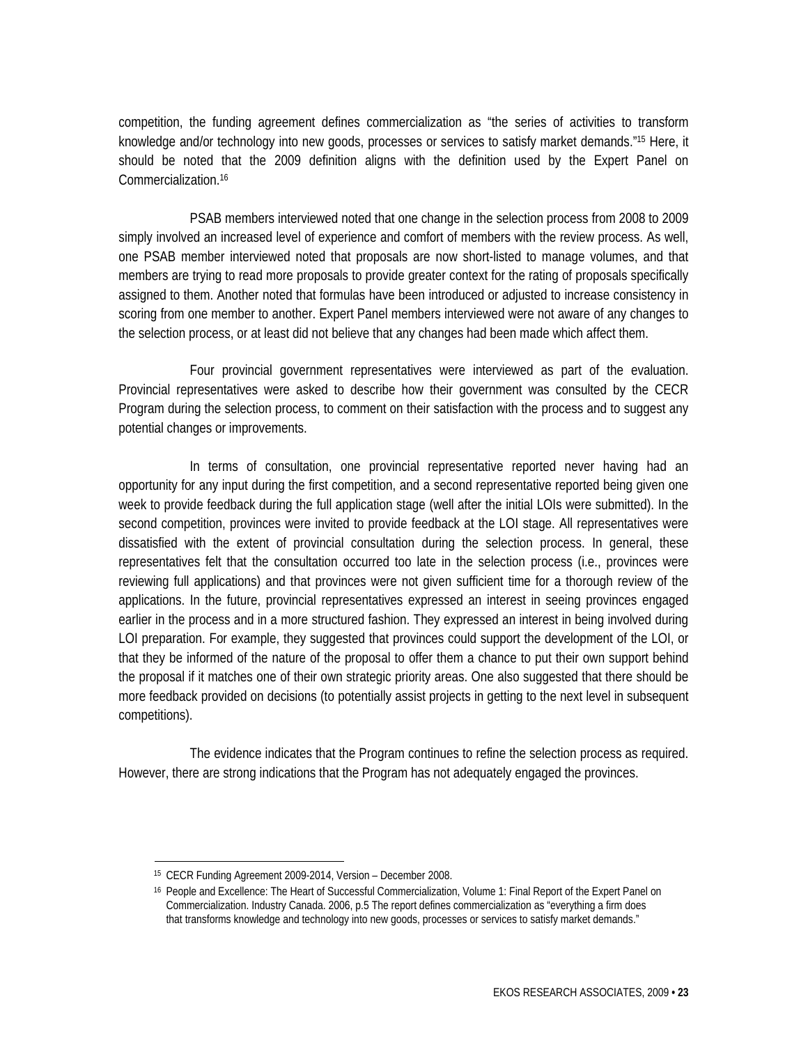competition, the funding agreement defines commercialization as "the series of activities to transform knowledge and/or technology into new goods, processes or services to satisfy market demands."[15] Here, it should be noted that the 2009 definition aligns with the definition used by the Expert Panel on Commercialization.[16]

PSAB members interviewed noted that one change in the selection process from 2008 to 2009 simply involved an increased level of experience and comfort of members with the review process. As well, one PSAB member interviewed noted that proposals are now short-listed to manage volumes, and that members are trying to read more proposals to provide greater context for the rating of proposals specifically assigned to them. Another noted that formulas have been introduced or adjusted to increase consistency in scoring from one member to another. Expert Panel members interviewed were not aware of any changes to the selection process, or at least did not believe that any changes had been made which affect them.

Four provincial government representatives were interviewed as part of the evaluation. Provincial representatives were asked to describe how their government was consulted by the CECR Program during the selection process, to comment on their satisfaction with the process and to suggest any potential changes or improvements.

In terms of consultation, one provincial representative reported never having had an opportunity for any input during the first competition, and a second representative reported being given one week to provide feedback during the full application stage (well after the initial LOIs were submitted). In the second competition, provinces were invited to provide feedback at the LOI stage. All representatives were dissatisfied with the extent of provincial consultation during the selection process. In general, these representatives felt that the consultation occurred too late in the selection process (i.e., provinces were reviewing full applications) and that provinces were not given sufficient time for a thorough review of the applications. In the future, provincial representatives expressed an interest in seeing provinces engaged earlier in the process and in a more structured fashion. They expressed an interest in being involved during LOI preparation. For example, they suggested that provinces could support the development of the LOI, or that they be informed of the nature of the proposal to offer them a chance to put their own support behind the proposal if it matches one of their own strategic priority areas. One also suggested that there should be more feedback provided on decisions (to potentially assist projects in getting to the next level in subsequent competitions).

The evidence indicates that the Program continues to refine the selection process as required. However, there are strong indications that the Program has not adequately engaged the provinces.

---

[15] CECR Funding Agreement 2009-2014, Version – December 2008.

[16] People and Excellence: The Heart of Successful Commercialization, Volume 1: Final Report of the Expert Panel on Commercialization. Industry Canada. 2006, p.5 The report defines commercialization as "everything a firm does that transforms knowledge and technology into new goods, processes or services to satisfy market demands."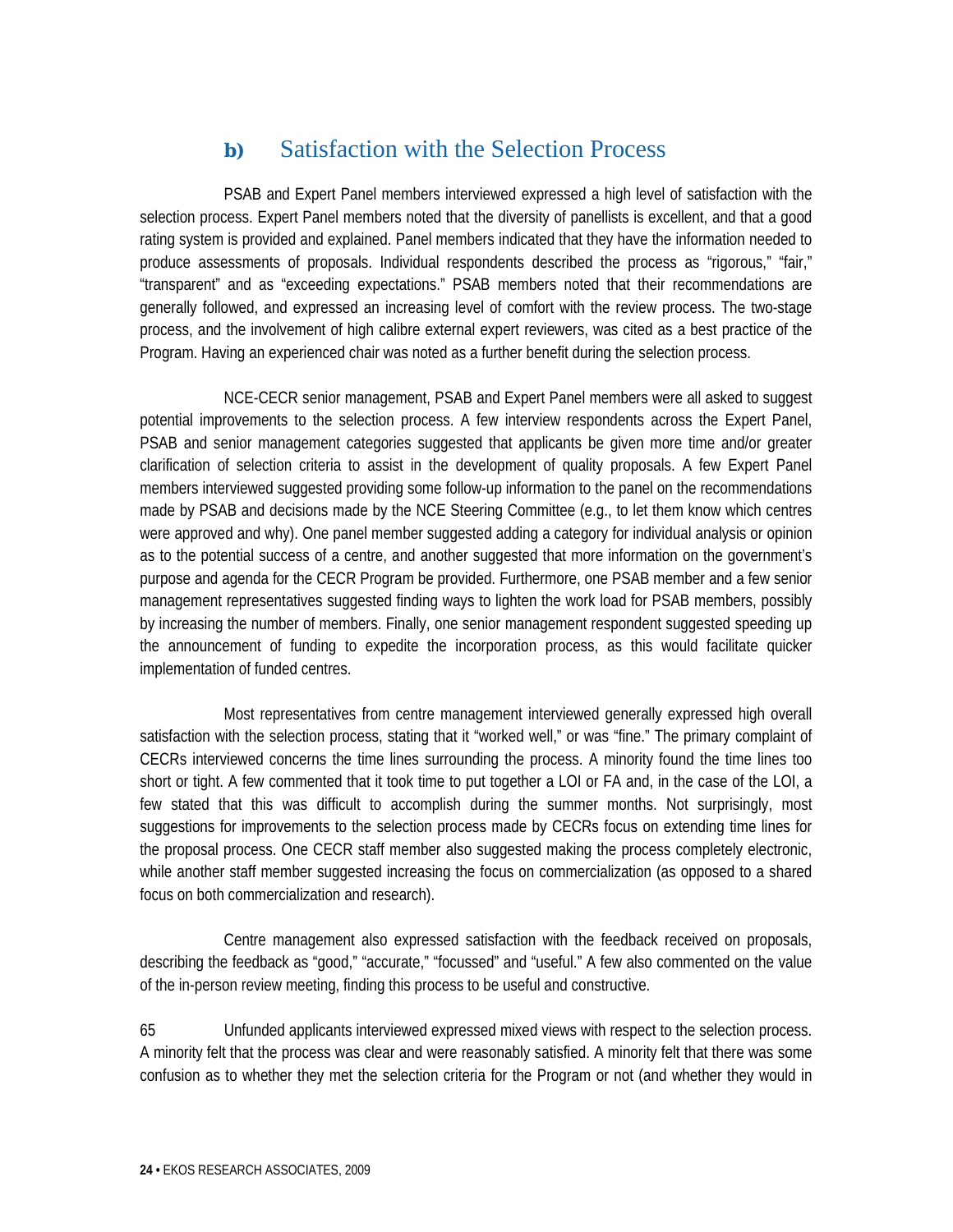### b) Satisfaction with the Selection Process

PSAB and Expert Panel members interviewed expressed a high level of satisfaction with the selection process. Expert Panel members noted that the diversity of panellists is excellent, and that a good rating system is provided and explained. Panel members indicated that they have the information needed to produce assessments of proposals. Individual respondents described the process as "rigorous," "fair," "transparent" and as "exceeding expectations." PSAB members noted that their recommendations are generally followed, and expressed an increasing level of comfort with the review process. The two-stage process, and the involvement of high calibre external expert reviewers, was cited as a best practice of the Program. Having an experienced chair was noted as a further benefit during the selection process.

NCE-CECR senior management, PSAB and Expert Panel members were all asked to suggest potential improvements to the selection process. A few interview respondents across the Expert Panel, PSAB and senior management categories suggested that applicants be given more time and/or greater clarification of selection criteria to assist in the development of quality proposals. A few Expert Panel members interviewed suggested providing some follow-up information to the panel on the recommendations made by PSAB and decisions made by the NCE Steering Committee (e.g., to let them know which centres were approved and why). One panel member suggested adding a category for individual analysis or opinion as to the potential success of a centre, and another suggested that more information on the government's purpose and agenda for the CECR Program be provided. Furthermore, one PSAB member and a few senior management representatives suggested finding ways to lighten the work load for PSAB members, possibly by increasing the number of members. Finally, one senior management respondent suggested speeding up the announcement of funding to expedite the incorporation process, as this would facilitate quicker implementation of funded centres.

Most representatives from centre management interviewed generally expressed high overall satisfaction with the selection process, stating that it "worked well," or was "fine." The primary complaint of CECRs interviewed concerns the time lines surrounding the process. A minority found the time lines too short or tight. A few commented that it took time to put together a LOI or FA and, in the case of the LOI, a few stated that this was difficult to accomplish during the summer months. Not surprisingly, most suggestions for improvements to the selection process made by CECRs focus on extending time lines for the proposal process. One CECR staff member also suggested making the process completely electronic, while another staff member suggested increasing the focus on commercialization (as opposed to a shared focus on both commercialization and research).

Centre management also expressed satisfaction with the feedback received on proposals, describing the feedback as "good," "accurate," "focussed" and "useful." A few also commented on the value of the in-person review meeting, finding this process to be useful and constructive.

65 Unfunded applicants interviewed expressed mixed views with respect to the selection process. A minority felt that the process was clear and were reasonably satisfied. A minority felt that there was some confusion as to whether they met the selection criteria for the Program or not (and whether they would in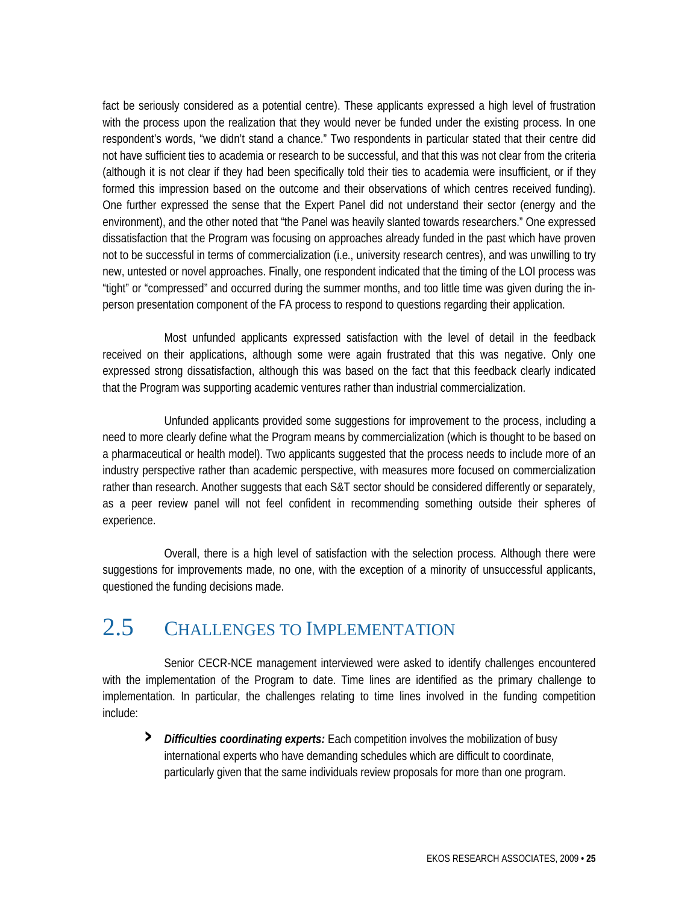fact be seriously considered as a potential centre). These applicants expressed a high level of frustration with the process upon the realization that they would never be funded under the existing process. In one respondent's words, "we didn't stand a chance." Two respondents in particular stated that their centre did not have sufficient ties to academia or research to be successful, and that this was not clear from the criteria (although it is not clear if they had been specifically told their ties to academia were insufficient, or if they formed this impression based on the outcome and their observations of which centres received funding). One further expressed the sense that the Expert Panel did not understand their sector (energy and the environment), and the other noted that "the Panel was heavily slanted towards researchers." One expressed dissatisfaction that the Program was focusing on approaches already funded in the past which have proven not to be successful in terms of commercialization (i.e., university research centres), and was unwilling to try new, untested or novel approaches. Finally, one respondent indicated that the timing of the LOI process was "tight" or "compressed" and occurred during the summer months, and too little time was given during the in-person presentation component of the FA process to respond to questions regarding their application.

Most unfunded applicants expressed satisfaction with the level of detail in the feedback received on their applications, although some were again frustrated that this was negative. Only one expressed strong dissatisfaction, although this was based on the fact that this feedback clearly indicated that the Program was supporting academic ventures rather than industrial commercialization.

Unfunded applicants provided some suggestions for improvement to the process, including a need to more clearly define what the Program means by commercialization (which is thought to be based on a pharmaceutical or health model). Two applicants suggested that the process needs to include more of an industry perspective rather than academic perspective, with measures more focused on commercialization rather than research. Another suggests that each S&T sector should be considered differently or separately, as a peer review panel will not feel confident in recommending something outside their spheres of experience.

Overall, there is a high level of satisfaction with the selection process. Although there were suggestions for improvements made, no one, with the exception of a minority of unsuccessful applicants, questioned the funding decisions made.

## 2.5 Challenges to Implementation

Senior CECR-NCE management interviewed were asked to identify challenges encountered with the implementation of the Program to date. Time lines are identified as the primary challenge to implementation. In particular, the challenges relating to time lines involved in the funding competition include:

- ***Difficulties coordinating experts:*** Each competition involves the mobilization of busy international experts who have demanding schedules which are difficult to coordinate, particularly given that the same individuals review proposals for more than one program.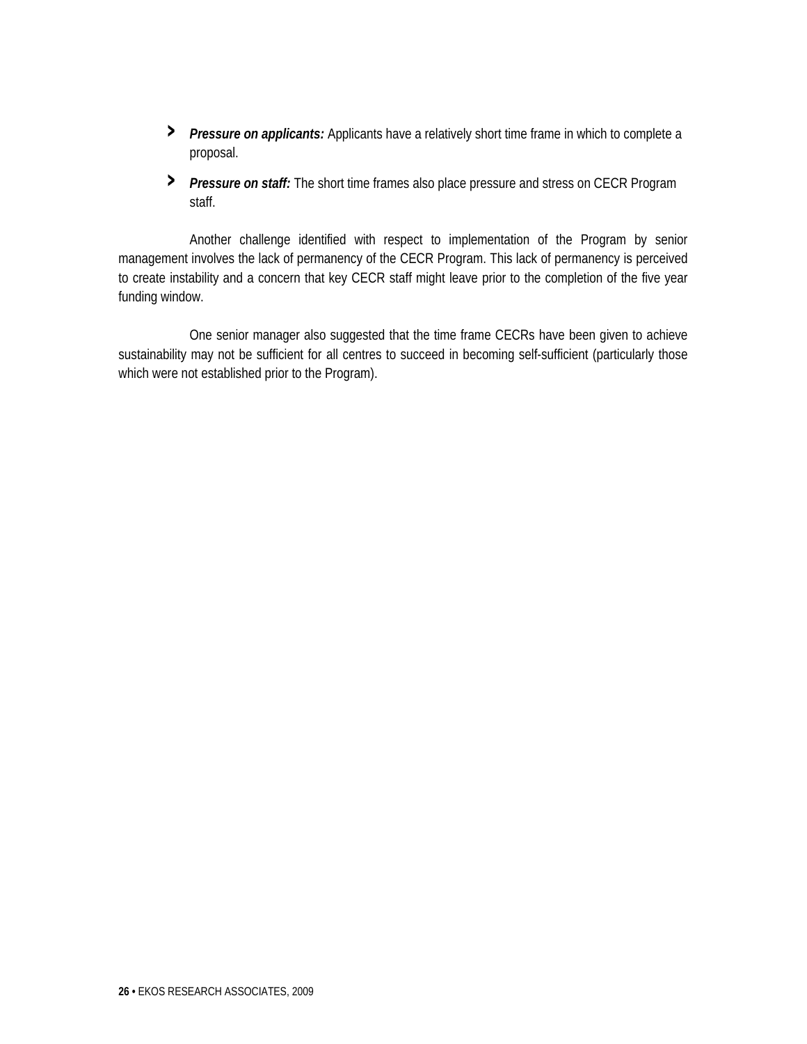- ***Pressure on applicants:*** Applicants have a relatively short time frame in which to complete a proposal.
- ***Pressure on staff:*** The short time frames also place pressure and stress on CECR Program staff.

Another challenge identified with respect to implementation of the Program by senior management involves the lack of permanency of the CECR Program. This lack of permanency is perceived to create instability and a concern that key CECR staff might leave prior to the completion of the five year funding window.

One senior manager also suggested that the time frame CECRs have been given to achieve sustainability may not be sufficient for all centres to succeed in becoming self-sufficient (particularly those which were not established prior to the Program).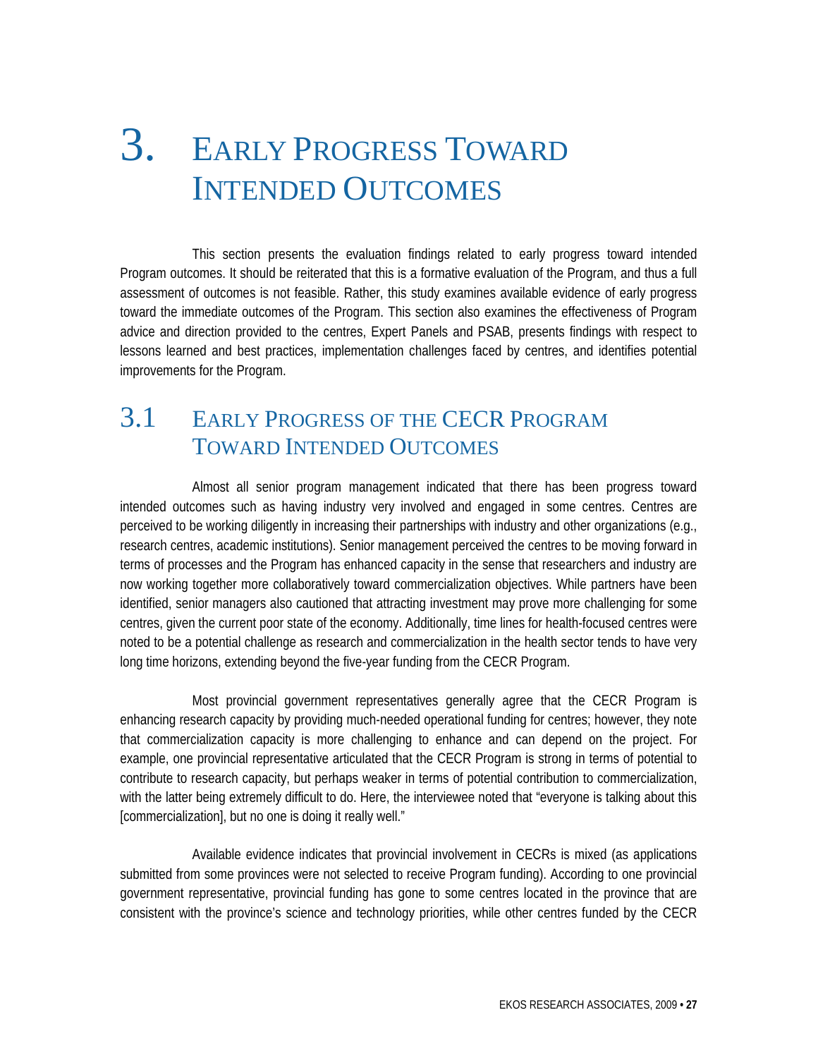# 3. Early Progress Toward Intended Outcomes

This section presents the evaluation findings related to early progress toward intended Program outcomes. It should be reiterated that this is a formative evaluation of the Program, and thus a full assessment of outcomes is not feasible. Rather, this study examines available evidence of early progress toward the immediate outcomes of the Program. This section also examines the effectiveness of Program advice and direction provided to the centres, Expert Panels and PSAB, presents findings with respect to lessons learned and best practices, implementation challenges faced by centres, and identifies potential improvements for the Program.

## 3.1 Early Progress of the CECR Program Toward Intended Outcomes

Almost all senior program management indicated that there has been progress toward intended outcomes such as having industry very involved and engaged in some centres. Centres are perceived to be working diligently in increasing their partnerships with industry and other organizations (e.g., research centres, academic institutions). Senior management perceived the centres to be moving forward in terms of processes and the Program has enhanced capacity in the sense that researchers and industry are now working together more collaboratively toward commercialization objectives. While partners have been identified, senior managers also cautioned that attracting investment may prove more challenging for some centres, given the current poor state of the economy. Additionally, time lines for health-focused centres were noted to be a potential challenge as research and commercialization in the health sector tends to have very long time horizons, extending beyond the five-year funding from the CECR Program.

Most provincial government representatives generally agree that the CECR Program is enhancing research capacity by providing much-needed operational funding for centres; however, they note that commercialization capacity is more challenging to enhance and can depend on the project. For example, one provincial representative articulated that the CECR Program is strong in terms of potential to contribute to research capacity, but perhaps weaker in terms of potential contribution to commercialization, with the latter being extremely difficult to do. Here, the interviewee noted that "everyone is talking about this [commercialization], but no one is doing it really well."

Available evidence indicates that provincial involvement in CECRs is mixed (as applications submitted from some provinces were not selected to receive Program funding). According to one provincial government representative, provincial funding has gone to some centres located in the province that are consistent with the province's science and technology priorities, while other centres funded by the CECR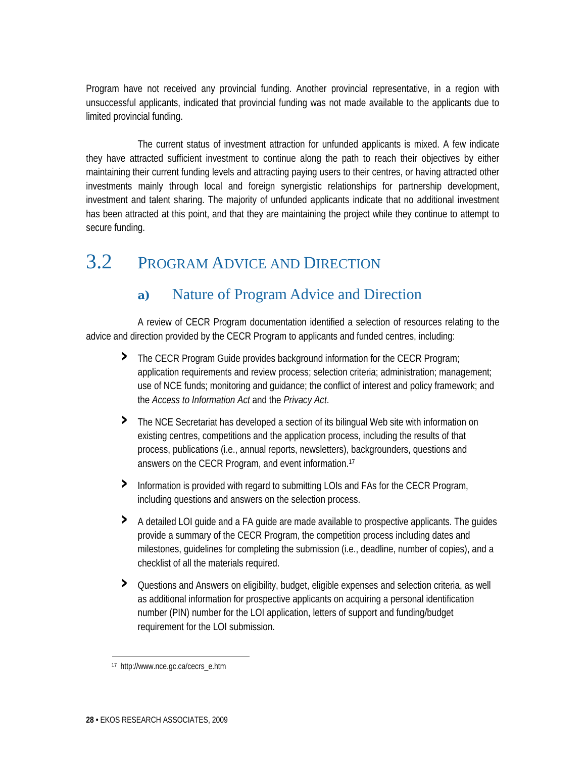Program have not received any provincial funding. Another provincial representative, in a region with unsuccessful applicants, indicated that provincial funding was not made available to the applicants due to limited provincial funding.

The current status of investment attraction for unfunded applicants is mixed. A few indicate they have attracted sufficient investment to continue along the path to reach their objectives by either maintaining their current funding levels and attracting paying users to their centres, or having attracted other investments mainly through local and foreign synergistic relationships for partnership development, investment and talent sharing. The majority of unfunded applicants indicate that no additional investment has been attracted at this point, and that they are maintaining the project while they continue to attempt to secure funding.

## 3.2 Program Advice and Direction

### a) Nature of Program Advice and Direction

A review of CECR Program documentation identified a selection of resources relating to the advice and direction provided by the CECR Program to applicants and funded centres, including:

- The CECR Program Guide provides background information for the CECR Program; application requirements and review process; selection criteria; administration; management; use of NCE funds; monitoring and guidance; the conflict of interest and policy framework; and the *Access to Information Act* and the *Privacy Act*.
- The NCE Secretariat has developed a section of its bilingual Web site with information on existing centres, competitions and the application process, including the results of that process, publications (i.e., annual reports, newsletters), backgrounders, questions and answers on the CECR Program, and event information.[17]
- Information is provided with regard to submitting LOIs and FAs for the CECR Program, including questions and answers on the selection process.
- A detailed LOI guide and a FA guide are made available to prospective applicants. The guides provide a summary of the CECR Program, the competition process including dates and milestones, guidelines for completing the submission (i.e., deadline, number of copies), and a checklist of all the materials required.
- Questions and Answers on eligibility, budget, eligible expenses and selection criteria, as well as additional information for prospective applicants on acquiring a personal identification number (PIN) number for the LOI application, letters of support and funding/budget requirement for the LOI submission.

[17] http://www.nce.gc.ca/cecrs_e.htm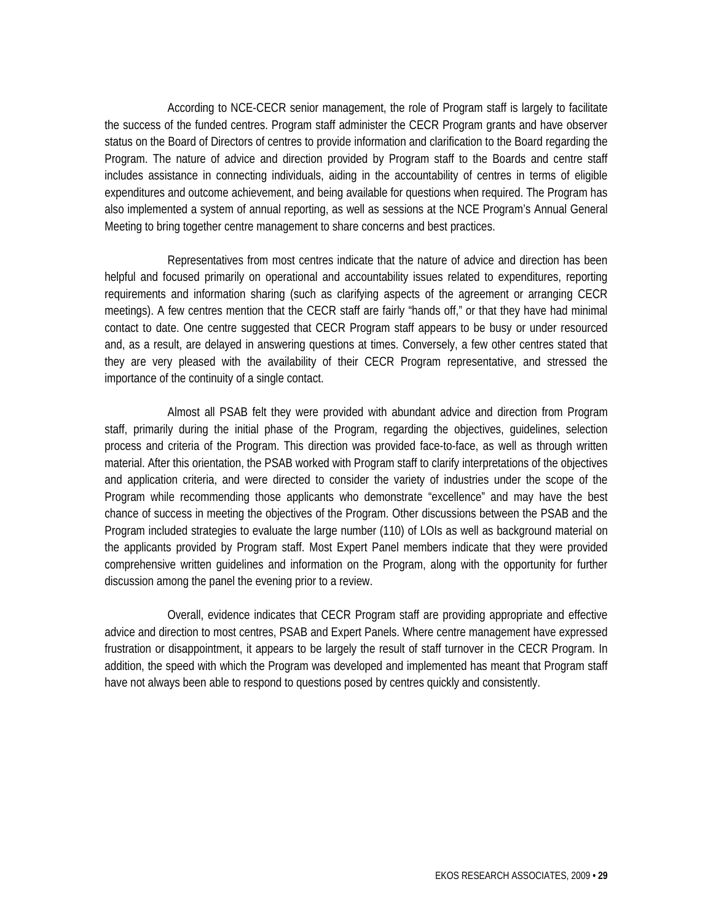According to NCE-CECR senior management, the role of Program staff is largely to facilitate the success of the funded centres. Program staff administer the CECR Program grants and have observer status on the Board of Directors of centres to provide information and clarification to the Board regarding the Program. The nature of advice and direction provided by Program staff to the Boards and centre staff includes assistance in connecting individuals, aiding in the accountability of centres in terms of eligible expenditures and outcome achievement, and being available for questions when required. The Program has also implemented a system of annual reporting, as well as sessions at the NCE Program's Annual General Meeting to bring together centre management to share concerns and best practices.

Representatives from most centres indicate that the nature of advice and direction has been helpful and focused primarily on operational and accountability issues related to expenditures, reporting requirements and information sharing (such as clarifying aspects of the agreement or arranging CECR meetings). A few centres mention that the CECR staff are fairly "hands off," or that they have had minimal contact to date. One centre suggested that CECR Program staff appears to be busy or under resourced and, as a result, are delayed in answering questions at times. Conversely, a few other centres stated that they are very pleased with the availability of their CECR Program representative, and stressed the importance of the continuity of a single contact.

Almost all PSAB felt they were provided with abundant advice and direction from Program staff, primarily during the initial phase of the Program, regarding the objectives, guidelines, selection process and criteria of the Program. This direction was provided face-to-face, as well as through written material. After this orientation, the PSAB worked with Program staff to clarify interpretations of the objectives and application criteria, and were directed to consider the variety of industries under the scope of the Program while recommending those applicants who demonstrate "excellence" and may have the best chance of success in meeting the objectives of the Program. Other discussions between the PSAB and the Program included strategies to evaluate the large number (110) of LOIs as well as background material on the applicants provided by Program staff. Most Expert Panel members indicate that they were provided comprehensive written guidelines and information on the Program, along with the opportunity for further discussion among the panel the evening prior to a review.

Overall, evidence indicates that CECR Program staff are providing appropriate and effective advice and direction to most centres, PSAB and Expert Panels. Where centre management have expressed frustration or disappointment, it appears to be largely the result of staff turnover in the CECR Program. In addition, the speed with which the Program was developed and implemented has meant that Program staff have not always been able to respond to questions posed by centres quickly and consistently.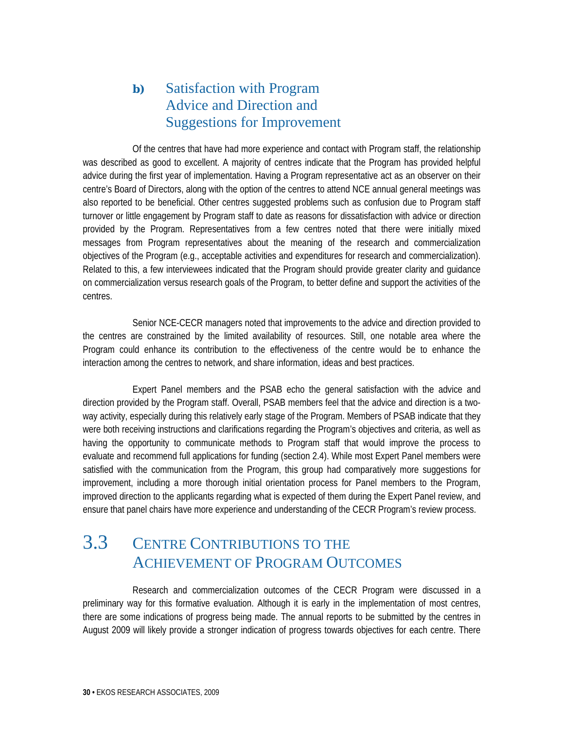### b) Satisfaction with Program Advice and Direction and Suggestions for Improvement

Of the centres that have had more experience and contact with Program staff, the relationship was described as good to excellent. A majority of centres indicate that the Program has provided helpful advice during the first year of implementation. Having a Program representative act as an observer on their centre's Board of Directors, along with the option of the centres to attend NCE annual general meetings was also reported to be beneficial. Other centres suggested problems such as confusion due to Program staff turnover or little engagement by Program staff to date as reasons for dissatisfaction with advice or direction provided by the Program. Representatives from a few centres noted that there were initially mixed messages from Program representatives about the meaning of the research and commercialization objectives of the Program (e.g., acceptable activities and expenditures for research and commercialization). Related to this, a few interviewees indicated that the Program should provide greater clarity and guidance on commercialization versus research goals of the Program, to better define and support the activities of the centres.

Senior NCE-CECR managers noted that improvements to the advice and direction provided to the centres are constrained by the limited availability of resources. Still, one notable area where the Program could enhance its contribution to the effectiveness of the centre would be to enhance the interaction among the centres to network, and share information, ideas and best practices.

Expert Panel members and the PSAB echo the general satisfaction with the advice and direction provided by the Program staff. Overall, PSAB members feel that the advice and direction is a two-way activity, especially during this relatively early stage of the Program. Members of PSAB indicate that they were both receiving instructions and clarifications regarding the Program's objectives and criteria, as well as having the opportunity to communicate methods to Program staff that would improve the process to evaluate and recommend full applications for funding (section 2.4). While most Expert Panel members were satisfied with the communication from the Program, this group had comparatively more suggestions for improvement, including a more thorough initial orientation process for Panel members to the Program, improved direction to the applicants regarding what is expected of them during the Expert Panel review, and ensure that panel chairs have more experience and understanding of the CECR Program's review process.

## 3.3 Centre Contributions to the Achievement of Program Outcomes

Research and commercialization outcomes of the CECR Program were discussed in a preliminary way for this formative evaluation. Although it is early in the implementation of most centres, there are some indications of progress being made. The annual reports to be submitted by the centres in August 2009 will likely provide a stronger indication of progress towards objectives for each centre. There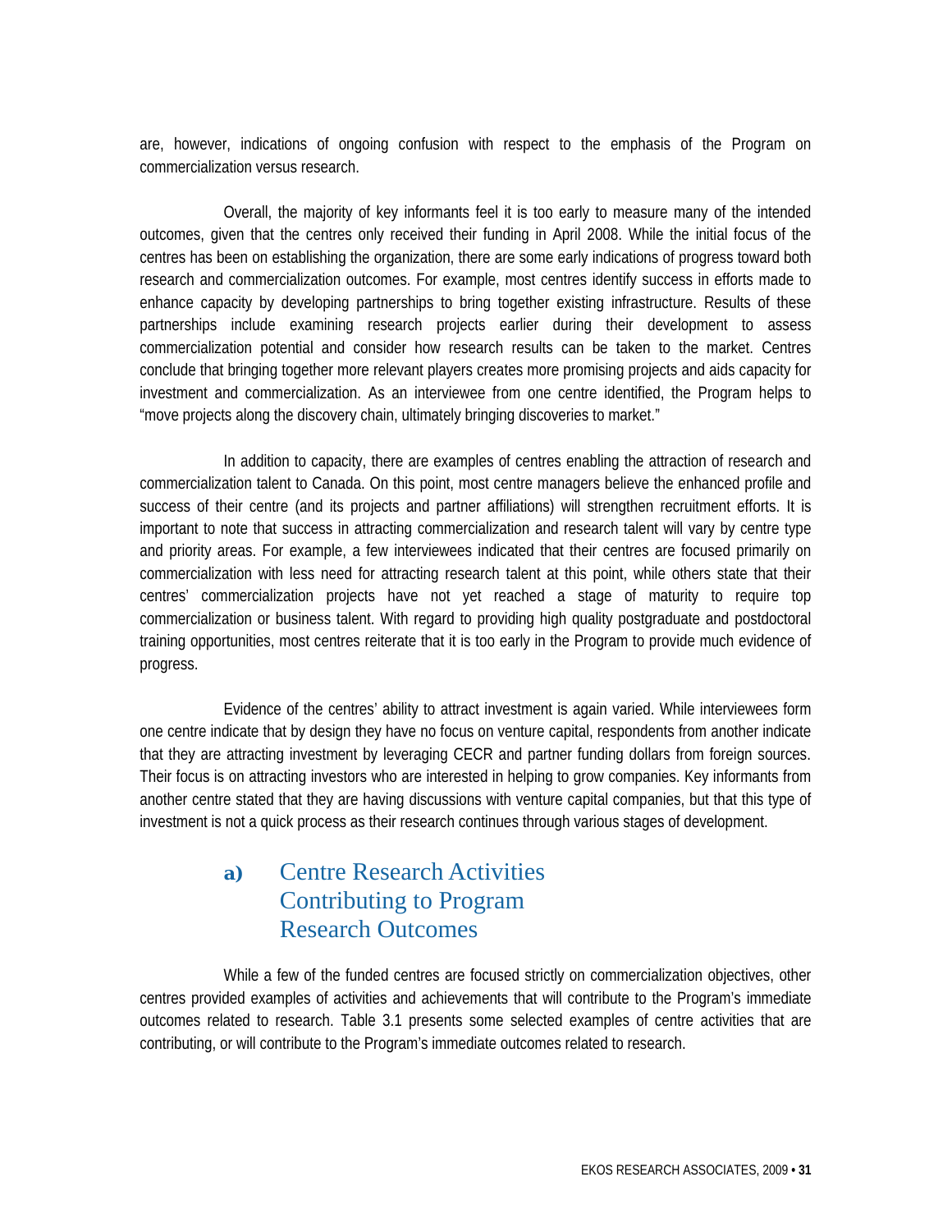are, however, indications of ongoing confusion with respect to the emphasis of the Program on commercialization versus research.

Overall, the majority of key informants feel it is too early to measure many of the intended outcomes, given that the centres only received their funding in April 2008. While the initial focus of the centres has been on establishing the organization, there are some early indications of progress toward both research and commercialization outcomes. For example, most centres identify success in efforts made to enhance capacity by developing partnerships to bring together existing infrastructure. Results of these partnerships include examining research projects earlier during their development to assess commercialization potential and consider how research results can be taken to the market. Centres conclude that bringing together more relevant players creates more promising projects and aids capacity for investment and commercialization. As an interviewee from one centre identified, the Program helps to "move projects along the discovery chain, ultimately bringing discoveries to market."

In addition to capacity, there are examples of centres enabling the attraction of research and commercialization talent to Canada. On this point, most centre managers believe the enhanced profile and success of their centre (and its projects and partner affiliations) will strengthen recruitment efforts. It is important to note that success in attracting commercialization and research talent will vary by centre type and priority areas. For example, a few interviewees indicated that their centres are focused primarily on commercialization with less need for attracting research talent at this point, while others state that their centres' commercialization projects have not yet reached a stage of maturity to require top commercialization or business talent. With regard to providing high quality postgraduate and postdoctoral training opportunities, most centres reiterate that it is too early in the Program to provide much evidence of progress.

Evidence of the centres' ability to attract investment is again varied. While interviewees form one centre indicate that by design they have no focus on venture capital, respondents from another indicate that they are attracting investment by leveraging CECR and partner funding dollars from foreign sources. Their focus is on attracting investors who are interested in helping to grow companies. Key informants from another centre stated that they are having discussions with venture capital companies, but that this type of investment is not a quick process as their research continues through various stages of development.

### a) Centre Research Activities Contributing to Program Research Outcomes

While a few of the funded centres are focused strictly on commercialization objectives, other centres provided examples of activities and achievements that will contribute to the Program's immediate outcomes related to research. Table 3.1 presents some selected examples of centre activities that are contributing, or will contribute to the Program's immediate outcomes related to research.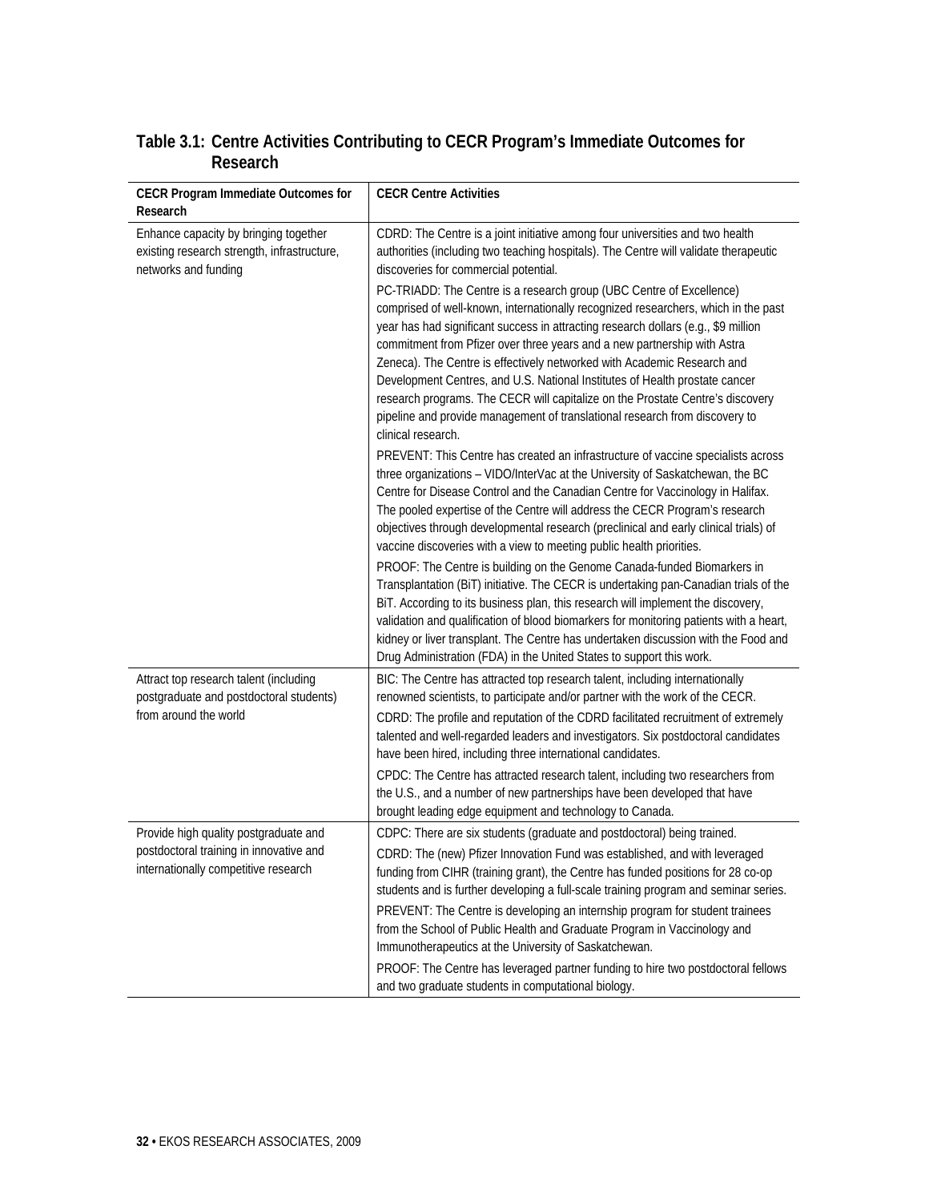## Table 3.1: Centre Activities Contributing to CECR Program's Immediate Outcomes for Research

| CECR Program Immediate Outcomes for Research | CECR Centre Activities |
|---|---|
| Enhance capacity by bringing together existing research strength, infrastructure, networks and funding | CDRD: The Centre is a joint initiative among four universities and two health authorities (including two teaching hospitals). The Centre will validate therapeutic discoveries for commercial potential.<br><br>PC-TRIADD: The Centre is a research group (UBC Centre of Excellence) comprised of well-known, internationally recognized researchers, which in the past year has had significant success in attracting research dollars (e.g., $9 million commitment from Pfizer over three years and a new partnership with Astra Zeneca). The Centre is effectively networked with Academic Research and Development Centres, and U.S. National Institutes of Health prostate cancer research programs. The CECR will capitalize on the Prostate Centre's discovery pipeline and provide management of translational research from discovery to clinical research.<br><br>PREVENT: This Centre has created an infrastructure of vaccine specialists across three organizations – VIDO/InterVac at the University of Saskatchewan, the BC Centre for Disease Control and the Canadian Centre for Vaccinology in Halifax. The pooled expertise of the Centre will address the CECR Program's research objectives through developmental research (preclinical and early clinical trials) of vaccine discoveries with a view to meeting public health priorities.<br><br>PROOF: The Centre is building on the Genome Canada-funded Biomarkers in Transplantation (BiT) initiative. The CECR is undertaking pan-Canadian trials of the BiT. According to its business plan, this research will implement the discovery, validation and qualification of blood biomarkers for monitoring patients with a heart, kidney or liver transplant. The Centre has undertaken discussion with the Food and Drug Administration (FDA) in the United States to support this work. |
| Attract top research talent (including postgraduate and postdoctoral students) from around the world | BIC: The Centre has attracted top research talent, including internationally renowned scientists, to participate and/or partner with the work of the CECR.<br><br>CDRD: The profile and reputation of the CDRD facilitated recruitment of extremely talented and well-regarded leaders and investigators. Six postdoctoral candidates have been hired, including three international candidates.<br><br>CPDC: The Centre has attracted research talent, including two researchers from the U.S., and a number of new partnerships have been developed that have brought leading edge equipment and technology to Canada. |
| Provide high quality postgraduate and postdoctoral training in innovative and internationally competitive research | CDPC: There are six students (graduate and postdoctoral) being trained.<br><br>CDRD: The (new) Pfizer Innovation Fund was established, and with leveraged funding from CIHR (training grant), the Centre has funded positions for 28 co-op students and is further developing a full-scale training program and seminar series.<br><br>PREVENT: The Centre is developing an internship program for student trainees from the School of Public Health and Graduate Program in Vaccinology and Immunotherapeutics at the University of Saskatchewan.<br><br>PROOF: The Centre has leveraged partner funding to hire two postdoctoral fellows and two graduate students in computational biology. |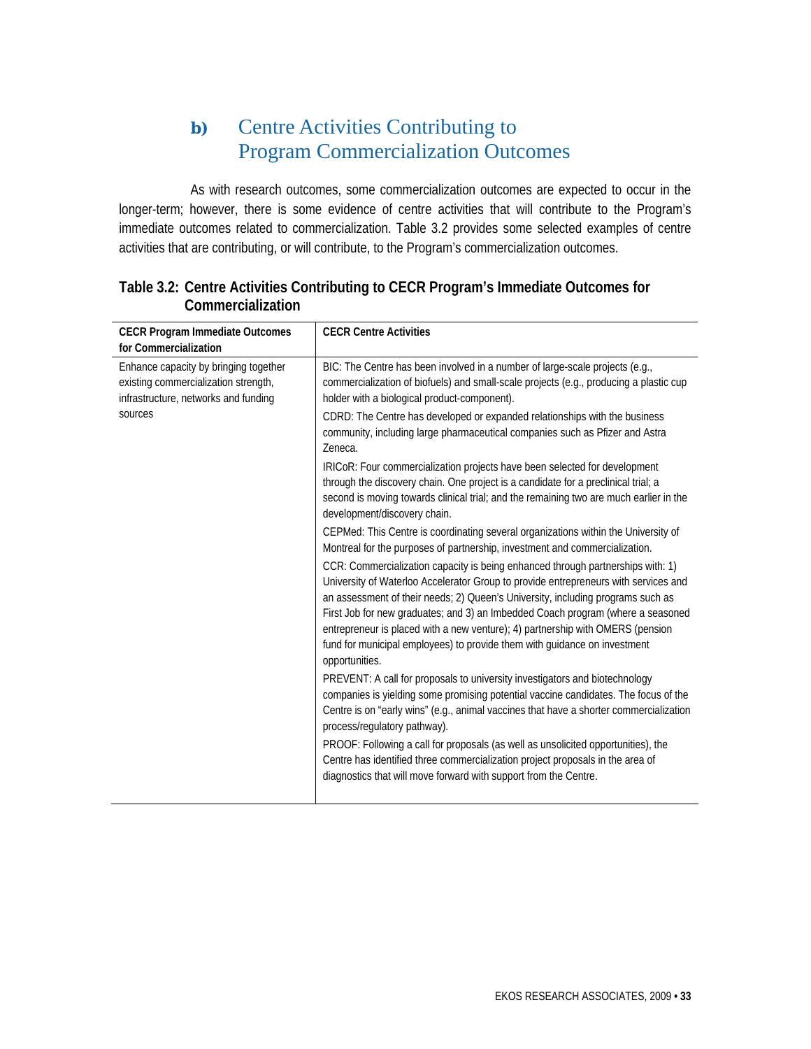### b) Centre Activities Contributing to Program Commercialization Outcomes

As with research outcomes, some commercialization outcomes are expected to occur in the longer-term; however, there is some evidence of centre activities that will contribute to the Program's immediate outcomes related to commercialization. Table 3.2 provides some selected examples of centre activities that are contributing, or will contribute, to the Program's commercialization outcomes.

**Table 3.2: Centre Activities Contributing to CECR Program's Immediate Outcomes for Commercialization**

| CECR Program Immediate Outcomes for Commercialization | CECR Centre Activities |
|---|---|
| Enhance capacity by bringing together existing commercialization strength, infrastructure, networks and funding sources | BIC: The Centre has been involved in a number of large-scale projects (e.g., commercialization of biofuels) and small-scale projects (e.g., producing a plastic cup holder with a biological product-component).<br>CDRD: The Centre has developed or expanded relationships with the business community, including large pharmaceutical companies such as Pfizer and Astra Zeneca.<br>IRICoR: Four commercialization projects have been selected for development through the discovery chain. One project is a candidate for a preclinical trial; a second is moving towards clinical trial; and the remaining two are much earlier in the development/discovery chain.<br>CEPMed: This Centre is coordinating several organizations within the University of Montreal for the purposes of partnership, investment and commercialization.<br>CCR: Commercialization capacity is being enhanced through partnerships with: 1) University of Waterloo Accelerator Group to provide entrepreneurs with services and an assessment of their needs; 2) Queen's University, including programs such as First Job for new graduates; and 3) an Imbedded Coach program (where a seasoned entrepreneur is placed with a new venture); 4) partnership with OMERS (pension fund for municipal employees) to provide them with guidance on investment opportunities.<br>PREVENT: A call for proposals to university investigators and biotechnology companies is yielding some promising potential vaccine candidates. The focus of the Centre is on "early wins" (e.g., animal vaccines that have a shorter commercialization process/regulatory pathway).<br>PROOF: Following a call for proposals (as well as unsolicited opportunities), the Centre has identified three commercialization project proposals in the area of diagnostics that will move forward with support from the Centre. |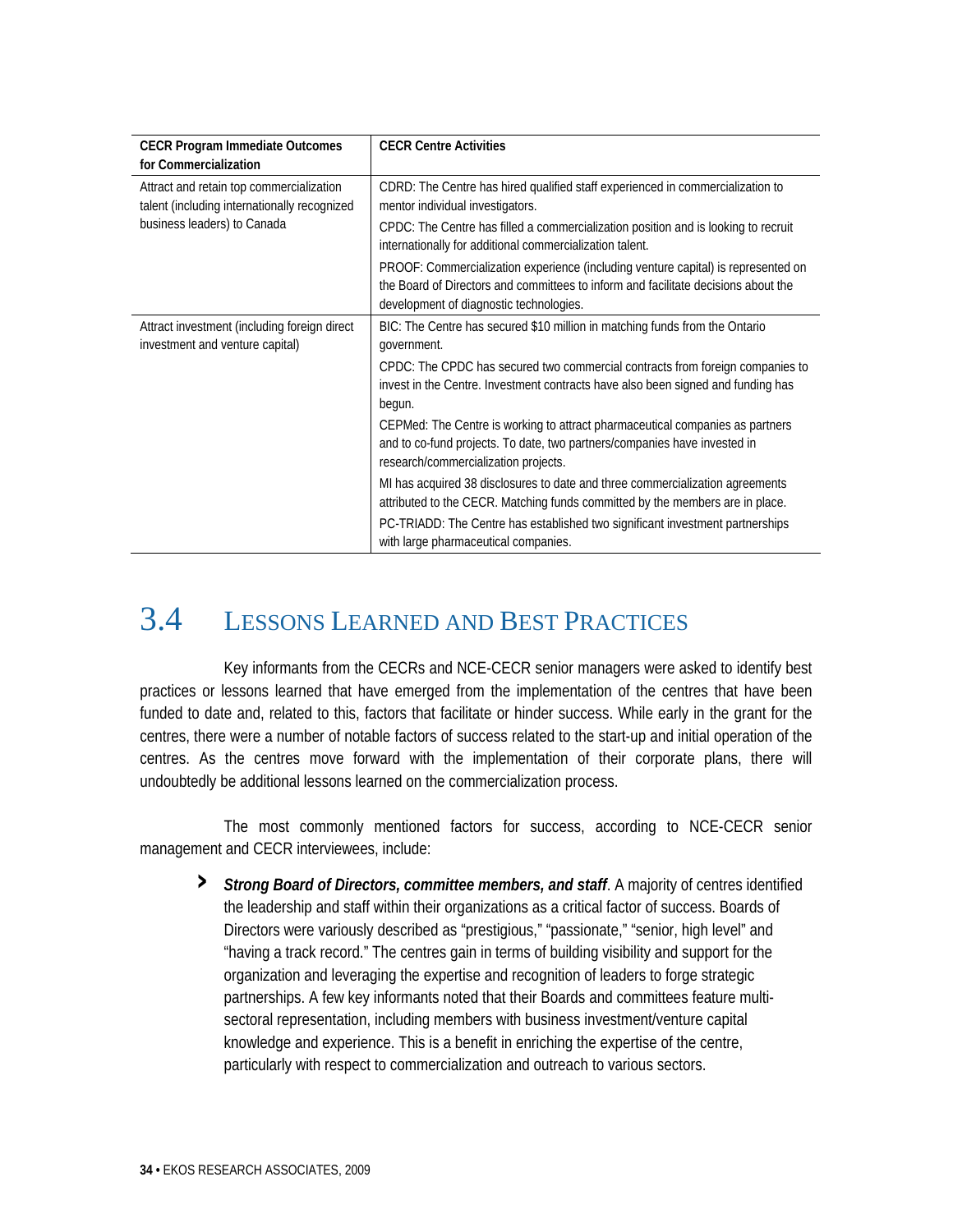| CECR Program Immediate Outcomes for Commercialization | CECR Centre Activities |
|---|---|
| Attract and retain top commercialization talent (including internationally recognized business leaders) to Canada | CDRD: The Centre has hired qualified staff experienced in commercialization to mentor individual investigators. |
| | CPDC: The Centre has filled a commercialization position and is looking to recruit internationally for additional commercialization talent. |
| | PROOF: Commercialization experience (including venture capital) is represented on the Board of Directors and committees to inform and facilitate decisions about the development of diagnostic technologies. |
| Attract investment (including foreign direct investment and venture capital) | BIC: The Centre has secured $10 million in matching funds from the Ontario government. |
| | CPDC: The CPDC has secured two commercial contracts from foreign companies to invest in the Centre. Investment contracts have also been signed and funding has begun. |
| | CEPMed: The Centre is working to attract pharmaceutical companies as partners and to co-fund projects. To date, two partners/companies have invested in research/commercialization projects. |
| | MI has acquired 38 disclosures to date and three commercialization agreements attributed to the CECR. Matching funds committed by the members are in place. |
| | PC-TRIADD: The Centre has established two significant investment partnerships with large pharmaceutical companies. |

## 3.4 Lessons Learned and Best Practices

Key informants from the CECRs and NCE-CECR senior managers were asked to identify best practices or lessons learned that have emerged from the implementation of the centres that have been funded to date and, related to this, factors that facilitate or hinder success. While early in the grant for the centres, there were a number of notable factors of success related to the start-up and initial operation of the centres. As the centres move forward with the implementation of their corporate plans, there will undoubtedly be additional lessons learned on the commercialization process.

The most commonly mentioned factors for success, according to NCE-CECR senior management and CECR interviewees, include:

- ***Strong Board of Directors, committee members, and staff***. A majority of centres identified the leadership and staff within their organizations as a critical factor of success. Boards of Directors were variously described as "prestigious," "passionate," "senior, high level" and "having a track record." The centres gain in terms of building visibility and support for the organization and leveraging the expertise and recognition of leaders to forge strategic partnerships. A few key informants noted that their Boards and committees feature multi-sectoral representation, including members with business investment/venture capital knowledge and experience. This is a benefit in enriching the expertise of the centre, particularly with respect to commercialization and outreach to various sectors.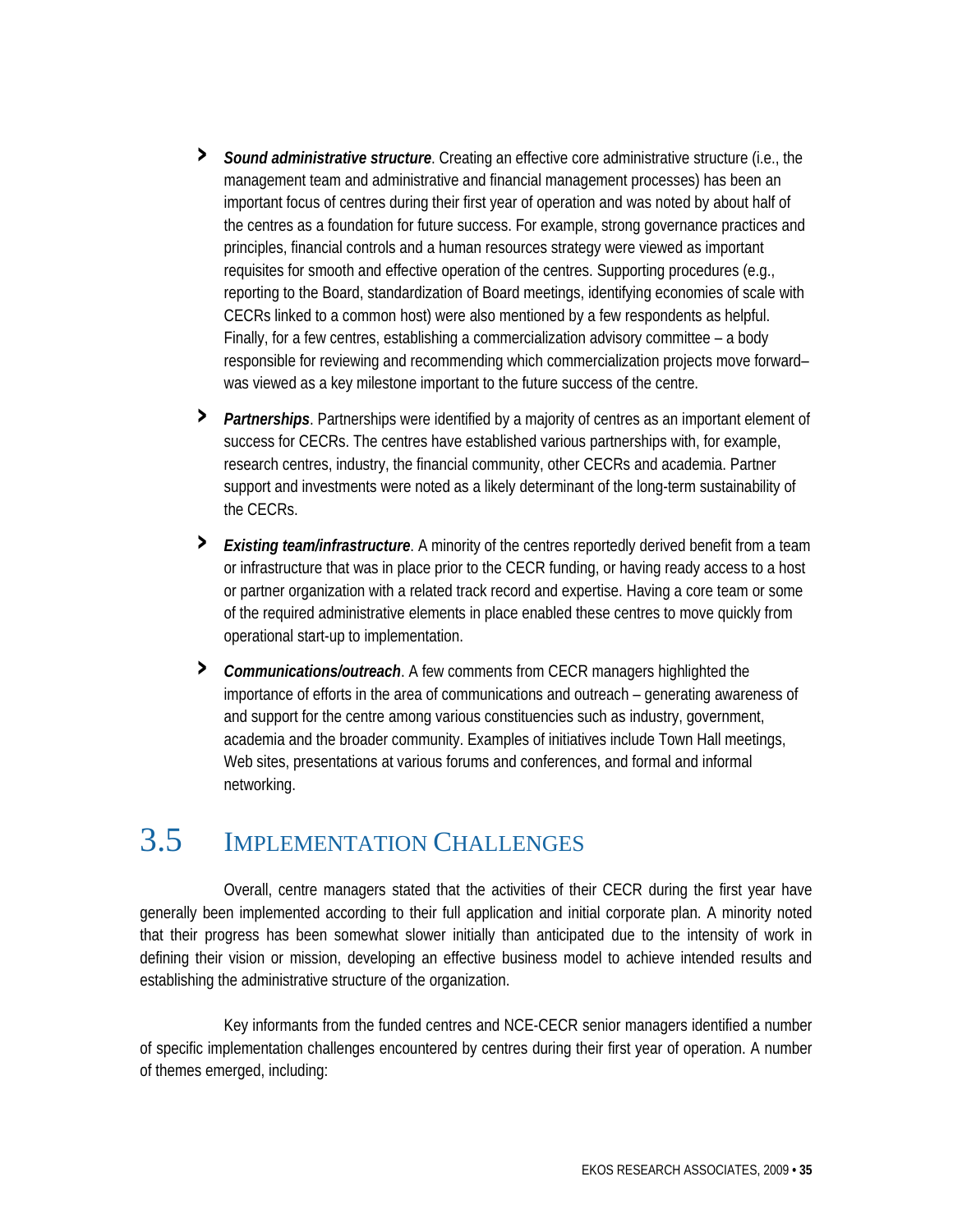- ***Sound administrative structure***. Creating an effective core administrative structure (i.e., the management team and administrative and financial management processes) has been an important focus of centres during their first year of operation and was noted by about half of the centres as a foundation for future success. For example, strong governance practices and principles, financial controls and a human resources strategy were viewed as important requisites for smooth and effective operation of the centres. Supporting procedures (e.g., reporting to the Board, standardization of Board meetings, identifying economies of scale with CECRs linked to a common host) were also mentioned by a few respondents as helpful. Finally, for a few centres, establishing a commercialization advisory committee – a body responsible for reviewing and recommending which commercialization projects move forward– was viewed as a key milestone important to the future success of the centre.

- ***Partnerships***. Partnerships were identified by a majority of centres as an important element of success for CECRs. The centres have established various partnerships with, for example, research centres, industry, the financial community, other CECRs and academia. Partner support and investments were noted as a likely determinant of the long-term sustainability of the CECRs.

- ***Existing team/infrastructure***. A minority of the centres reportedly derived benefit from a team or infrastructure that was in place prior to the CECR funding, or having ready access to a host or partner organization with a related track record and expertise. Having a core team or some of the required administrative elements in place enabled these centres to move quickly from operational start-up to implementation.

- ***Communications/outreach***. A few comments from CECR managers highlighted the importance of efforts in the area of communications and outreach – generating awareness of and support for the centre among various constituencies such as industry, government, academia and the broader community. Examples of initiatives include Town Hall meetings, Web sites, presentations at various forums and conferences, and formal and informal networking.

## 3.5 Implementation Challenges

Overall, centre managers stated that the activities of their CECR during the first year have generally been implemented according to their full application and initial corporate plan. A minority noted that their progress has been somewhat slower initially than anticipated due to the intensity of work in defining their vision or mission, developing an effective business model to achieve intended results and establishing the administrative structure of the organization.

Key informants from the funded centres and NCE-CECR senior managers identified a number of specific implementation challenges encountered by centres during their first year of operation. A number of themes emerged, including: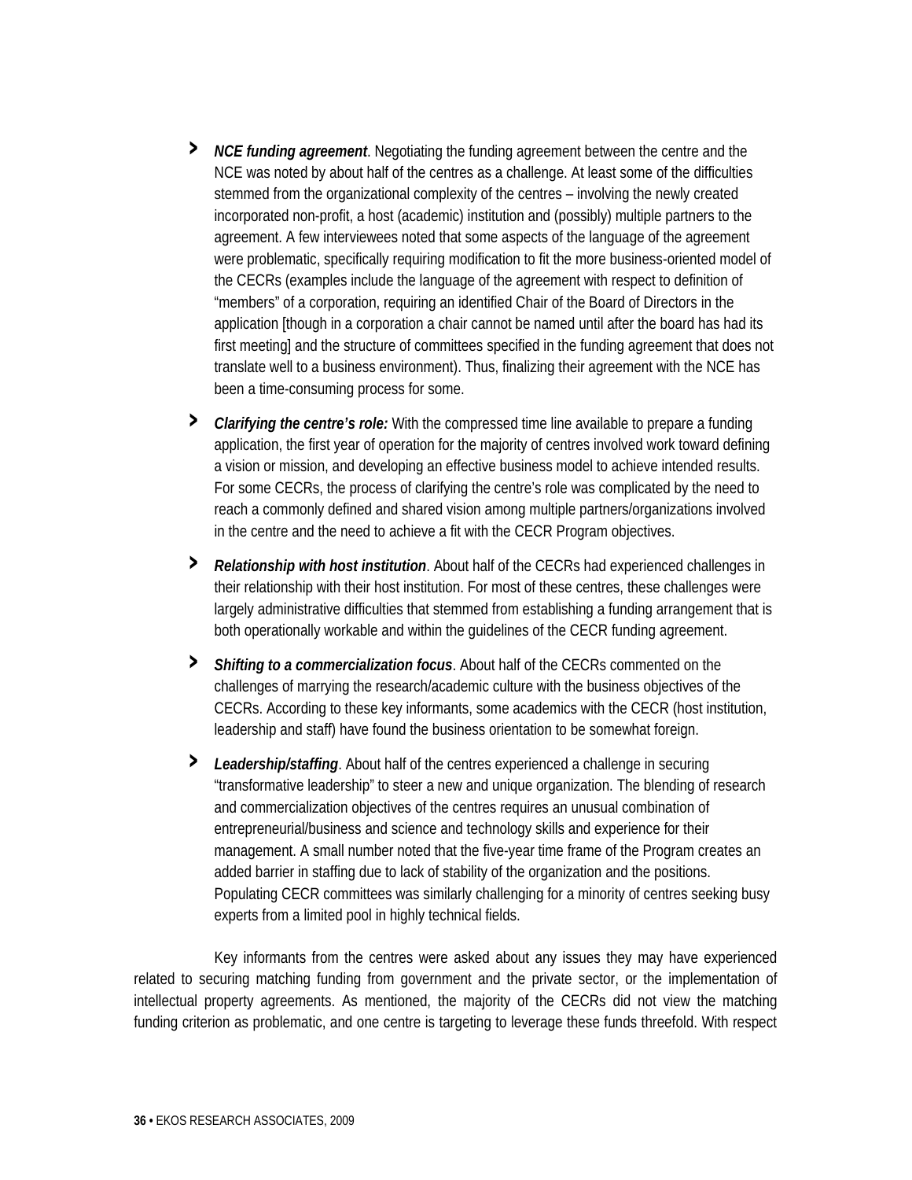- ***NCE funding agreement***. Negotiating the funding agreement between the centre and the NCE was noted by about half of the centres as a challenge. At least some of the difficulties stemmed from the organizational complexity of the centres – involving the newly created incorporated non-profit, a host (academic) institution and (possibly) multiple partners to the agreement. A few interviewees noted that some aspects of the language of the agreement were problematic, specifically requiring modification to fit the more business-oriented model of the CECRs (examples include the language of the agreement with respect to definition of "members" of a corporation, requiring an identified Chair of the Board of Directors in the application [though in a corporation a chair cannot be named until after the board has had its first meeting] and the structure of committees specified in the funding agreement that does not translate well to a business environment). Thus, finalizing their agreement with the NCE has been a time-consuming process for some.

- ***Clarifying the centre's role:*** With the compressed time line available to prepare a funding application, the first year of operation for the majority of centres involved work toward defining a vision or mission, and developing an effective business model to achieve intended results. For some CECRs, the process of clarifying the centre's role was complicated by the need to reach a commonly defined and shared vision among multiple partners/organizations involved in the centre and the need to achieve a fit with the CECR Program objectives.

- ***Relationship with host institution***. About half of the CECRs had experienced challenges in their relationship with their host institution. For most of these centres, these challenges were largely administrative difficulties that stemmed from establishing a funding arrangement that is both operationally workable and within the guidelines of the CECR funding agreement.

- ***Shifting to a commercialization focus***. About half of the CECRs commented on the challenges of marrying the research/academic culture with the business objectives of the CECRs. According to these key informants, some academics with the CECR (host institution, leadership and staff) have found the business orientation to be somewhat foreign.

- ***Leadership/staffing***. About half of the centres experienced a challenge in securing "transformative leadership" to steer a new and unique organization. The blending of research and commercialization objectives of the centres requires an unusual combination of entrepreneurial/business and science and technology skills and experience for their management. A small number noted that the five-year time frame of the Program creates an added barrier in staffing due to lack of stability of the organization and the positions. Populating CECR committees was similarly challenging for a minority of centres seeking busy experts from a limited pool in highly technical fields.

Key informants from the centres were asked about any issues they may have experienced related to securing matching funding from government and the private sector, or the implementation of intellectual property agreements. As mentioned, the majority of the CECRs did not view the matching funding criterion as problematic, and one centre is targeting to leverage these funds threefold. With respect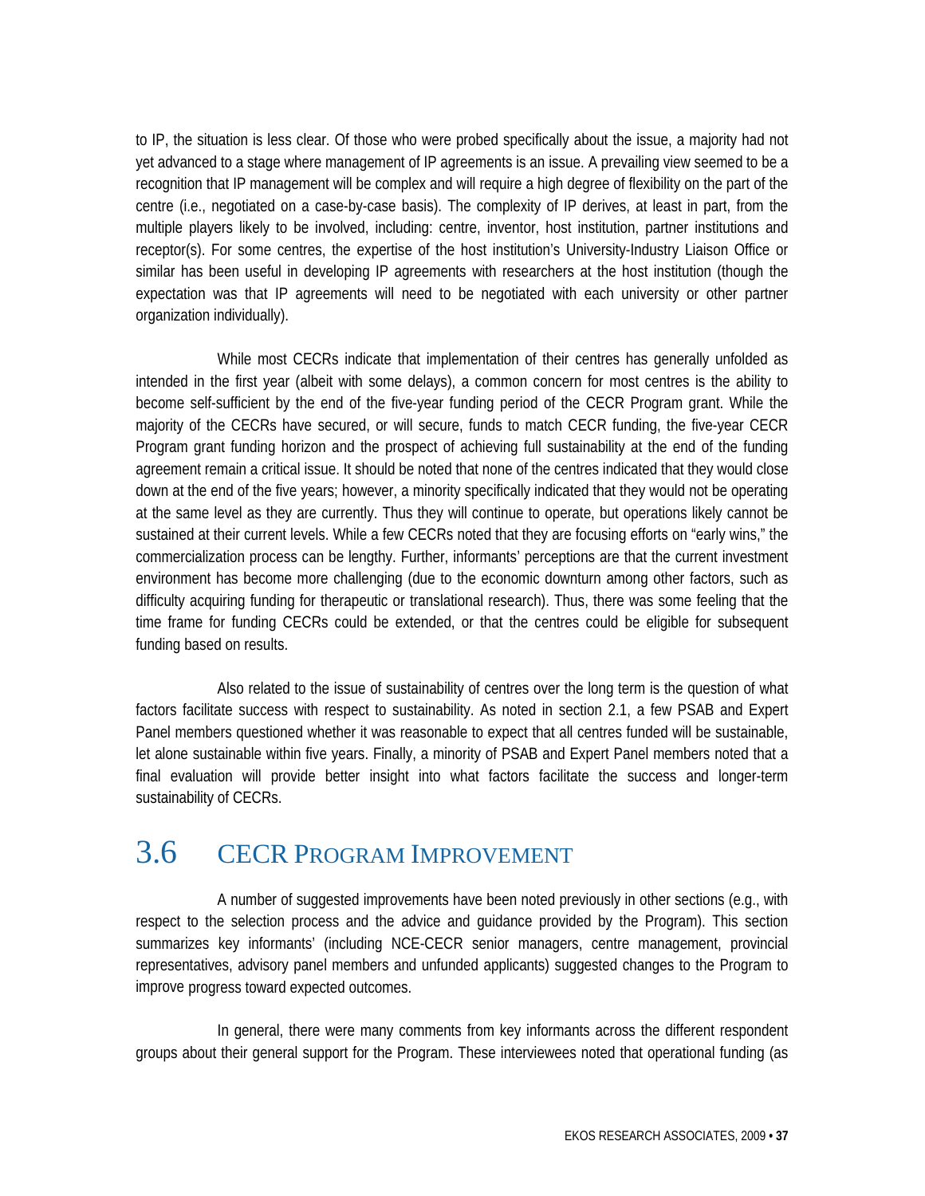to IP, the situation is less clear. Of those who were probed specifically about the issue, a majority had not yet advanced to a stage where management of IP agreements is an issue. A prevailing view seemed to be a recognition that IP management will be complex and will require a high degree of flexibility on the part of the centre (i.e., negotiated on a case-by-case basis). The complexity of IP derives, at least in part, from the multiple players likely to be involved, including: centre, inventor, host institution, partner institutions and receptor(s). For some centres, the expertise of the host institution's University-Industry Liaison Office or similar has been useful in developing IP agreements with researchers at the host institution (though the expectation was that IP agreements will need to be negotiated with each university or other partner organization individually).

While most CECRs indicate that implementation of their centres has generally unfolded as intended in the first year (albeit with some delays), a common concern for most centres is the ability to become self-sufficient by the end of the five-year funding period of the CECR Program grant. While the majority of the CECRs have secured, or will secure, funds to match CECR funding, the five-year CECR Program grant funding horizon and the prospect of achieving full sustainability at the end of the funding agreement remain a critical issue. It should be noted that none of the centres indicated that they would close down at the end of the five years; however, a minority specifically indicated that they would not be operating at the same level as they are currently. Thus they will continue to operate, but operations likely cannot be sustained at their current levels. While a few CECRs noted that they are focusing efforts on "early wins," the commercialization process can be lengthy. Further, informants' perceptions are that the current investment environment has become more challenging (due to the economic downturn among other factors, such as difficulty acquiring funding for therapeutic or translational research). Thus, there was some feeling that the time frame for funding CECRs could be extended, or that the centres could be eligible for subsequent funding based on results.

Also related to the issue of sustainability of centres over the long term is the question of what factors facilitate success with respect to sustainability. As noted in section 2.1, a few PSAB and Expert Panel members questioned whether it was reasonable to expect that all centres funded will be sustainable, let alone sustainable within five years. Finally, a minority of PSAB and Expert Panel members noted that a final evaluation will provide better insight into what factors facilitate the success and longer-term sustainability of CECRs.

## 3.6 CECR Program Improvement

A number of suggested improvements have been noted previously in other sections (e.g., with respect to the selection process and the advice and guidance provided by the Program). This section summarizes key informants' (including NCE-CECR senior managers, centre management, provincial representatives, advisory panel members and unfunded applicants) suggested changes to the Program to improve progress toward expected outcomes.

In general, there were many comments from key informants across the different respondent groups about their general support for the Program. These interviewees noted that operational funding (as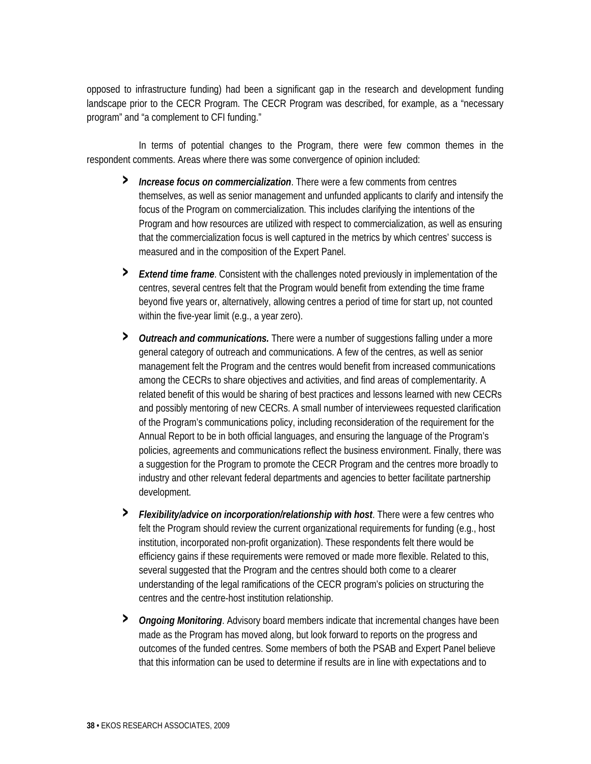opposed to infrastructure funding) had been a significant gap in the research and development funding landscape prior to the CECR Program. The CECR Program was described, for example, as a "necessary program" and "a complement to CFI funding."

In terms of potential changes to the Program, there were few common themes in the respondent comments. Areas where there was some convergence of opinion included:

- ***Increase focus on commercialization***. There were a few comments from centres themselves, as well as senior management and unfunded applicants to clarify and intensify the focus of the Program on commercialization. This includes clarifying the intentions of the Program and how resources are utilized with respect to commercialization, as well as ensuring that the commercialization focus is well captured in the metrics by which centres' success is measured and in the composition of the Expert Panel.
- ***Extend time frame***. Consistent with the challenges noted previously in implementation of the centres, several centres felt that the Program would benefit from extending the time frame beyond five years or, alternatively, allowing centres a period of time for start up, not counted within the five-year limit (e.g., a year zero).
- ***Outreach and communications.*** There were a number of suggestions falling under a more general category of outreach and communications. A few of the centres, as well as senior management felt the Program and the centres would benefit from increased communications among the CECRs to share objectives and activities, and find areas of complementarity. A related benefit of this would be sharing of best practices and lessons learned with new CECRs and possibly mentoring of new CECRs. A small number of interviewees requested clarification of the Program's communications policy, including reconsideration of the requirement for the Annual Report to be in both official languages, and ensuring the language of the Program's policies, agreements and communications reflect the business environment. Finally, there was a suggestion for the Program to promote the CECR Program and the centres more broadly to industry and other relevant federal departments and agencies to better facilitate partnership development.
- ***Flexibility/advice on incorporation/relationship with host***. There were a few centres who felt the Program should review the current organizational requirements for funding (e.g., host institution, incorporated non-profit organization). These respondents felt there would be efficiency gains if these requirements were removed or made more flexible. Related to this, several suggested that the Program and the centres should both come to a clearer understanding of the legal ramifications of the CECR program's policies on structuring the centres and the centre-host institution relationship.
- ***Ongoing Monitoring***. Advisory board members indicate that incremental changes have been made as the Program has moved along, but look forward to reports on the progress and outcomes of the funded centres. Some members of both the PSAB and Expert Panel believe that this information can be used to determine if results are in line with expectations and to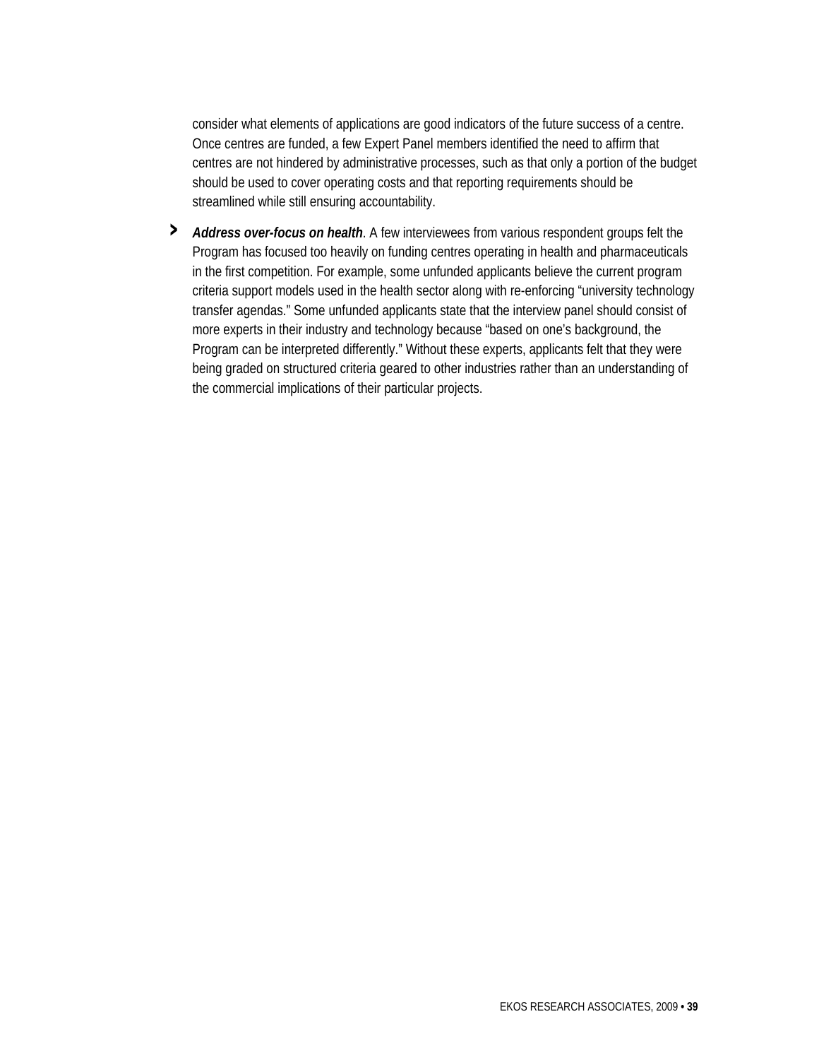consider what elements of applications are good indicators of the future success of a centre. Once centres are funded, a few Expert Panel members identified the need to affirm that centres are not hindered by administrative processes, such as that only a portion of the budget should be used to cover operating costs and that reporting requirements should be streamlined while still ensuring accountability.

- ***Address over-focus on health***. A few interviewees from various respondent groups felt the Program has focused too heavily on funding centres operating in health and pharmaceuticals in the first competition. For example, some unfunded applicants believe the current program criteria support models used in the health sector along with re-enforcing "university technology transfer agendas." Some unfunded applicants state that the interview panel should consist of more experts in their industry and technology because "based on one's background, the Program can be interpreted differently." Without these experts, applicants felt that they were being graded on structured criteria geared to other industries rather than an understanding of the commercial implications of their particular projects.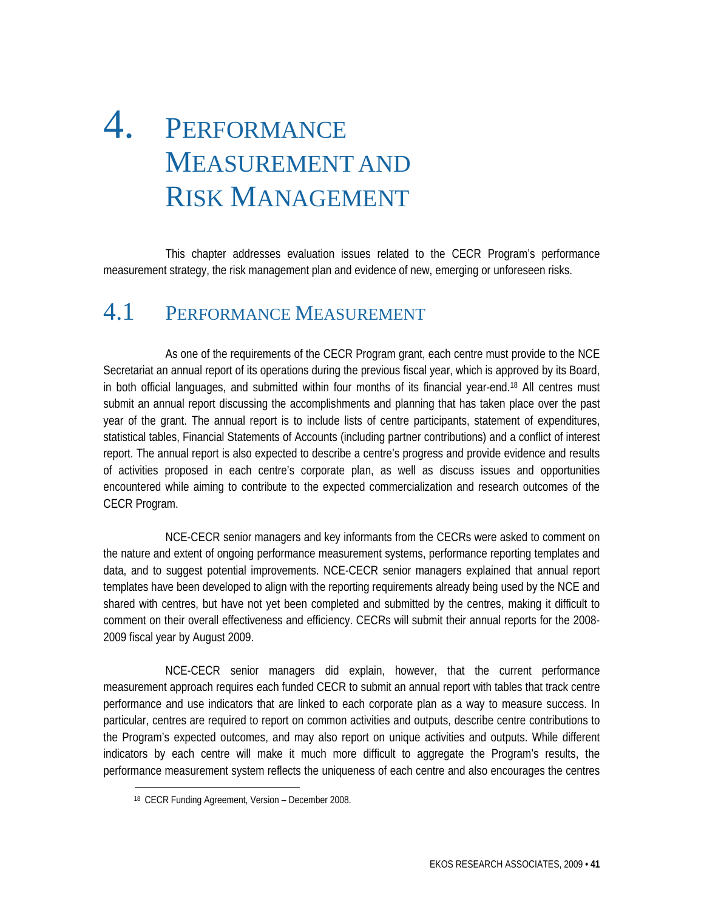# 4. Performance Measurement and Risk Management

This chapter addresses evaluation issues related to the CECR Program's performance measurement strategy, the risk management plan and evidence of new, emerging or unforeseen risks.

## 4.1 Performance Measurement

As one of the requirements of the CECR Program grant, each centre must provide to the NCE Secretariat an annual report of its operations during the previous fiscal year, which is approved by its Board, in both official languages, and submitted within four months of its financial year-end.[18] All centres must submit an annual report discussing the accomplishments and planning that has taken place over the past year of the grant. The annual report is to include lists of centre participants, statement of expenditures, statistical tables, Financial Statements of Accounts (including partner contributions) and a conflict of interest report. The annual report is also expected to describe a centre's progress and provide evidence and results of activities proposed in each centre's corporate plan, as well as discuss issues and opportunities encountered while aiming to contribute to the expected commercialization and research outcomes of the CECR Program.

NCE-CECR senior managers and key informants from the CECRs were asked to comment on the nature and extent of ongoing performance measurement systems, performance reporting templates and data, and to suggest potential improvements. NCE-CECR senior managers explained that annual report templates have been developed to align with the reporting requirements already being used by the NCE and shared with centres, but have not yet been completed and submitted by the centres, making it difficult to comment on their overall effectiveness and efficiency. CECRs will submit their annual reports for the 2008-2009 fiscal year by August 2009.

NCE-CECR senior managers did explain, however, that the current performance measurement approach requires each funded CECR to submit an annual report with tables that track centre performance and use indicators that are linked to each corporate plan as a way to measure success. In particular, centres are required to report on common activities and outputs, describe centre contributions to the Program's expected outcomes, and may also report on unique activities and outputs. While different indicators by each centre will make it much more difficult to aggregate the Program's results, the performance measurement system reflects the uniqueness of each centre and also encourages the centres

[18] CECR Funding Agreement, Version – December 2008.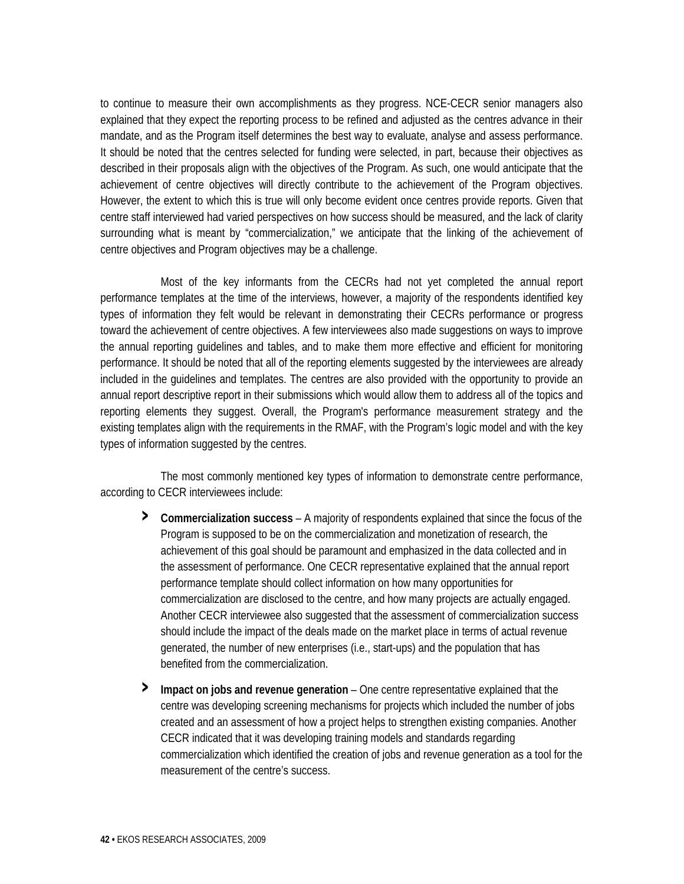to continue to measure their own accomplishments as they progress. NCE-CECR senior managers also explained that they expect the reporting process to be refined and adjusted as the centres advance in their mandate, and as the Program itself determines the best way to evaluate, analyse and assess performance. It should be noted that the centres selected for funding were selected, in part, because their objectives as described in their proposals align with the objectives of the Program. As such, one would anticipate that the achievement of centre objectives will directly contribute to the achievement of the Program objectives. However, the extent to which this is true will only become evident once centres provide reports. Given that centre staff interviewed had varied perspectives on how success should be measured, and the lack of clarity surrounding what is meant by "commercialization," we anticipate that the linking of the achievement of centre objectives and Program objectives may be a challenge.

Most of the key informants from the CECRs had not yet completed the annual report performance templates at the time of the interviews, however, a majority of the respondents identified key types of information they felt would be relevant in demonstrating their CECRs performance or progress toward the achievement of centre objectives. A few interviewees also made suggestions on ways to improve the annual reporting guidelines and tables, and to make them more effective and efficient for monitoring performance. It should be noted that all of the reporting elements suggested by the interviewees are already included in the guidelines and templates. The centres are also provided with the opportunity to provide an annual report descriptive report in their submissions which would allow them to address all of the topics and reporting elements they suggest. Overall, the Program's performance measurement strategy and the existing templates align with the requirements in the RMAF, with the Program's logic model and with the key types of information suggested by the centres.

The most commonly mentioned key types of information to demonstrate centre performance, according to CECR interviewees include:

- **Commercialization success** – A majority of respondents explained that since the focus of the Program is supposed to be on the commercialization and monetization of research, the achievement of this goal should be paramount and emphasized in the data collected and in the assessment of performance. One CECR representative explained that the annual report performance template should collect information on how many opportunities for commercialization are disclosed to the centre, and how many projects are actually engaged. Another CECR interviewee also suggested that the assessment of commercialization success should include the impact of the deals made on the market place in terms of actual revenue generated, the number of new enterprises (i.e., start-ups) and the population that has benefited from the commercialization.

- **Impact on jobs and revenue generation** – One centre representative explained that the centre was developing screening mechanisms for projects which included the number of jobs created and an assessment of how a project helps to strengthen existing companies. Another CECR indicated that it was developing training models and standards regarding commercialization which identified the creation of jobs and revenue generation as a tool for the measurement of the centre's success.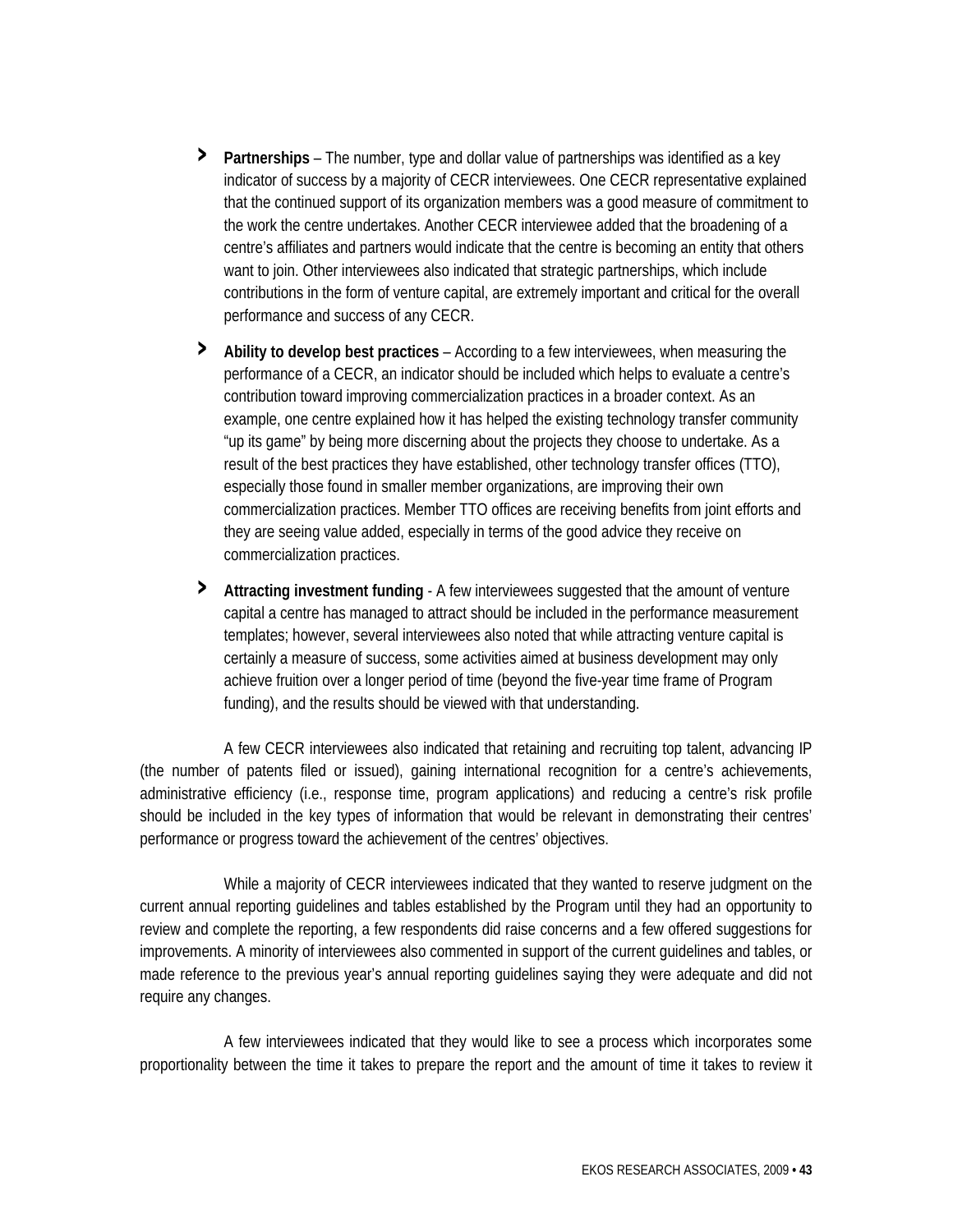- **Partnerships** – The number, type and dollar value of partnerships was identified as a key indicator of success by a majority of CECR interviewees. One CECR representative explained that the continued support of its organization members was a good measure of commitment to the work the centre undertakes. Another CECR interviewee added that the broadening of a centre's affiliates and partners would indicate that the centre is becoming an entity that others want to join. Other interviewees also indicated that strategic partnerships, which include contributions in the form of venture capital, are extremely important and critical for the overall performance and success of any CECR.

- **Ability to develop best practices** – According to a few interviewees, when measuring the performance of a CECR, an indicator should be included which helps to evaluate a centre's contribution toward improving commercialization practices in a broader context. As an example, one centre explained how it has helped the existing technology transfer community "up its game" by being more discerning about the projects they choose to undertake. As a result of the best practices they have established, other technology transfer offices (TTO), especially those found in smaller member organizations, are improving their own commercialization practices. Member TTO offices are receiving benefits from joint efforts and they are seeing value added, especially in terms of the good advice they receive on commercialization practices.

- **Attracting investment funding** - A few interviewees suggested that the amount of venture capital a centre has managed to attract should be included in the performance measurement templates; however, several interviewees also noted that while attracting venture capital is certainly a measure of success, some activities aimed at business development may only achieve fruition over a longer period of time (beyond the five-year time frame of Program funding), and the results should be viewed with that understanding.

A few CECR interviewees also indicated that retaining and recruiting top talent, advancing IP (the number of patents filed or issued), gaining international recognition for a centre's achievements, administrative efficiency (i.e., response time, program applications) and reducing a centre's risk profile should be included in the key types of information that would be relevant in demonstrating their centres' performance or progress toward the achievement of the centres' objectives.

While a majority of CECR interviewees indicated that they wanted to reserve judgment on the current annual reporting guidelines and tables established by the Program until they had an opportunity to review and complete the reporting, a few respondents did raise concerns and a few offered suggestions for improvements. A minority of interviewees also commented in support of the current guidelines and tables, or made reference to the previous year's annual reporting guidelines saying they were adequate and did not require any changes.

A few interviewees indicated that they would like to see a process which incorporates some proportionality between the time it takes to prepare the report and the amount of time it takes to review it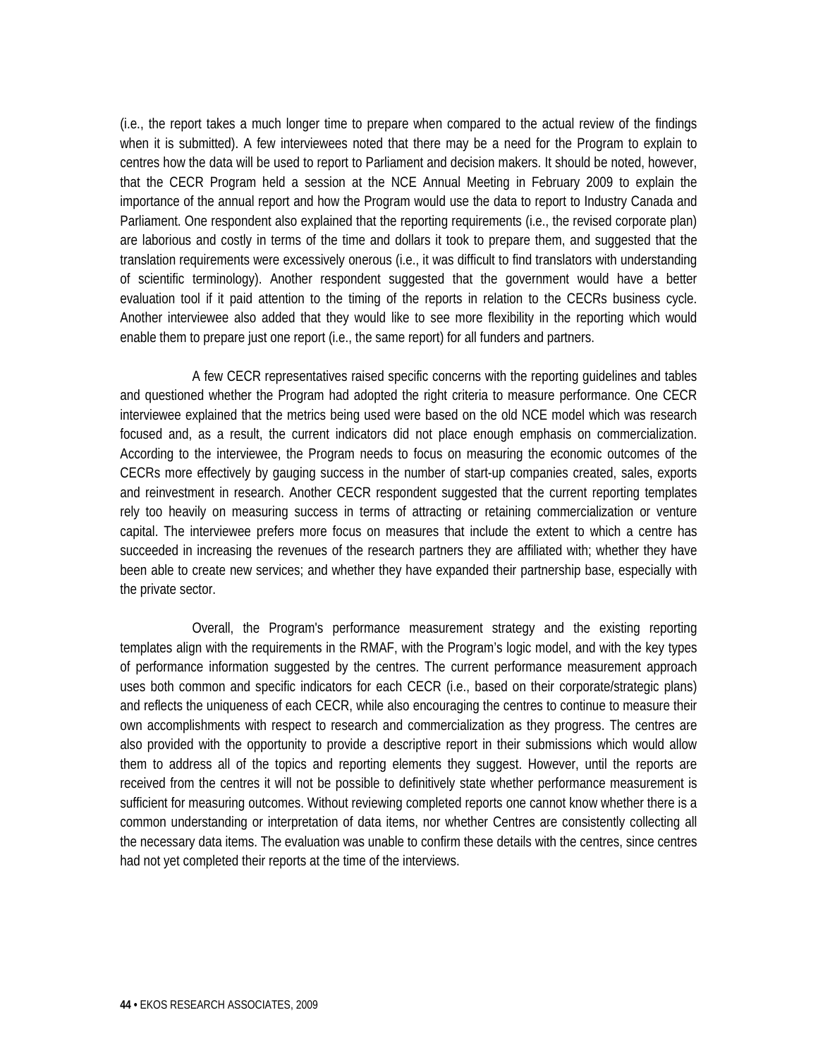(i.e., the report takes a much longer time to prepare when compared to the actual review of the findings when it is submitted). A few interviewees noted that there may be a need for the Program to explain to centres how the data will be used to report to Parliament and decision makers. It should be noted, however, that the CECR Program held a session at the NCE Annual Meeting in February 2009 to explain the importance of the annual report and how the Program would use the data to report to Industry Canada and Parliament. One respondent also explained that the reporting requirements (i.e., the revised corporate plan) are laborious and costly in terms of the time and dollars it took to prepare them, and suggested that the translation requirements were excessively onerous (i.e., it was difficult to find translators with understanding of scientific terminology). Another respondent suggested that the government would have a better evaluation tool if it paid attention to the timing of the reports in relation to the CECRs business cycle. Another interviewee also added that they would like to see more flexibility in the reporting which would enable them to prepare just one report (i.e., the same report) for all funders and partners.

A few CECR representatives raised specific concerns with the reporting guidelines and tables and questioned whether the Program had adopted the right criteria to measure performance. One CECR interviewee explained that the metrics being used were based on the old NCE model which was research focused and, as a result, the current indicators did not place enough emphasis on commercialization. According to the interviewee, the Program needs to focus on measuring the economic outcomes of the CECRs more effectively by gauging success in the number of start-up companies created, sales, exports and reinvestment in research. Another CECR respondent suggested that the current reporting templates rely too heavily on measuring success in terms of attracting or retaining commercialization or venture capital. The interviewee prefers more focus on measures that include the extent to which a centre has succeeded in increasing the revenues of the research partners they are affiliated with; whether they have been able to create new services; and whether they have expanded their partnership base, especially with the private sector.

Overall, the Program's performance measurement strategy and the existing reporting templates align with the requirements in the RMAF, with the Program's logic model, and with the key types of performance information suggested by the centres. The current performance measurement approach uses both common and specific indicators for each CECR (i.e., based on their corporate/strategic plans) and reflects the uniqueness of each CECR, while also encouraging the centres to continue to measure their own accomplishments with respect to research and commercialization as they progress. The centres are also provided with the opportunity to provide a descriptive report in their submissions which would allow them to address all of the topics and reporting elements they suggest. However, until the reports are received from the centres it will not be possible to definitively state whether performance measurement is sufficient for measuring outcomes. Without reviewing completed reports one cannot know whether there is a common understanding or interpretation of data items, nor whether Centres are consistently collecting all the necessary data items. The evaluation was unable to confirm these details with the centres, since centres had not yet completed their reports at the time of the interviews.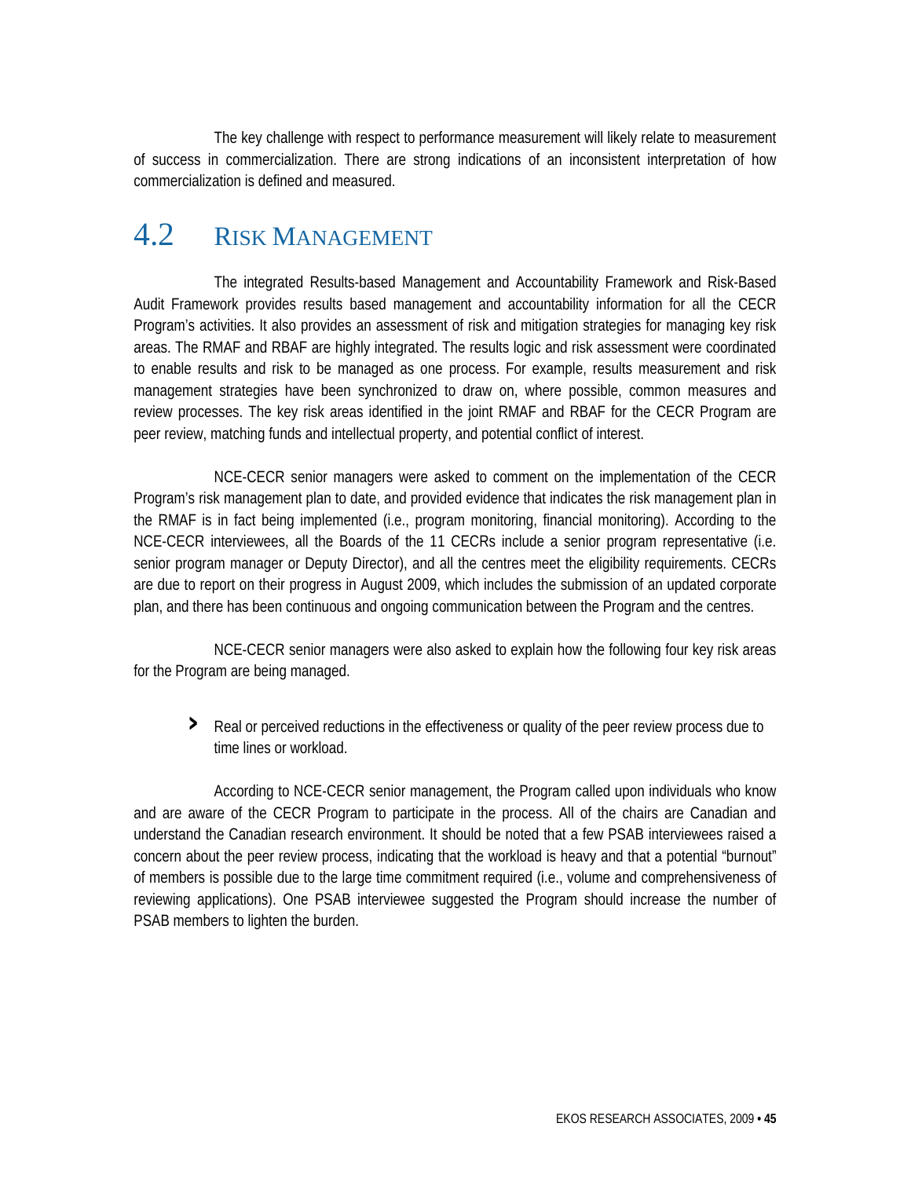The key challenge with respect to performance measurement will likely relate to measurement of success in commercialization. There are strong indications of an inconsistent interpretation of how commercialization is defined and measured.

## 4.2 Risk Management

The integrated Results-based Management and Accountability Framework and Risk-Based Audit Framework provides results based management and accountability information for all the CECR Program's activities. It also provides an assessment of risk and mitigation strategies for managing key risk areas. The RMAF and RBAF are highly integrated. The results logic and risk assessment were coordinated to enable results and risk to be managed as one process. For example, results measurement and risk management strategies have been synchronized to draw on, where possible, common measures and review processes. The key risk areas identified in the joint RMAF and RBAF for the CECR Program are peer review, matching funds and intellectual property, and potential conflict of interest.

NCE-CECR senior managers were asked to comment on the implementation of the CECR Program's risk management plan to date, and provided evidence that indicates the risk management plan in the RMAF is in fact being implemented (i.e., program monitoring, financial monitoring). According to the NCE-CECR interviewees, all the Boards of the 11 CECRs include a senior program representative (i.e. senior program manager or Deputy Director), and all the centres meet the eligibility requirements. CECRs are due to report on their progress in August 2009, which includes the submission of an updated corporate plan, and there has been continuous and ongoing communication between the Program and the centres.

NCE-CECR senior managers were also asked to explain how the following four key risk areas for the Program are being managed.

- Real or perceived reductions in the effectiveness or quality of the peer review process due to time lines or workload.

According to NCE-CECR senior management, the Program called upon individuals who know and are aware of the CECR Program to participate in the process. All of the chairs are Canadian and understand the Canadian research environment. It should be noted that a few PSAB interviewees raised a concern about the peer review process, indicating that the workload is heavy and that a potential "burnout" of members is possible due to the large time commitment required (i.e., volume and comprehensiveness of reviewing applications). One PSAB interviewee suggested the Program should increase the number of PSAB members to lighten the burden.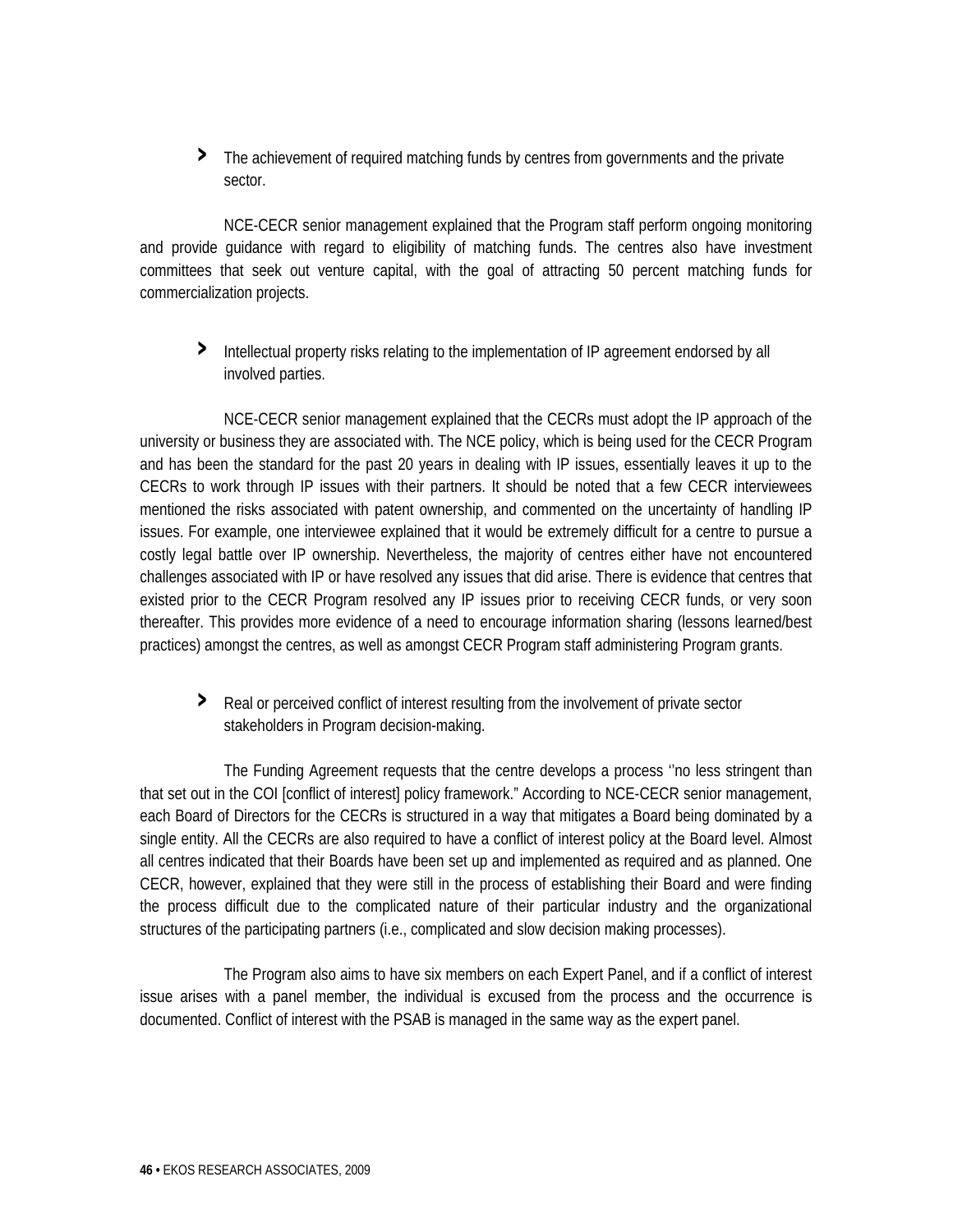- The achievement of required matching funds by centres from governments and the private sector.

NCE-CECR senior management explained that the Program staff perform ongoing monitoring and provide guidance with regard to eligibility of matching funds. The centres also have investment committees that seek out venture capital, with the goal of attracting 50 percent matching funds for commercialization projects.

- Intellectual property risks relating to the implementation of IP agreement endorsed by all involved parties.

NCE-CECR senior management explained that the CECRs must adopt the IP approach of the university or business they are associated with. The NCE policy, which is being used for the CECR Program and has been the standard for the past 20 years in dealing with IP issues, essentially leaves it up to the CECRs to work through IP issues with their partners. It should be noted that a few CECR interviewees mentioned the risks associated with patent ownership, and commented on the uncertainty of handling IP issues. For example, one interviewee explained that it would be extremely difficult for a centre to pursue a costly legal battle over IP ownership. Nevertheless, the majority of centres either have not encountered challenges associated with IP or have resolved any issues that did arise. There is evidence that centres that existed prior to the CECR Program resolved any IP issues prior to receiving CECR funds, or very soon thereafter. This provides more evidence of a need to encourage information sharing (lessons learned/best practices) amongst the centres, as well as amongst CECR Program staff administering Program grants.

- Real or perceived conflict of interest resulting from the involvement of private sector stakeholders in Program decision-making.

The Funding Agreement requests that the centre develops a process ''no less stringent than that set out in the COI [conflict of interest] policy framework." According to NCE-CECR senior management, each Board of Directors for the CECRs is structured in a way that mitigates a Board being dominated by a single entity. All the CECRs are also required to have a conflict of interest policy at the Board level. Almost all centres indicated that their Boards have been set up and implemented as required and as planned. One CECR, however, explained that they were still in the process of establishing their Board and were finding the process difficult due to the complicated nature of their particular industry and the organizational structures of the participating partners (i.e., complicated and slow decision making processes).

The Program also aims to have six members on each Expert Panel, and if a conflict of interest issue arises with a panel member, the individual is excused from the process and the occurrence is documented. Conflict of interest with the PSAB is managed in the same way as the expert panel.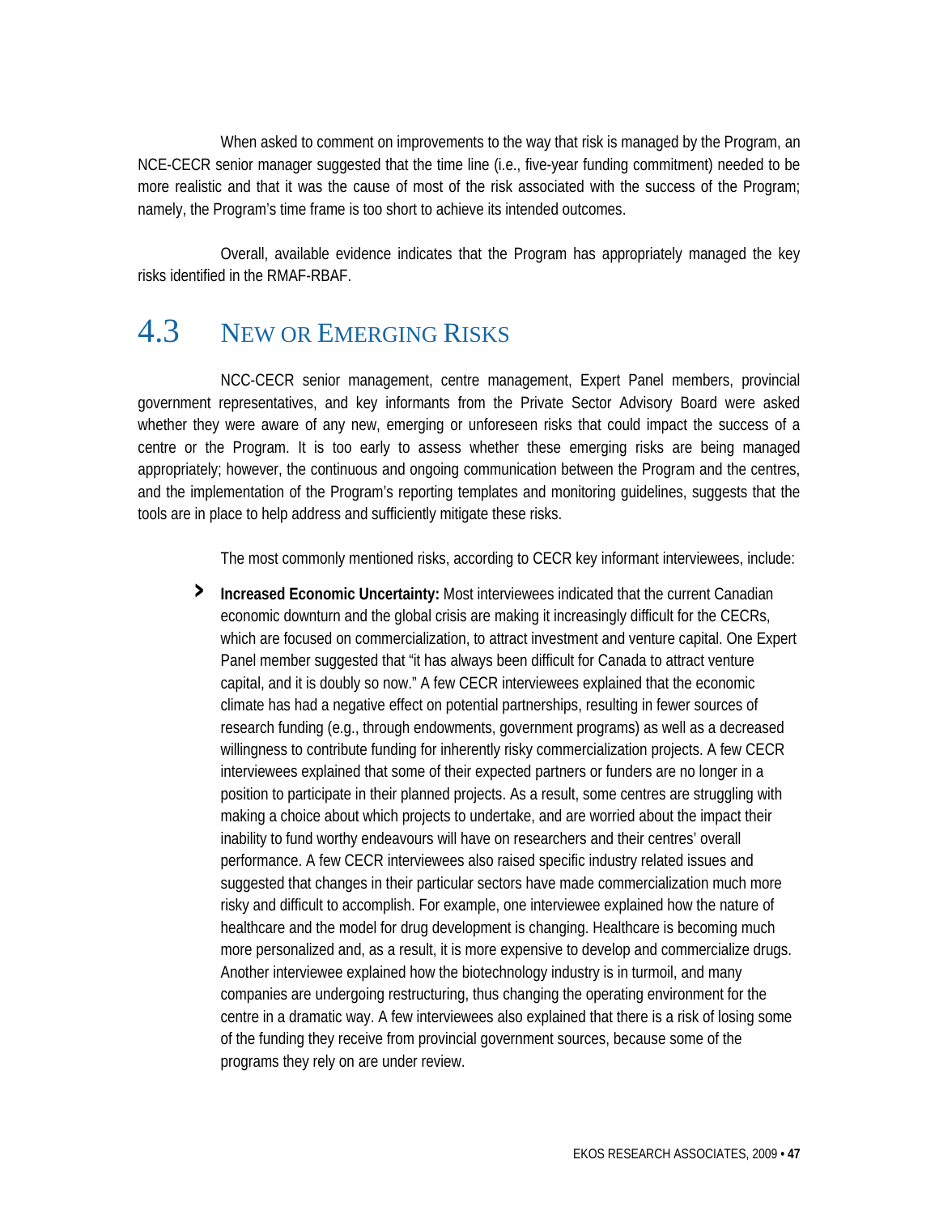When asked to comment on improvements to the way that risk is managed by the Program, an NCE-CECR senior manager suggested that the time line (i.e., five-year funding commitment) needed to be more realistic and that it was the cause of most of the risk associated with the success of the Program; namely, the Program's time frame is too short to achieve its intended outcomes.

Overall, available evidence indicates that the Program has appropriately managed the key risks identified in the RMAF-RBAF.

## 4.3 New or Emerging Risks

NCC-CECR senior management, centre management, Expert Panel members, provincial government representatives, and key informants from the Private Sector Advisory Board were asked whether they were aware of any new, emerging or unforeseen risks that could impact the success of a centre or the Program. It is too early to assess whether these emerging risks are being managed appropriately; however, the continuous and ongoing communication between the Program and the centres, and the implementation of the Program's reporting templates and monitoring guidelines, suggests that the tools are in place to help address and sufficiently mitigate these risks.

The most commonly mentioned risks, according to CECR key informant interviewees, include:

- **Increased Economic Uncertainty:** Most interviewees indicated that the current Canadian economic downturn and the global crisis are making it increasingly difficult for the CECRs, which are focused on commercialization, to attract investment and venture capital. One Expert Panel member suggested that "it has always been difficult for Canada to attract venture capital, and it is doubly so now." A few CECR interviewees explained that the economic climate has had a negative effect on potential partnerships, resulting in fewer sources of research funding (e.g., through endowments, government programs) as well as a decreased willingness to contribute funding for inherently risky commercialization projects. A few CECR interviewees explained that some of their expected partners or funders are no longer in a position to participate in their planned projects. As a result, some centres are struggling with making a choice about which projects to undertake, and are worried about the impact their inability to fund worthy endeavours will have on researchers and their centres' overall performance. A few CECR interviewees also raised specific industry related issues and suggested that changes in their particular sectors have made commercialization much more risky and difficult to accomplish. For example, one interviewee explained how the nature of healthcare and the model for drug development is changing. Healthcare is becoming much more personalized and, as a result, it is more expensive to develop and commercialize drugs. Another interviewee explained how the biotechnology industry is in turmoil, and many companies are undergoing restructuring, thus changing the operating environment for the centre in a dramatic way. A few interviewees also explained that there is a risk of losing some of the funding they receive from provincial government sources, because some of the programs they rely on are under review.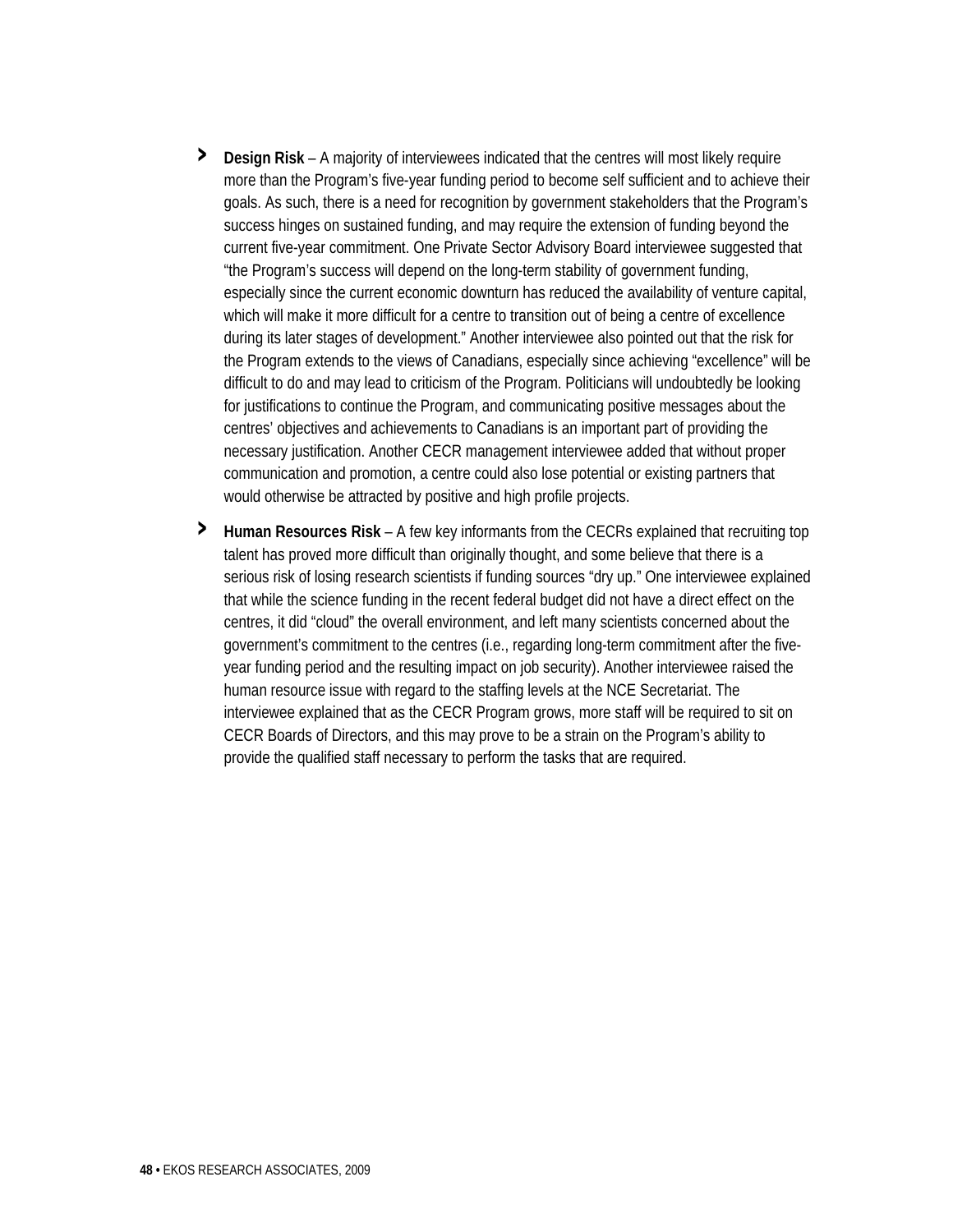- **Design Risk** – A majority of interviewees indicated that the centres will most likely require more than the Program's five-year funding period to become self sufficient and to achieve their goals. As such, there is a need for recognition by government stakeholders that the Program's success hinges on sustained funding, and may require the extension of funding beyond the current five-year commitment. One Private Sector Advisory Board interviewee suggested that "the Program's success will depend on the long-term stability of government funding, especially since the current economic downturn has reduced the availability of venture capital, which will make it more difficult for a centre to transition out of being a centre of excellence during its later stages of development." Another interviewee also pointed out that the risk for the Program extends to the views of Canadians, especially since achieving "excellence" will be difficult to do and may lead to criticism of the Program. Politicians will undoubtedly be looking for justifications to continue the Program, and communicating positive messages about the centres' objectives and achievements to Canadians is an important part of providing the necessary justification. Another CECR management interviewee added that without proper communication and promotion, a centre could also lose potential or existing partners that would otherwise be attracted by positive and high profile projects.
- **Human Resources Risk** – A few key informants from the CECRs explained that recruiting top talent has proved more difficult than originally thought, and some believe that there is a serious risk of losing research scientists if funding sources "dry up." One interviewee explained that while the science funding in the recent federal budget did not have a direct effect on the centres, it did "cloud" the overall environment, and left many scientists concerned about the government's commitment to the centres (i.e., regarding long-term commitment after the five-year funding period and the resulting impact on job security). Another interviewee raised the human resource issue with regard to the staffing levels at the NCE Secretariat. The interviewee explained that as the CECR Program grows, more staff will be required to sit on CECR Boards of Directors, and this may prove to be a strain on the Program's ability to provide the qualified staff necessary to perform the tasks that are required.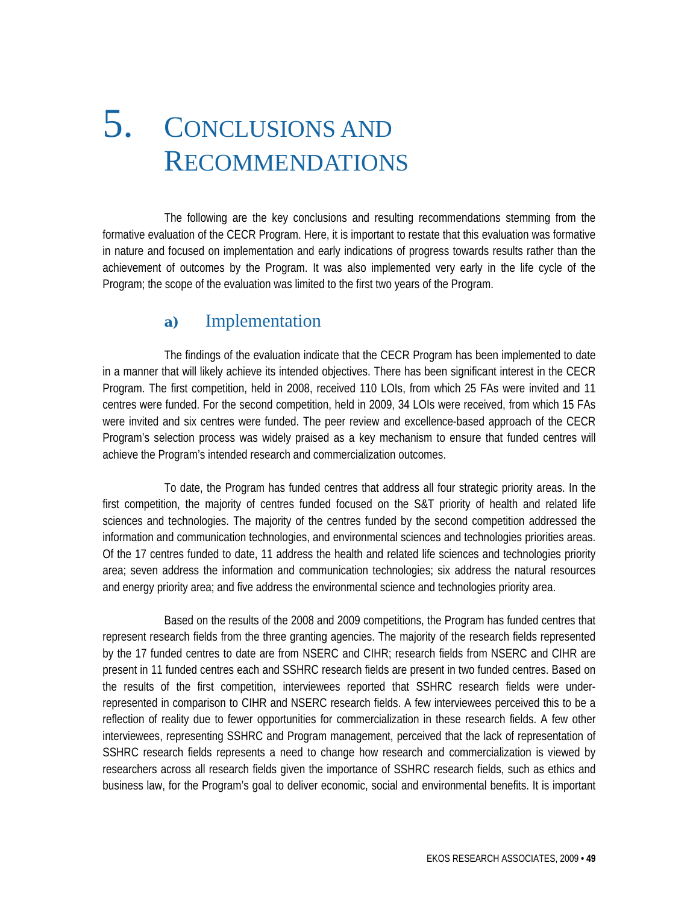# 5. Conclusions and Recommendations

The following are the key conclusions and resulting recommendations stemming from the formative evaluation of the CECR Program. Here, it is important to restate that this evaluation was formative in nature and focused on implementation and early indications of progress towards results rather than the achievement of outcomes by the Program. It was also implemented very early in the life cycle of the Program; the scope of the evaluation was limited to the first two years of the Program.

## a) Implementation

The findings of the evaluation indicate that the CECR Program has been implemented to date in a manner that will likely achieve its intended objectives. There has been significant interest in the CECR Program. The first competition, held in 2008, received 110 LOIs, from which 25 FAs were invited and 11 centres were funded. For the second competition, held in 2009, 34 LOIs were received, from which 15 FAs were invited and six centres were funded. The peer review and excellence-based approach of the CECR Program's selection process was widely praised as a key mechanism to ensure that funded centres will achieve the Program's intended research and commercialization outcomes.

To date, the Program has funded centres that address all four strategic priority areas. In the first competition, the majority of centres funded focused on the S&T priority of health and related life sciences and technologies. The majority of the centres funded by the second competition addressed the information and communication technologies, and environmental sciences and technologies priorities areas. Of the 17 centres funded to date, 11 address the health and related life sciences and technologies priority area; seven address the information and communication technologies; six address the natural resources and energy priority area; and five address the environmental science and technologies priority area.

Based on the results of the 2008 and 2009 competitions, the Program has funded centres that represent research fields from the three granting agencies. The majority of the research fields represented by the 17 funded centres to date are from NSERC and CIHR; research fields from NSERC and CIHR are present in 11 funded centres each and SSHRC research fields are present in two funded centres. Based on the results of the first competition, interviewees reported that SSHRC research fields were under-represented in comparison to CIHR and NSERC research fields. A few interviewees perceived this to be a reflection of reality due to fewer opportunities for commercialization in these research fields. A few other interviewees, representing SSHRC and Program management, perceived that the lack of representation of SSHRC research fields represents a need to change how research and commercialization is viewed by researchers across all research fields given the importance of SSHRC research fields, such as ethics and business law, for the Program's goal to deliver economic, social and environmental benefits. It is important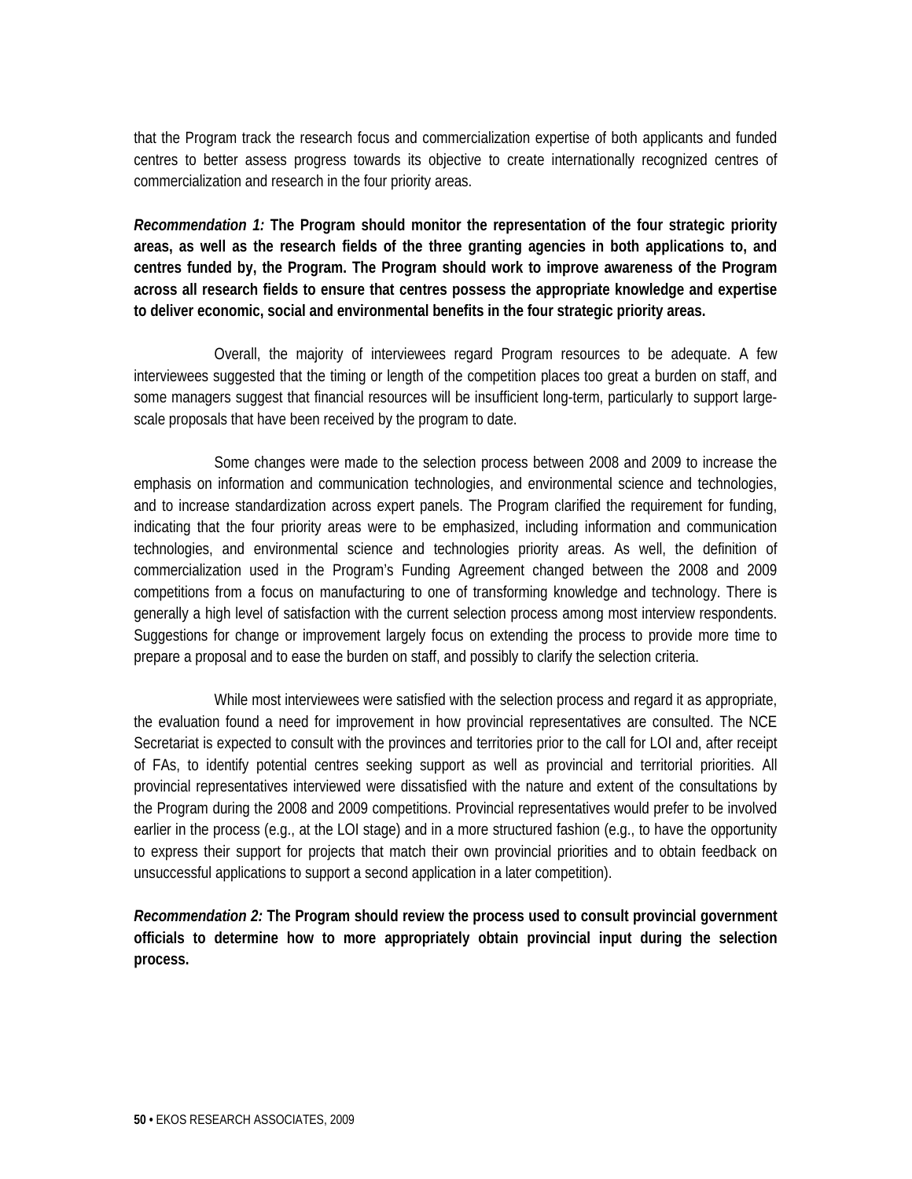that the Program track the research focus and commercialization expertise of both applicants and funded centres to better assess progress towards its objective to create internationally recognized centres of commercialization and research in the four priority areas.

***Recommendation 1:*** **The Program should monitor the representation of the four strategic priority areas, as well as the research fields of the three granting agencies in both applications to, and centres funded by, the Program. The Program should work to improve awareness of the Program across all research fields to ensure that centres possess the appropriate knowledge and expertise to deliver economic, social and environmental benefits in the four strategic priority areas.**

Overall, the majority of interviewees regard Program resources to be adequate. A few interviewees suggested that the timing or length of the competition places too great a burden on staff, and some managers suggest that financial resources will be insufficient long-term, particularly to support large-scale proposals that have been received by the program to date.

Some changes were made to the selection process between 2008 and 2009 to increase the emphasis on information and communication technologies, and environmental science and technologies, and to increase standardization across expert panels. The Program clarified the requirement for funding, indicating that the four priority areas were to be emphasized, including information and communication technologies, and environmental science and technologies priority areas. As well, the definition of commercialization used in the Program's Funding Agreement changed between the 2008 and 2009 competitions from a focus on manufacturing to one of transforming knowledge and technology. There is generally a high level of satisfaction with the current selection process among most interview respondents. Suggestions for change or improvement largely focus on extending the process to provide more time to prepare a proposal and to ease the burden on staff, and possibly to clarify the selection criteria.

While most interviewees were satisfied with the selection process and regard it as appropriate, the evaluation found a need for improvement in how provincial representatives are consulted. The NCE Secretariat is expected to consult with the provinces and territories prior to the call for LOI and, after receipt of FAs, to identify potential centres seeking support as well as provincial and territorial priorities. All provincial representatives interviewed were dissatisfied with the nature and extent of the consultations by the Program during the 2008 and 2009 competitions. Provincial representatives would prefer to be involved earlier in the process (e.g., at the LOI stage) and in a more structured fashion (e.g., to have the opportunity to express their support for projects that match their own provincial priorities and to obtain feedback on unsuccessful applications to support a second application in a later competition).

***Recommendation 2:*** **The Program should review the process used to consult provincial government officials to determine how to more appropriately obtain provincial input during the selection process.**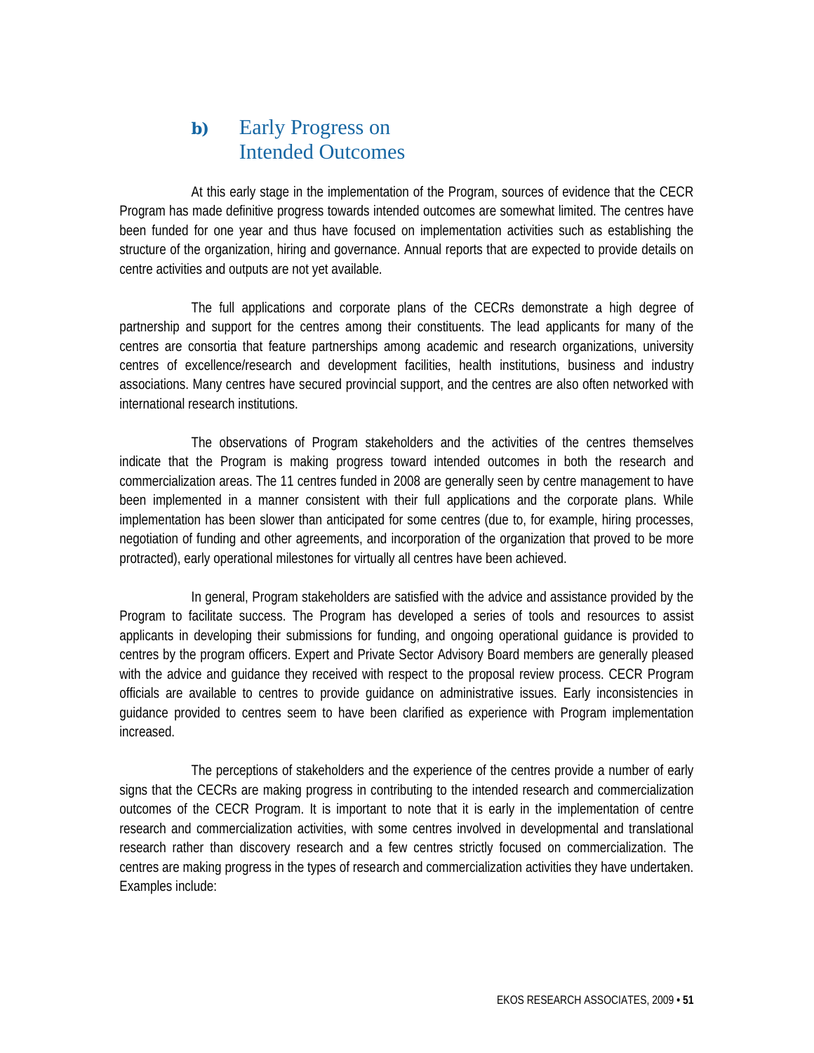### b) Early Progress on Intended Outcomes

At this early stage in the implementation of the Program, sources of evidence that the CECR Program has made definitive progress towards intended outcomes are somewhat limited. The centres have been funded for one year and thus have focused on implementation activities such as establishing the structure of the organization, hiring and governance. Annual reports that are expected to provide details on centre activities and outputs are not yet available.

The full applications and corporate plans of the CECRs demonstrate a high degree of partnership and support for the centres among their constituents. The lead applicants for many of the centres are consortia that feature partnerships among academic and research organizations, university centres of excellence/research and development facilities, health institutions, business and industry associations. Many centres have secured provincial support, and the centres are also often networked with international research institutions.

The observations of Program stakeholders and the activities of the centres themselves indicate that the Program is making progress toward intended outcomes in both the research and commercialization areas. The 11 centres funded in 2008 are generally seen by centre management to have been implemented in a manner consistent with their full applications and the corporate plans. While implementation has been slower than anticipated for some centres (due to, for example, hiring processes, negotiation of funding and other agreements, and incorporation of the organization that proved to be more protracted), early operational milestones for virtually all centres have been achieved.

In general, Program stakeholders are satisfied with the advice and assistance provided by the Program to facilitate success. The Program has developed a series of tools and resources to assist applicants in developing their submissions for funding, and ongoing operational guidance is provided to centres by the program officers. Expert and Private Sector Advisory Board members are generally pleased with the advice and guidance they received with respect to the proposal review process. CECR Program officials are available to centres to provide guidance on administrative issues. Early inconsistencies in guidance provided to centres seem to have been clarified as experience with Program implementation increased.

The perceptions of stakeholders and the experience of the centres provide a number of early signs that the CECRs are making progress in contributing to the intended research and commercialization outcomes of the CECR Program. It is important to note that it is early in the implementation of centre research and commercialization activities, with some centres involved in developmental and translational research rather than discovery research and a few centres strictly focused on commercialization. The centres are making progress in the types of research and commercialization activities they have undertaken. Examples include: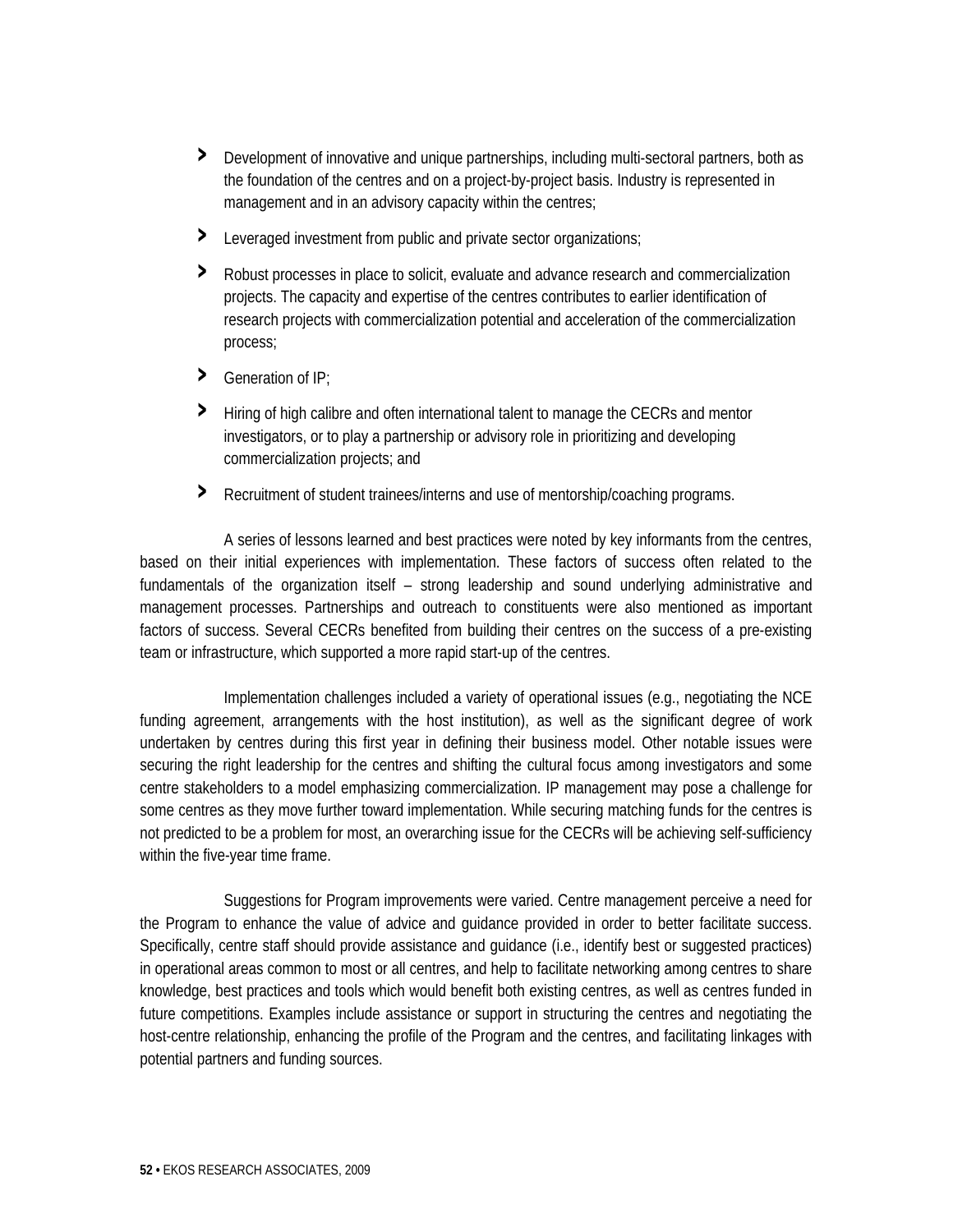- Development of innovative and unique partnerships, including multi-sectoral partners, both as the foundation of the centres and on a project-by-project basis. Industry is represented in management and in an advisory capacity within the centres;
- Leveraged investment from public and private sector organizations;
- Robust processes in place to solicit, evaluate and advance research and commercialization projects. The capacity and expertise of the centres contributes to earlier identification of research projects with commercialization potential and acceleration of the commercialization process;
- Generation of IP;
- Hiring of high calibre and often international talent to manage the CECRs and mentor investigators, or to play a partnership or advisory role in prioritizing and developing commercialization projects; and
- Recruitment of student trainees/interns and use of mentorship/coaching programs.

A series of lessons learned and best practices were noted by key informants from the centres, based on their initial experiences with implementation. These factors of success often related to the fundamentals of the organization itself – strong leadership and sound underlying administrative and management processes. Partnerships and outreach to constituents were also mentioned as important factors of success. Several CECRs benefited from building their centres on the success of a pre-existing team or infrastructure, which supported a more rapid start-up of the centres.

Implementation challenges included a variety of operational issues (e.g., negotiating the NCE funding agreement, arrangements with the host institution), as well as the significant degree of work undertaken by centres during this first year in defining their business model. Other notable issues were securing the right leadership for the centres and shifting the cultural focus among investigators and some centre stakeholders to a model emphasizing commercialization. IP management may pose a challenge for some centres as they move further toward implementation. While securing matching funds for the centres is not predicted to be a problem for most, an overarching issue for the CECRs will be achieving self-sufficiency within the five-year time frame.

Suggestions for Program improvements were varied. Centre management perceive a need for the Program to enhance the value of advice and guidance provided in order to better facilitate success. Specifically, centre staff should provide assistance and guidance (i.e., identify best or suggested practices) in operational areas common to most or all centres, and help to facilitate networking among centres to share knowledge, best practices and tools which would benefit both existing centres, as well as centres funded in future competitions. Examples include assistance or support in structuring the centres and negotiating the host-centre relationship, enhancing the profile of the Program and the centres, and facilitating linkages with potential partners and funding sources.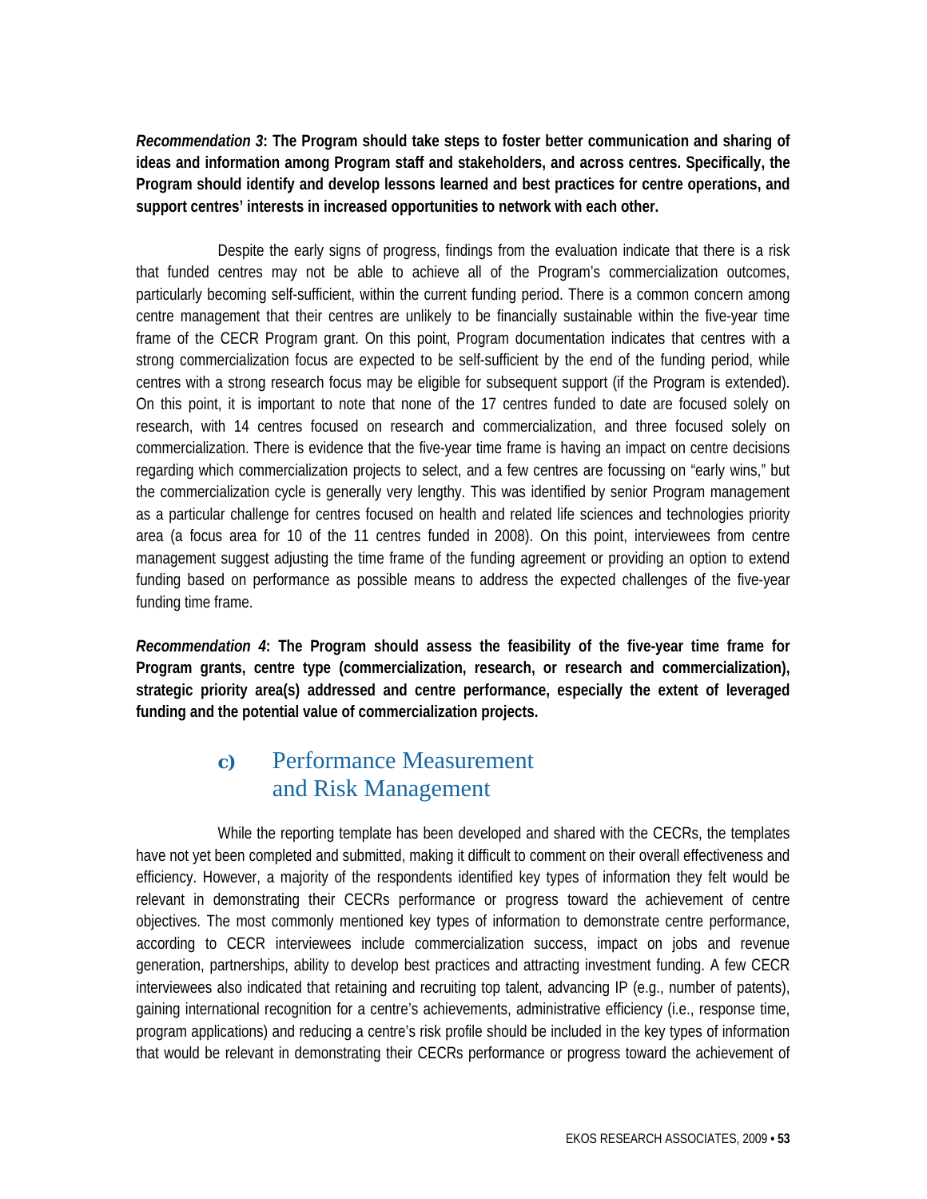***Recommendation 3*: The Program should take steps to foster better communication and sharing of ideas and information among Program staff and stakeholders, and across centres. Specifically, the Program should identify and develop lessons learned and best practices for centre operations, and support centres' interests in increased opportunities to network with each other.**

Despite the early signs of progress, findings from the evaluation indicate that there is a risk that funded centres may not be able to achieve all of the Program's commercialization outcomes, particularly becoming self-sufficient, within the current funding period. There is a common concern among centre management that their centres are unlikely to be financially sustainable within the five-year time frame of the CECR Program grant. On this point, Program documentation indicates that centres with a strong commercialization focus are expected to be self-sufficient by the end of the funding period, while centres with a strong research focus may be eligible for subsequent support (if the Program is extended). On this point, it is important to note that none of the 17 centres funded to date are focused solely on research, with 14 centres focused on research and commercialization, and three focused solely on commercialization. There is evidence that the five-year time frame is having an impact on centre decisions regarding which commercialization projects to select, and a few centres are focussing on "early wins," but the commercialization cycle is generally very lengthy. This was identified by senior Program management as a particular challenge for centres focused on health and related life sciences and technologies priority area (a focus area for 10 of the 11 centres funded in 2008). On this point, interviewees from centre management suggest adjusting the time frame of the funding agreement or providing an option to extend funding based on performance as possible means to address the expected challenges of the five-year funding time frame.

***Recommendation 4*: The Program should assess the feasibility of the five-year time frame for Program grants, centre type (commercialization, research, or research and commercialization), strategic priority area(s) addressed and centre performance, especially the extent of leveraged funding and the potential value of commercialization projects.**

### c) Performance Measurement and Risk Management

While the reporting template has been developed and shared with the CECRs, the templates have not yet been completed and submitted, making it difficult to comment on their overall effectiveness and efficiency. However, a majority of the respondents identified key types of information they felt would be relevant in demonstrating their CECRs performance or progress toward the achievement of centre objectives. The most commonly mentioned key types of information to demonstrate centre performance, according to CECR interviewees include commercialization success, impact on jobs and revenue generation, partnerships, ability to develop best practices and attracting investment funding. A few CECR interviewees also indicated that retaining and recruiting top talent, advancing IP (e.g., number of patents), gaining international recognition for a centre's achievements, administrative efficiency (i.e., response time, program applications) and reducing a centre's risk profile should be included in the key types of information that would be relevant in demonstrating their CECRs performance or progress toward the achievement of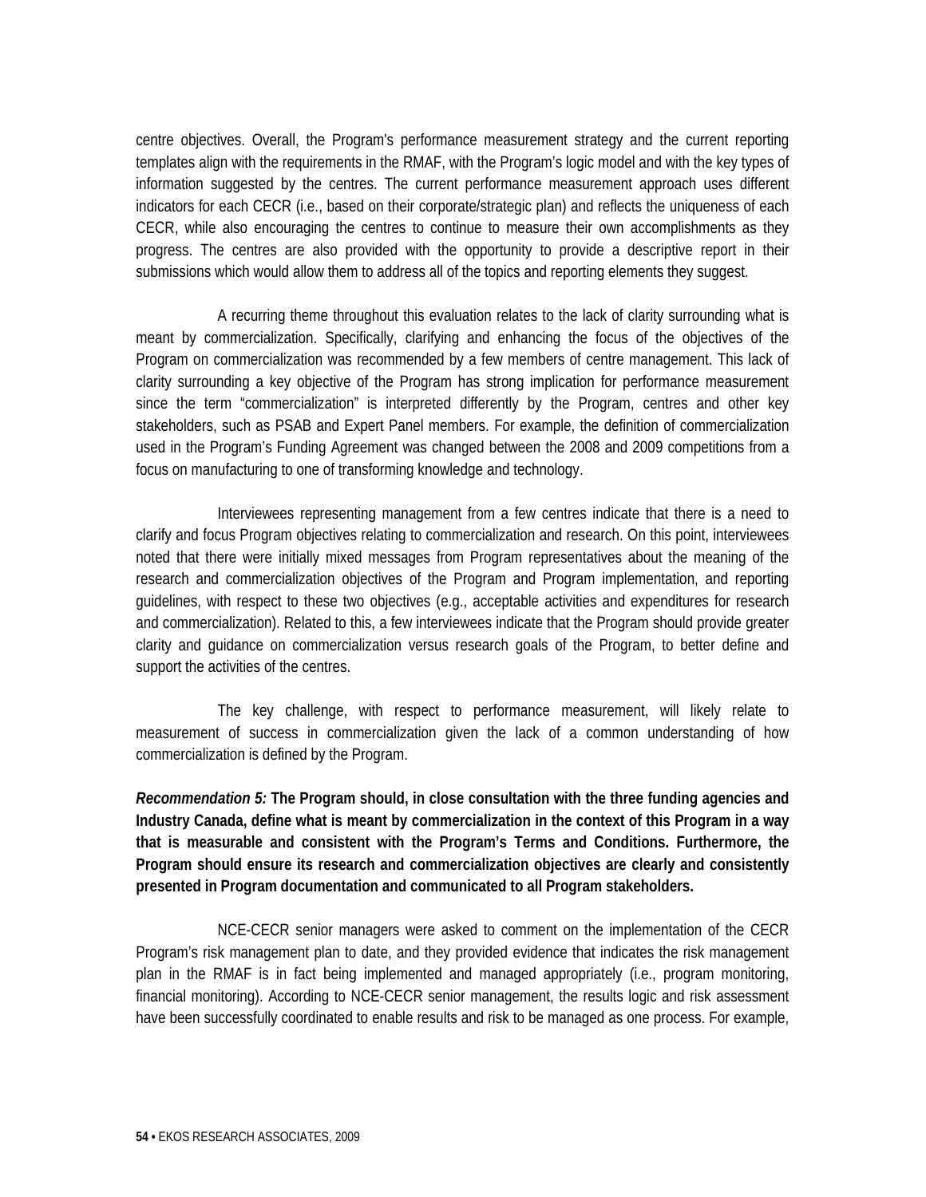centre objectives. Overall, the Program's performance measurement strategy and the current reporting templates align with the requirements in the RMAF, with the Program's logic model and with the key types of information suggested by the centres. The current performance measurement approach uses different indicators for each CECR (i.e., based on their corporate/strategic plan) and reflects the uniqueness of each CECR, while also encouraging the centres to continue to measure their own accomplishments as they progress. The centres are also provided with the opportunity to provide a descriptive report in their submissions which would allow them to address all of the topics and reporting elements they suggest.

A recurring theme throughout this evaluation relates to the lack of clarity surrounding what is meant by commercialization. Specifically, clarifying and enhancing the focus of the objectives of the Program on commercialization was recommended by a few members of centre management. This lack of clarity surrounding a key objective of the Program has strong implication for performance measurement since the term "commercialization" is interpreted differently by the Program, centres and other key stakeholders, such as PSAB and Expert Panel members. For example, the definition of commercialization used in the Program's Funding Agreement was changed between the 2008 and 2009 competitions from a focus on manufacturing to one of transforming knowledge and technology.

Interviewees representing management from a few centres indicate that there is a need to clarify and focus Program objectives relating to commercialization and research. On this point, interviewees noted that there were initially mixed messages from Program representatives about the meaning of the research and commercialization objectives of the Program and Program implementation, and reporting guidelines, with respect to these two objectives (e.g., acceptable activities and expenditures for research and commercialization). Related to this, a few interviewees indicate that the Program should provide greater clarity and guidance on commercialization versus research goals of the Program, to better define and support the activities of the centres.

The key challenge, with respect to performance measurement, will likely relate to measurement of success in commercialization given the lack of a common understanding of how commercialization is defined by the Program.

***Recommendation 5:*** **The Program should, in close consultation with the three funding agencies and Industry Canada, define what is meant by commercialization in the context of this Program in a way that is measurable and consistent with the Program's Terms and Conditions. Furthermore, the Program should ensure its research and commercialization objectives are clearly and consistently presented in Program documentation and communicated to all Program stakeholders.**

NCE-CECR senior managers were asked to comment on the implementation of the CECR Program's risk management plan to date, and they provided evidence that indicates the risk management plan in the RMAF is in fact being implemented and managed appropriately (i.e., program monitoring, financial monitoring). According to NCE-CECR senior management, the results logic and risk assessment have been successfully coordinated to enable results and risk to be managed as one process. For example,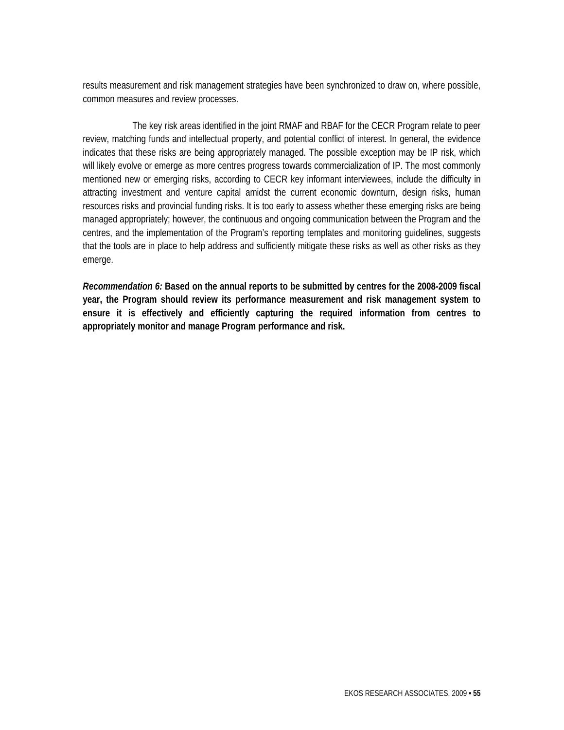results measurement and risk management strategies have been synchronized to draw on, where possible, common measures and review processes.

The key risk areas identified in the joint RMAF and RBAF for the CECR Program relate to peer review, matching funds and intellectual property, and potential conflict of interest. In general, the evidence indicates that these risks are being appropriately managed. The possible exception may be IP risk, which will likely evolve or emerge as more centres progress towards commercialization of IP. The most commonly mentioned new or emerging risks, according to CECR key informant interviewees, include the difficulty in attracting investment and venture capital amidst the current economic downturn, design risks, human resources risks and provincial funding risks. It is too early to assess whether these emerging risks are being managed appropriately; however, the continuous and ongoing communication between the Program and the centres, and the implementation of the Program's reporting templates and monitoring guidelines, suggests that the tools are in place to help address and sufficiently mitigate these risks as well as other risks as they emerge.

***Recommendation 6:*** **Based on the annual reports to be submitted by centres for the 2008-2009 fiscal year, the Program should review its performance measurement and risk management system to ensure it is effectively and efficiently capturing the required information from centres to appropriately monitor and manage Program performance and risk.**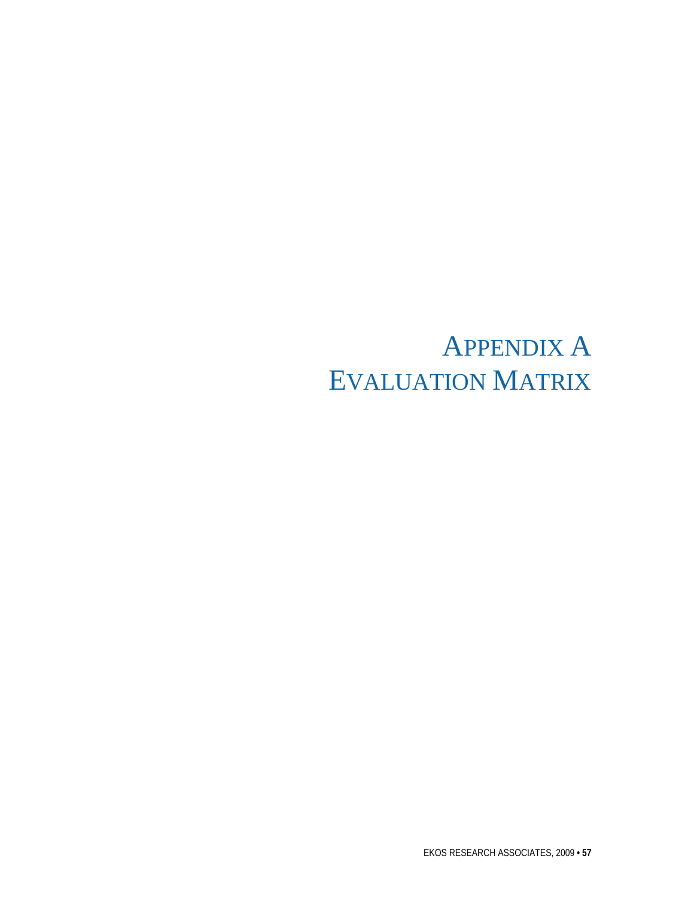# Appendix A
# Evaluation Matrix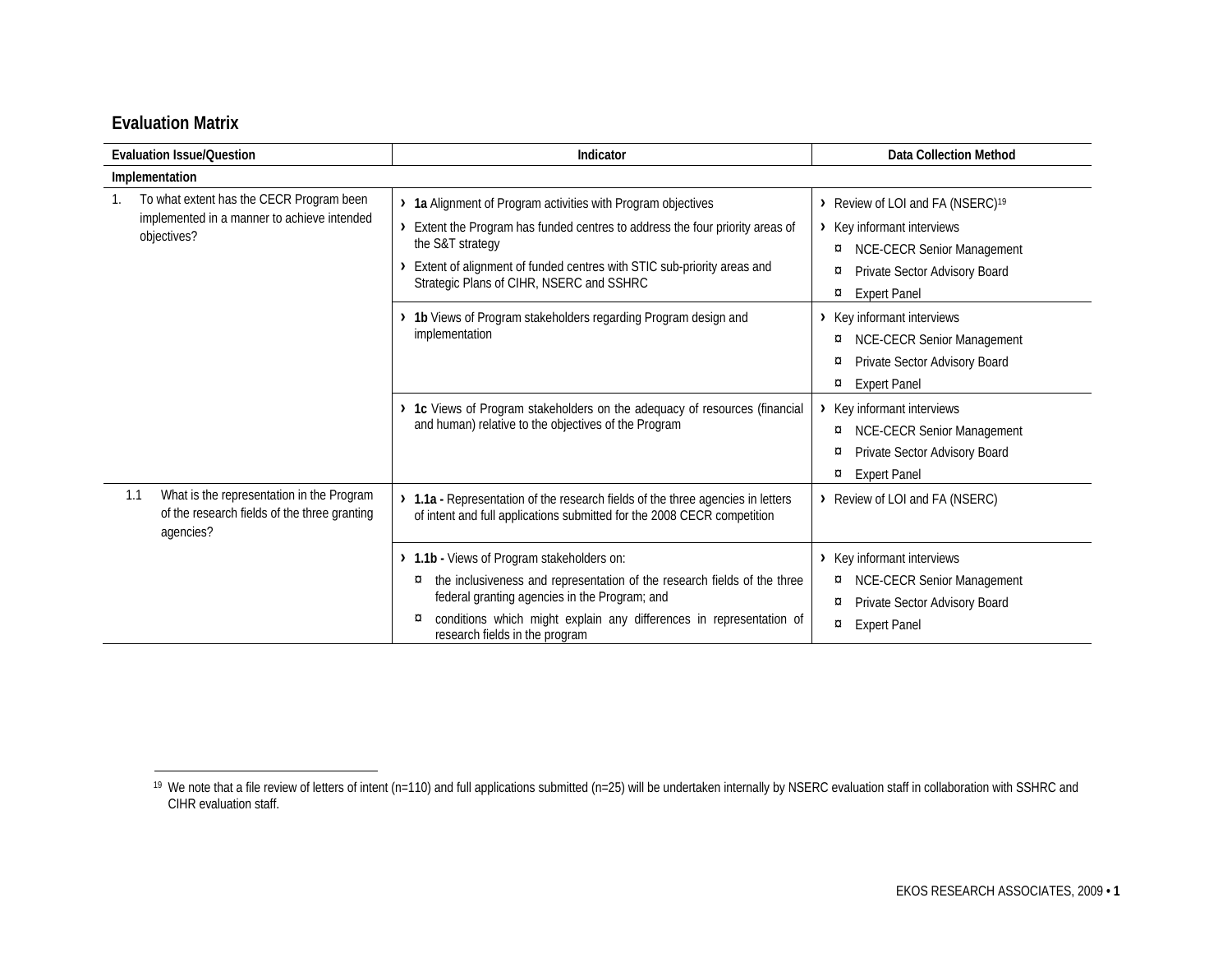## Evaluation Matrix

| Evaluation Issue/Question | Indicator | Data Collection Method |
|---|---|---|
| **Implementation** | | |
| 1. To what extent has the CECR Program been implemented in a manner to achieve intended objectives? | › **1a** Alignment of Program activities with Program objectives<br>› Extent the Program has funded centres to address the four priority areas of the S&T strategy<br>› Extent of alignment of funded centres with STIC sub-priority areas and Strategic Plans of CIHR, NSERC and SSHRC | › Review of LOI and FA (NSERC)[19]<br>› Key informant interviews<br>¤ NCE-CECR Senior Management<br>¤ Private Sector Advisory Board<br>¤ Expert Panel |
| | › **1b** Views of Program stakeholders regarding Program design and implementation | › Key informant interviews<br>¤ NCE-CECR Senior Management<br>¤ Private Sector Advisory Board<br>¤ Expert Panel |
| | › **1c** Views of Program stakeholders on the adequacy of resources (financial and human) relative to the objectives of the Program | › Key informant interviews<br>¤ NCE-CECR Senior Management<br>¤ Private Sector Advisory Board<br>¤ Expert Panel |
| 1.1 What is the representation in the Program of the research fields of the three granting agencies? | › **1.1a -** Representation of the research fields of the three agencies in letters of intent and full applications submitted for the 2008 CECR competition | › Review of LOI and FA (NSERC) |
| | › **1.1b -** Views of Program stakeholders on:<br>¤ the inclusiveness and representation of the research fields of the three federal granting agencies in the Program; and<br>¤ conditions which might explain any differences in representation of research fields in the program | › Key informant interviews<br>¤ NCE-CECR Senior Management<br>¤ Private Sector Advisory Board<br>¤ Expert Panel |

[19] We note that a file review of letters of intent (n=110) and full applications submitted (n=25) will be undertaken internally by NSERC evaluation staff in collaboration with SSHRC and CIHR evaluation staff.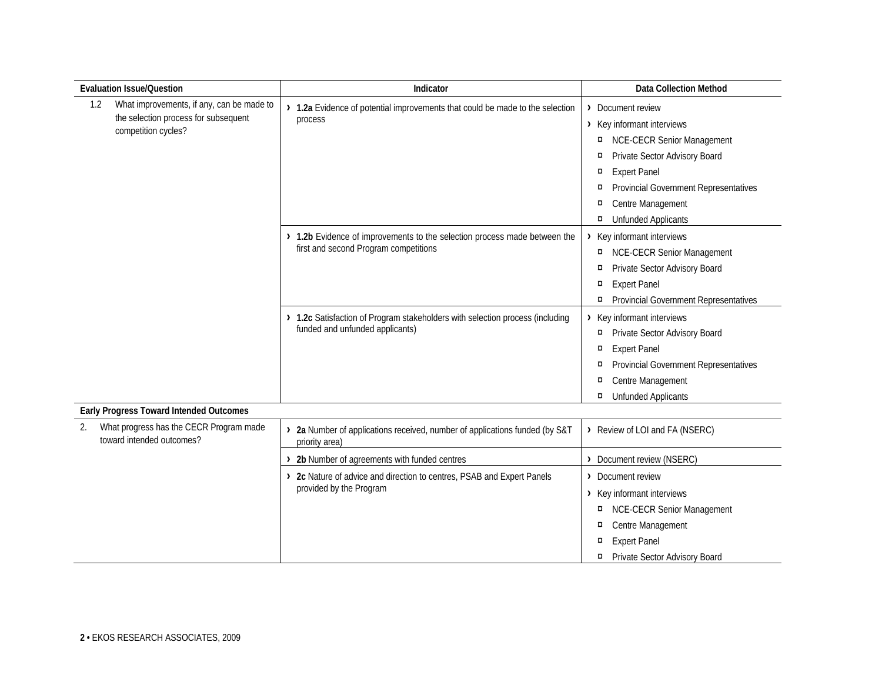| Evaluation Issue/Question | Indicator | Data Collection Method |
|---|---|---|
| 1.2 What improvements, if any, can be made to the selection process for subsequent competition cycles? | › **1.2a** Evidence of potential improvements that could be made to the selection process | › Document review<br>› Key informant interviews<br>¤ NCE-CECR Senior Management<br>¤ Private Sector Advisory Board<br>¤ Expert Panel<br>¤ Provincial Government Representatives<br>¤ Centre Management<br>¤ Unfunded Applicants |
| | › **1.2b** Evidence of improvements to the selection process made between the first and second Program competitions | › Key informant interviews<br>¤ NCE-CECR Senior Management<br>¤ Private Sector Advisory Board<br>¤ Expert Panel<br>¤ Provincial Government Representatives |
| | › **1.2c** Satisfaction of Program stakeholders with selection process (including funded and unfunded applicants) | › Key informant interviews<br>¤ Private Sector Advisory Board<br>¤ Expert Panel<br>¤ Provincial Government Representatives<br>¤ Centre Management<br>¤ Unfunded Applicants |
| **Early Progress Toward Intended Outcomes** | | |
| 2. What progress has the CECR Program made toward intended outcomes? | › **2a** Number of applications received, number of applications funded (by S&T priority area) | › Review of LOI and FA (NSERC) |
| | › **2b** Number of agreements with funded centres | › Document review (NSERC) |
| | › **2c** Nature of advice and direction to centres, PSAB and Expert Panels provided by the Program | › Document review<br>› Key informant interviews<br>¤ NCE-CECR Senior Management<br>¤ Centre Management<br>¤ Expert Panel<br>¤ Private Sector Advisory Board |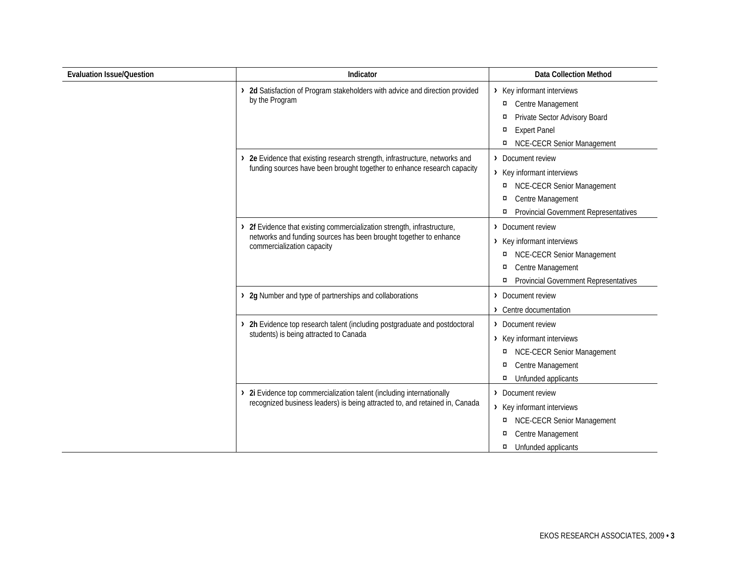| Evaluation Issue/Question | Indicator | Data Collection Method |
|---|---|---|
| | › **2d** Satisfaction of Program stakeholders with advice and direction provided by the Program | › Key informant interviews<br>¤ Centre Management<br>¤ Private Sector Advisory Board<br>¤ Expert Panel<br>¤ NCE-CECR Senior Management |
| | › **2e** Evidence that existing research strength, infrastructure, networks and funding sources have been brought together to enhance research capacity | › Document review<br>› Key informant interviews<br>¤ NCE-CECR Senior Management<br>¤ Centre Management<br>¤ Provincial Government Representatives |
| | › **2f** Evidence that existing commercialization strength, infrastructure, networks and funding sources has been brought together to enhance commercialization capacity | › Document review<br>› Key informant interviews<br>¤ NCE-CECR Senior Management<br>¤ Centre Management<br>¤ Provincial Government Representatives |
| | › **2g** Number and type of partnerships and collaborations | › Document review<br>› Centre documentation |
| | › **2h** Evidence top research talent (including postgraduate and postdoctoral students) is being attracted to Canada | › Document review<br>› Key informant interviews<br>¤ NCE-CECR Senior Management<br>¤ Centre Management<br>¤ Unfunded applicants |
| | › **2i** Evidence top commercialization talent (including internationally recognized business leaders) is being attracted to, and retained in, Canada | › Document review<br>› Key informant interviews<br>¤ NCE-CECR Senior Management<br>¤ Centre Management<br>¤ Unfunded applicants |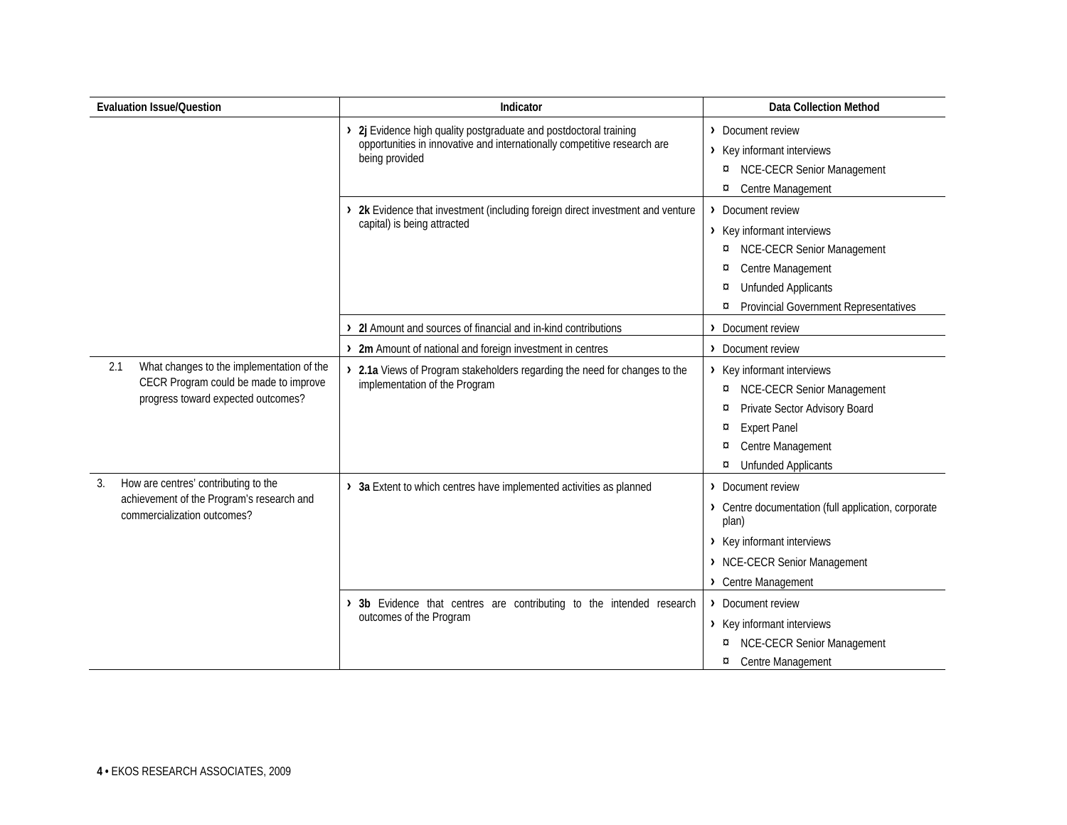| Evaluation Issue/Question | Indicator | Data Collection Method |
|---|---|---|
| | › **2j** Evidence high quality postgraduate and postdoctoral training opportunities in innovative and internationally competitive research are being provided | › Document review<br>› Key informant interviews<br>¤ NCE-CECR Senior Management<br>¤ Centre Management |
| | › **2k** Evidence that investment (including foreign direct investment and venture capital) is being attracted | › Document review<br>› Key informant interviews<br>¤ NCE-CECR Senior Management<br>¤ Centre Management<br>¤ Unfunded Applicants<br>¤ Provincial Government Representatives |
| | › **2l** Amount and sources of financial and in-kind contributions | › Document review |
| | › **2m** Amount of national and foreign investment in centres | › Document review |
| 2.1 What changes to the implementation of the CECR Program could be made to improve progress toward expected outcomes? | › **2.1a** Views of Program stakeholders regarding the need for changes to the implementation of the Program | › Key informant interviews<br>¤ NCE-CECR Senior Management<br>¤ Private Sector Advisory Board<br>¤ Expert Panel<br>¤ Centre Management<br>¤ Unfunded Applicants |
| 3. How are centres' contributing to the achievement of the Program's research and commercialization outcomes? | › **3a** Extent to which centres have implemented activities as planned | › Document review<br>› Centre documentation (full application, corporate plan)<br>› Key informant interviews<br>› NCE-CECR Senior Management<br>› Centre Management |
| | › **3b** Evidence that centres are contributing to the intended research outcomes of the Program | › Document review<br>› Key informant interviews<br>¤ NCE-CECR Senior Management<br>¤ Centre Management |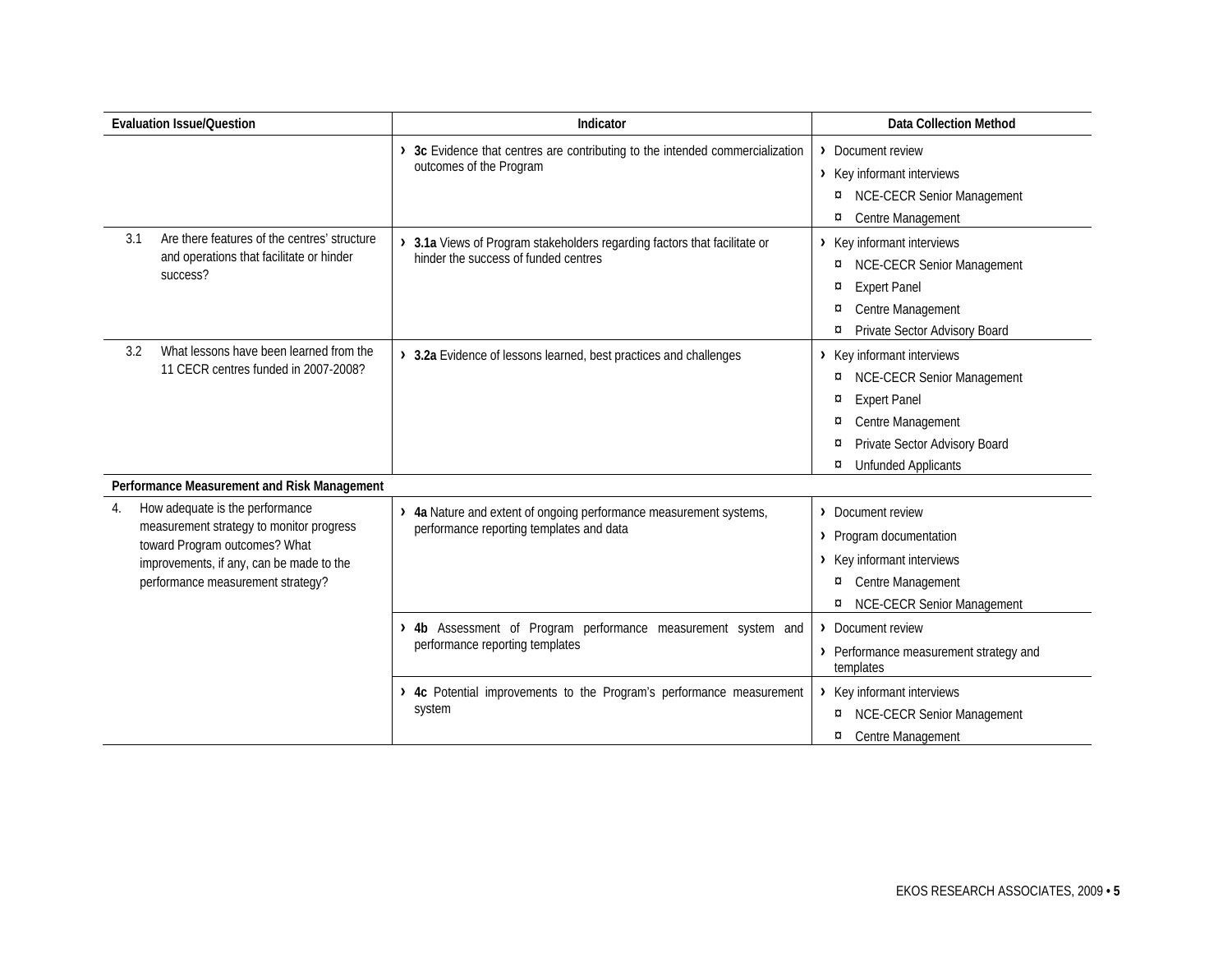| Evaluation Issue/Question | Indicator | Data Collection Method |
|---|---|---|
| | › **3c** Evidence that centres are contributing to the intended commercialization outcomes of the Program | › Document review<br>› Key informant interviews<br>¤ NCE-CECR Senior Management<br>¤ Centre Management |
| 3.1 Are there features of the centres' structure and operations that facilitate or hinder success? | › **3.1a** Views of Program stakeholders regarding factors that facilitate or hinder the success of funded centres | › Key informant interviews<br>¤ NCE-CECR Senior Management<br>¤ Expert Panel<br>¤ Centre Management<br>¤ Private Sector Advisory Board |
| 3.2 What lessons have been learned from the 11 CECR centres funded in 2007-2008? | › **3.2a** Evidence of lessons learned, best practices and challenges | › Key informant interviews<br>¤ NCE-CECR Senior Management<br>¤ Expert Panel<br>¤ Centre Management<br>¤ Private Sector Advisory Board<br>¤ Unfunded Applicants |
| **Performance Measurement and Risk Management** | | |
| 4. How adequate is the performance measurement strategy to monitor progress toward Program outcomes? What improvements, if any, can be made to the performance measurement strategy? | › **4a** Nature and extent of ongoing performance measurement systems, performance reporting templates and data | › Document review<br>› Program documentation<br>› Key informant interviews<br>¤ Centre Management<br>¤ NCE-CECR Senior Management |
| | › **4b** Assessment of Program performance measurement system and performance reporting templates | › Document review<br>› Performance measurement strategy and templates |
| | › **4c** Potential improvements to the Program's performance measurement system | › Key informant interviews<br>¤ NCE-CECR Senior Management<br>¤ Centre Management |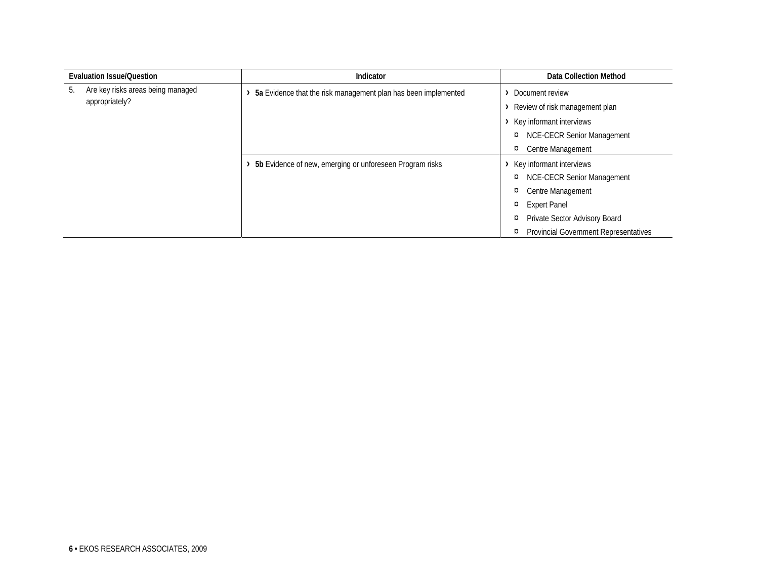| Evaluation Issue/Question | Indicator | Data Collection Method |
| --- | --- | --- |
| 5. Are key risks areas being managed appropriately? | › **5a** Evidence that the risk management plan has been implemented | › Document review<br>› Review of risk management plan<br>› Key informant interviews<br>¤ NCE-CECR Senior Management<br>¤ Centre Management |
| | › **5b** Evidence of new, emerging or unforeseen Program risks | › Key informant interviews<br>¤ NCE-CECR Senior Management<br>¤ Centre Management<br>¤ Expert Panel<br>¤ Private Sector Advisory Board<br>¤ Provincial Government Representatives |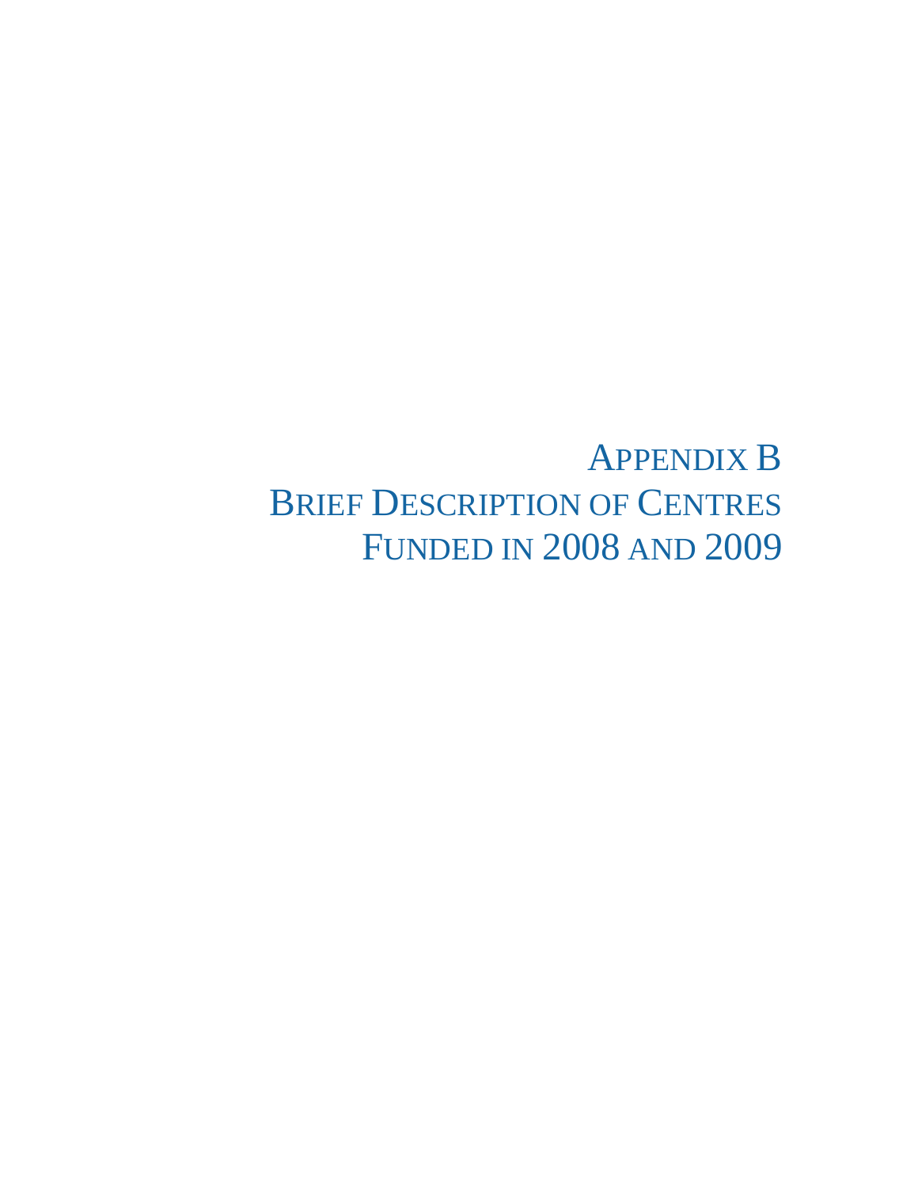# Appendix B
# Brief Description of Centres Funded in 2008 and 2009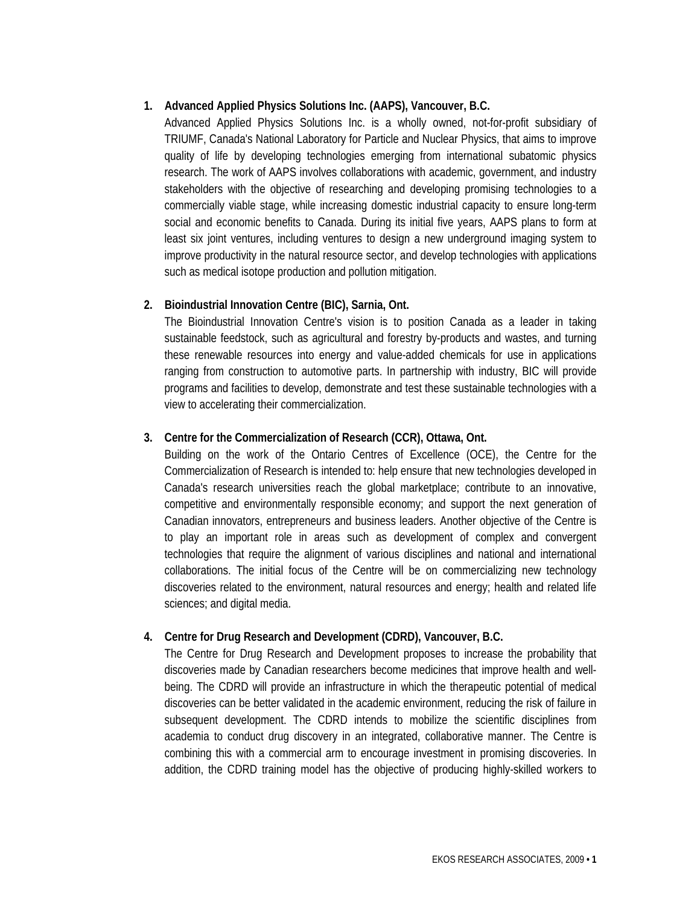1. **Advanced Applied Physics Solutions Inc. (AAPS), Vancouver, B.C.**

   Advanced Applied Physics Solutions Inc. is a wholly owned, not-for-profit subsidiary of TRIUMF, Canada's National Laboratory for Particle and Nuclear Physics, that aims to improve quality of life by developing technologies emerging from international subatomic physics research. The work of AAPS involves collaborations with academic, government, and industry stakeholders with the objective of researching and developing promising technologies to a commercially viable stage, while increasing domestic industrial capacity to ensure long-term social and economic benefits to Canada. During its initial five years, AAPS plans to form at least six joint ventures, including ventures to design a new underground imaging system to improve productivity in the natural resource sector, and develop technologies with applications such as medical isotope production and pollution mitigation.

2. **Bioindustrial Innovation Centre (BIC), Sarnia, Ont.**

   The Bioindustrial Innovation Centre's vision is to position Canada as a leader in taking sustainable feedstock, such as agricultural and forestry by-products and wastes, and turning these renewable resources into energy and value-added chemicals for use in applications ranging from construction to automotive parts. In partnership with industry, BIC will provide programs and facilities to develop, demonstrate and test these sustainable technologies with a view to accelerating their commercialization.

3. **Centre for the Commercialization of Research (CCR), Ottawa, Ont.**

   Building on the work of the Ontario Centres of Excellence (OCE), the Centre for the Commercialization of Research is intended to: help ensure that new technologies developed in Canada's research universities reach the global marketplace; contribute to an innovative, competitive and environmentally responsible economy; and support the next generation of Canadian innovators, entrepreneurs and business leaders. Another objective of the Centre is to play an important role in areas such as development of complex and convergent technologies that require the alignment of various disciplines and national and international collaborations. The initial focus of the Centre will be on commercializing new technology discoveries related to the environment, natural resources and energy; health and related life sciences; and digital media.

4. **Centre for Drug Research and Development (CDRD), Vancouver, B.C.**

   The Centre for Drug Research and Development proposes to increase the probability that discoveries made by Canadian researchers become medicines that improve health and well-being. The CDRD will provide an infrastructure in which the therapeutic potential of medical discoveries can be better validated in the academic environment, reducing the risk of failure in subsequent development. The CDRD intends to mobilize the scientific disciplines from academia to conduct drug discovery in an integrated, collaborative manner. The Centre is combining this with a commercial arm to encourage investment in promising discoveries. In addition, the CDRD training model has the objective of producing highly-skilled workers to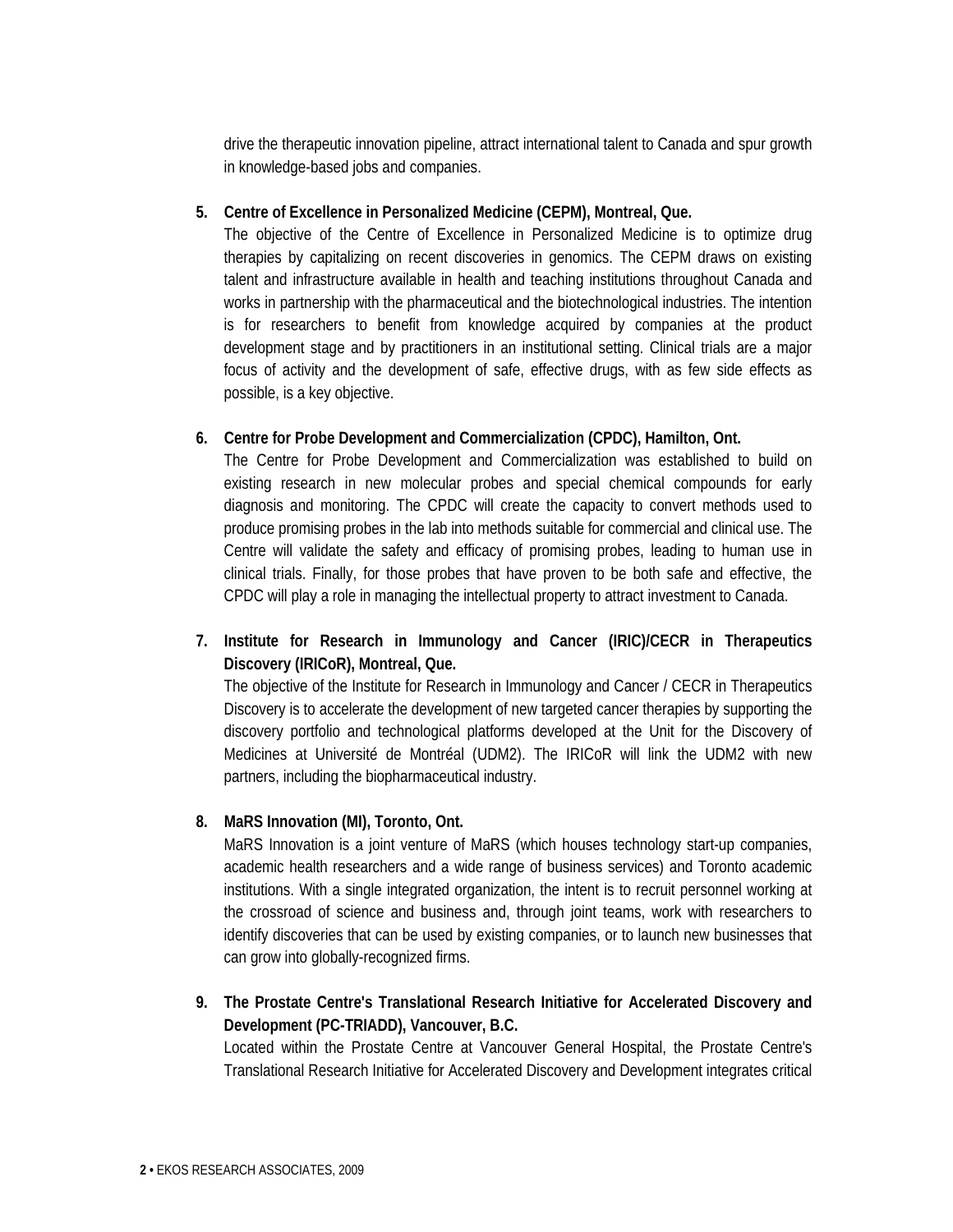drive the therapeutic innovation pipeline, attract international talent to Canada and spur growth in knowledge-based jobs and companies.

5. **Centre of Excellence in Personalized Medicine (CEPM), Montreal, Que.**
   The objective of the Centre of Excellence in Personalized Medicine is to optimize drug therapies by capitalizing on recent discoveries in genomics. The CEPM draws on existing talent and infrastructure available in health and teaching institutions throughout Canada and works in partnership with the pharmaceutical and the biotechnological industries. The intention is for researchers to benefit from knowledge acquired by companies at the product development stage and by practitioners in an institutional setting. Clinical trials are a major focus of activity and the development of safe, effective drugs, with as few side effects as possible, is a key objective.

6. **Centre for Probe Development and Commercialization (CPDC), Hamilton, Ont.**
   The Centre for Probe Development and Commercialization was established to build on existing research in new molecular probes and special chemical compounds for early diagnosis and monitoring. The CPDC will create the capacity to convert methods used to produce promising probes in the lab into methods suitable for commercial and clinical use. The Centre will validate the safety and efficacy of promising probes, leading to human use in clinical trials. Finally, for those probes that have proven to be both safe and effective, the CPDC will play a role in managing the intellectual property to attract investment to Canada.

7. **Institute for Research in Immunology and Cancer (IRIC)/CECR in Therapeutics Discovery (IRICoR), Montreal, Que.**
   The objective of the Institute for Research in Immunology and Cancer / CECR in Therapeutics Discovery is to accelerate the development of new targeted cancer therapies by supporting the discovery portfolio and technological platforms developed at the Unit for the Discovery of Medicines at Université de Montréal (UDM2). The IRICoR will link the UDM2 with new partners, including the biopharmaceutical industry.

8. **MaRS Innovation (MI), Toronto, Ont.**
   MaRS Innovation is a joint venture of MaRS (which houses technology start-up companies, academic health researchers and a wide range of business services) and Toronto academic institutions. With a single integrated organization, the intent is to recruit personnel working at the crossroad of science and business and, through joint teams, work with researchers to identify discoveries that can be used by existing companies, or to launch new businesses that can grow into globally-recognized firms.

9. **The Prostate Centre's Translational Research Initiative for Accelerated Discovery and Development (PC-TRIADD), Vancouver, B.C.**
   Located within the Prostate Centre at Vancouver General Hospital, the Prostate Centre's Translational Research Initiative for Accelerated Discovery and Development integrates critical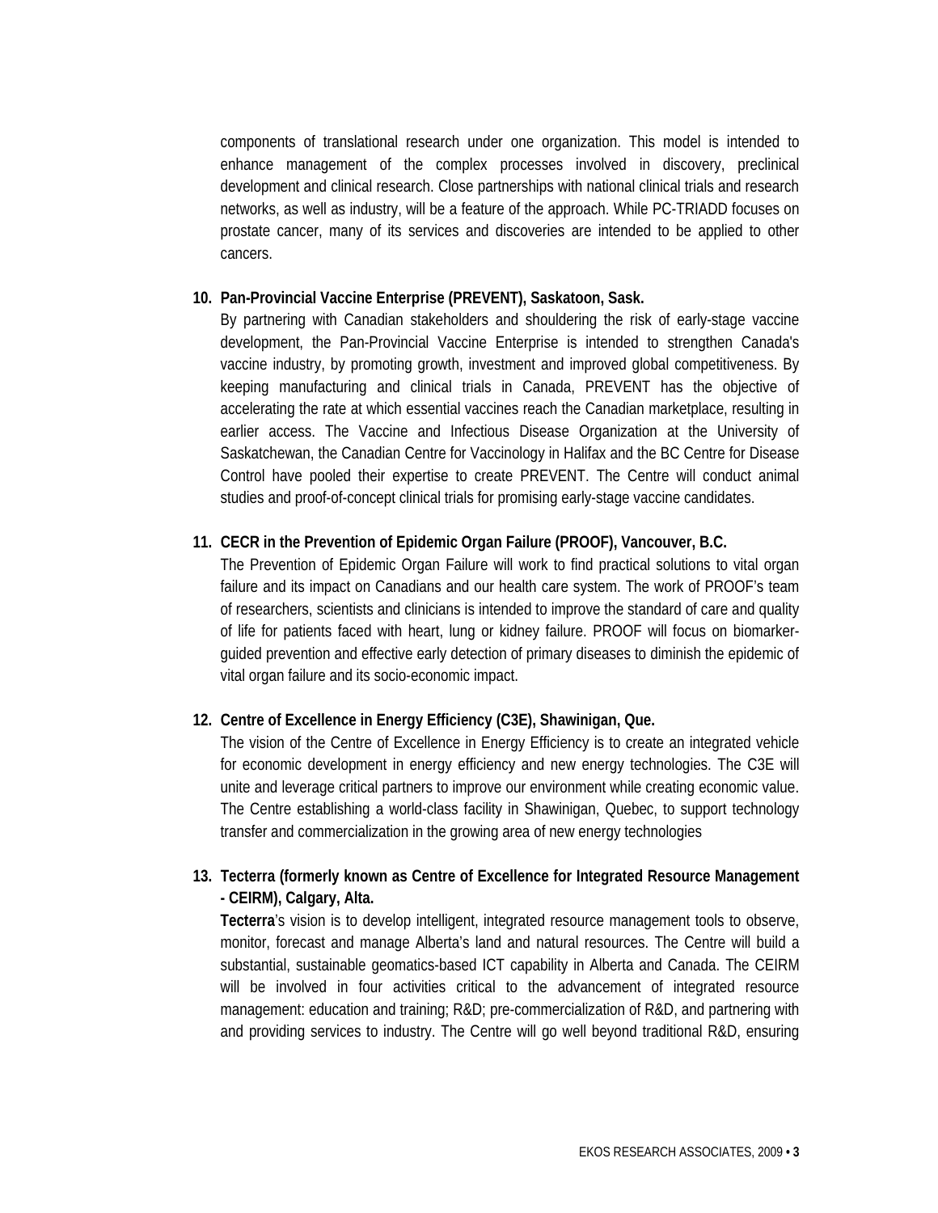components of translational research under one organization. This model is intended to enhance management of the complex processes involved in discovery, preclinical development and clinical research. Close partnerships with national clinical trials and research networks, as well as industry, will be a feature of the approach. While PC-TRIADD focuses on prostate cancer, many of its services and discoveries are intended to be applied to other cancers.

10. **Pan-Provincial Vaccine Enterprise (PREVENT), Saskatoon, Sask.**

    By partnering with Canadian stakeholders and shouldering the risk of early-stage vaccine development, the Pan-Provincial Vaccine Enterprise is intended to strengthen Canada's vaccine industry, by promoting growth, investment and improved global competitiveness. By keeping manufacturing and clinical trials in Canada, PREVENT has the objective of accelerating the rate at which essential vaccines reach the Canadian marketplace, resulting in earlier access. The Vaccine and Infectious Disease Organization at the University of Saskatchewan, the Canadian Centre for Vaccinology in Halifax and the BC Centre for Disease Control have pooled their expertise to create PREVENT. The Centre will conduct animal studies and proof-of-concept clinical trials for promising early-stage vaccine candidates.

11. **CECR in the Prevention of Epidemic Organ Failure (PROOF), Vancouver, B.C.**

    The Prevention of Epidemic Organ Failure will work to find practical solutions to vital organ failure and its impact on Canadians and our health care system. The work of PROOF's team of researchers, scientists and clinicians is intended to improve the standard of care and quality of life for patients faced with heart, lung or kidney failure. PROOF will focus on biomarker-guided prevention and effective early detection of primary diseases to diminish the epidemic of vital organ failure and its socio-economic impact.

12. **Centre of Excellence in Energy Efficiency (C3E), Shawinigan, Que.**

    The vision of the Centre of Excellence in Energy Efficiency is to create an integrated vehicle for economic development in energy efficiency and new energy technologies. The C3E will unite and leverage critical partners to improve our environment while creating economic value. The Centre establishing a world-class facility in Shawinigan, Quebec, to support technology transfer and commercialization in the growing area of new energy technologies

13. **Tecterra (formerly known as Centre of Excellence for Integrated Resource Management - CEIRM), Calgary, Alta.**

    **Tecterra**'s vision is to develop intelligent, integrated resource management tools to observe, monitor, forecast and manage Alberta's land and natural resources. The Centre will build a substantial, sustainable geomatics-based ICT capability in Alberta and Canada. The CEIRM will be involved in four activities critical to the advancement of integrated resource management: education and training; R&D; pre-commercialization of R&D, and partnering with and providing services to industry. The Centre will go well beyond traditional R&D, ensuring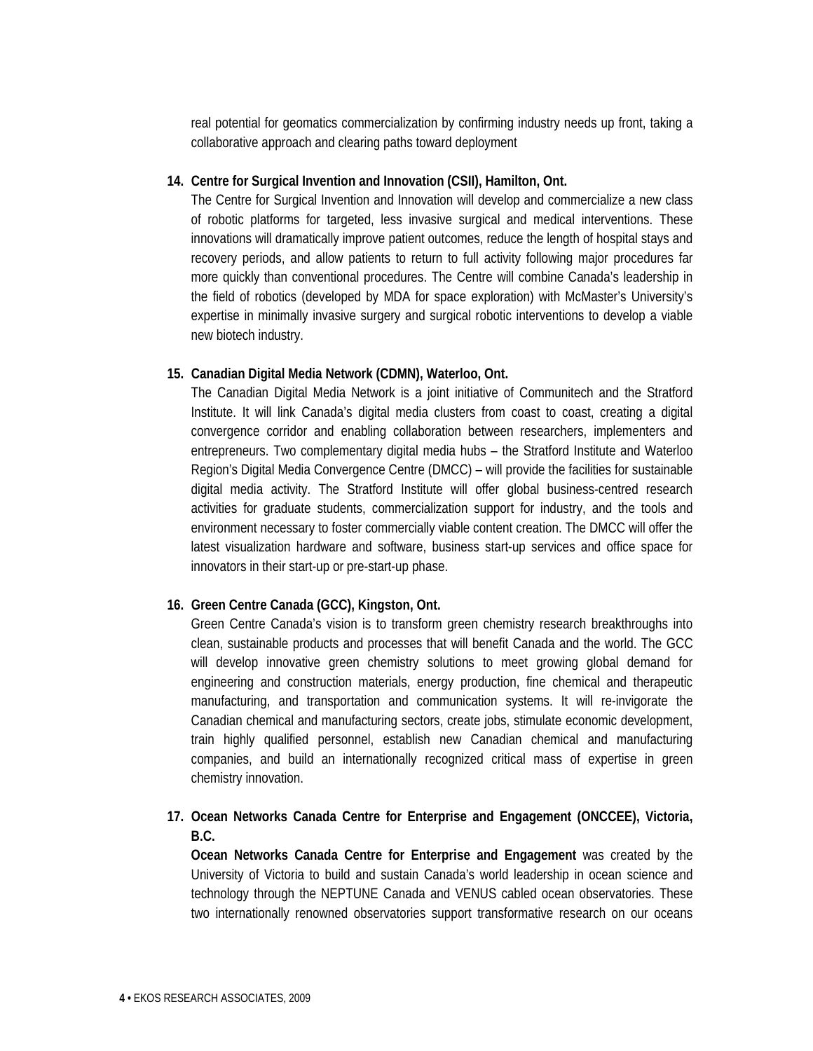real potential for geomatics commercialization by confirming industry needs up front, taking a collaborative approach and clearing paths toward deployment

14. **Centre for Surgical Invention and Innovation (CSII), Hamilton, Ont.**
    The Centre for Surgical Invention and Innovation will develop and commercialize a new class of robotic platforms for targeted, less invasive surgical and medical interventions. These innovations will dramatically improve patient outcomes, reduce the length of hospital stays and recovery periods, and allow patients to return to full activity following major procedures far more quickly than conventional procedures. The Centre will combine Canada's leadership in the field of robotics (developed by MDA for space exploration) with McMaster's University's expertise in minimally invasive surgery and surgical robotic interventions to develop a viable new biotech industry.

15. **Canadian Digital Media Network (CDMN), Waterloo, Ont.**
    The Canadian Digital Media Network is a joint initiative of Communitech and the Stratford Institute. It will link Canada's digital media clusters from coast to coast, creating a digital convergence corridor and enabling collaboration between researchers, implementers and entrepreneurs. Two complementary digital media hubs – the Stratford Institute and Waterloo Region's Digital Media Convergence Centre (DMCC) – will provide the facilities for sustainable digital media activity. The Stratford Institute will offer global business-centred research activities for graduate students, commercialization support for industry, and the tools and environment necessary to foster commercially viable content creation. The DMCC will offer the latest visualization hardware and software, business start-up services and office space for innovators in their start-up or pre-start-up phase.

16. **Green Centre Canada (GCC), Kingston, Ont.**
    Green Centre Canada's vision is to transform green chemistry research breakthroughs into clean, sustainable products and processes that will benefit Canada and the world. The GCC will develop innovative green chemistry solutions to meet growing global demand for engineering and construction materials, energy production, fine chemical and therapeutic manufacturing, and transportation and communication systems. It will re-invigorate the Canadian chemical and manufacturing sectors, create jobs, stimulate economic development, train highly qualified personnel, establish new Canadian chemical and manufacturing companies, and build an internationally recognized critical mass of expertise in green chemistry innovation.

17. **Ocean Networks Canada Centre for Enterprise and Engagement (ONCCEE), Victoria, B.C.**
    **Ocean Networks Canada Centre for Enterprise and Engagement** was created by the University of Victoria to build and sustain Canada's world leadership in ocean science and technology through the NEPTUNE Canada and VENUS cabled ocean observatories. These two internationally renowned observatories support transformative research on our oceans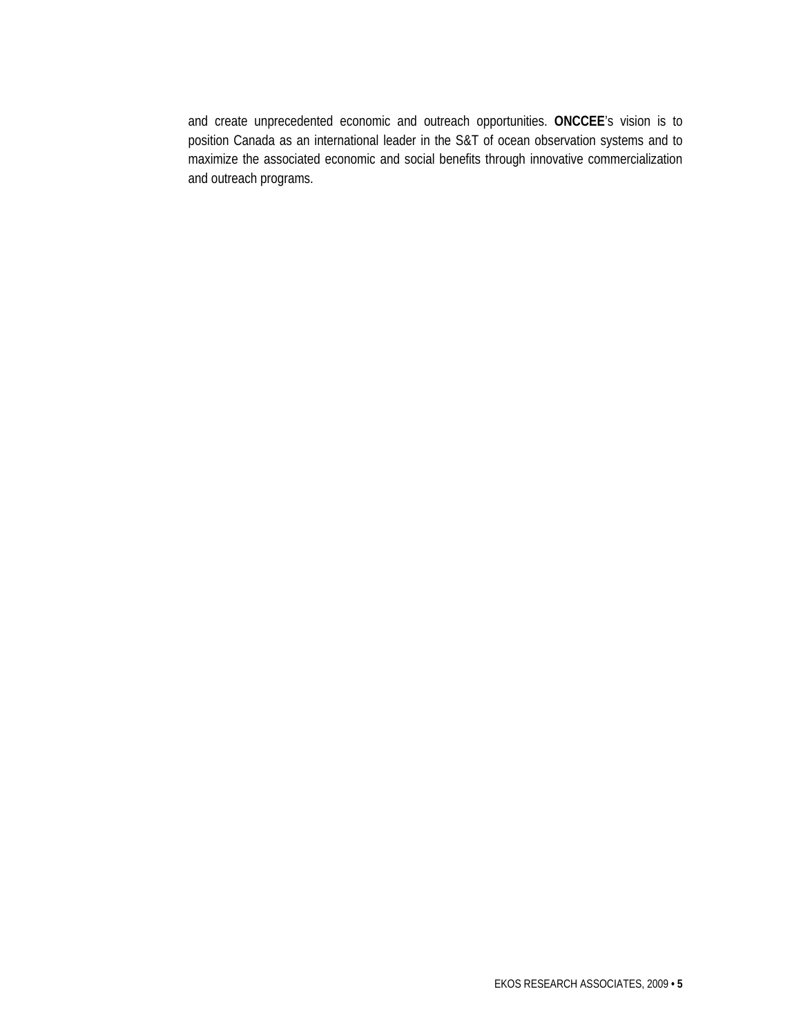and create unprecedented economic and outreach opportunities. **ONCCEE**'s vision is to position Canada as an international leader in the S&T of ocean observation systems and to maximize the associated economic and social benefits through innovative commercialization and outreach programs.